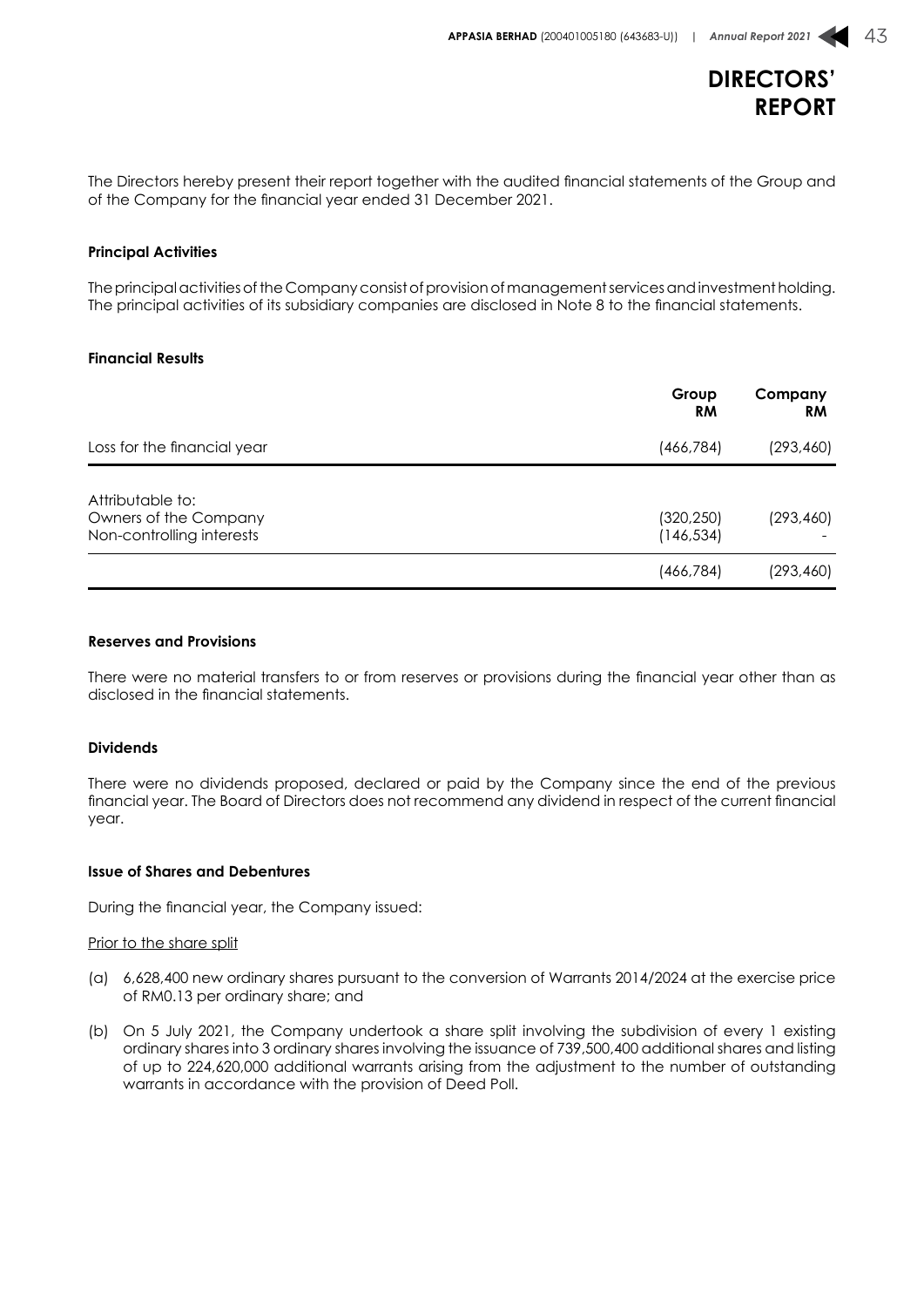# DIRECTORS' REPORT

The Directors hereby present their report together with the audited financial statements of the Group and of the Company for the financial year ended 31 December 2021.

**Principal Activities**

The principal activities of the Company consist of provision of management services and investment holding. The principal activities of its subsidiary companies are disclosed in Note 8 to the financial statements.

**Financial Results**

| | Group RM | Company RM |
|---|---|---|
| Loss for the financial year | (466,784) | (293,460) |
| Attributable to: | | |
| Owners of the Company | (320,250) | (293,460) |
| Non-controlling interests | (146,534) | - |
| | (466,784) | (293,460) |

**Reserves and Provisions**

There were no material transfers to or from reserves or provisions during the financial year other than as disclosed in the financial statements.

**Dividends**

There were no dividends proposed, declared or paid by the Company since the end of the previous financial year. The Board of Directors does not recommend any dividend in respect of the current financial year.

**Issue of Shares and Debentures**

During the financial year, the Company issued:

Prior to the share split

(a) 6,628,400 new ordinary shares pursuant to the conversion of Warrants 2014/2024 at the exercise price of RM0.13 per ordinary share; and

(b) On 5 July 2021, the Company undertook a share split involving the subdivision of every 1 existing ordinary shares into 3 ordinary shares involving the issuance of 739,500,400 additional shares and listing of up to 224,620,000 additional warrants arising from the adjustment to the number of outstanding warrants in accordance with the provision of Deed Poll.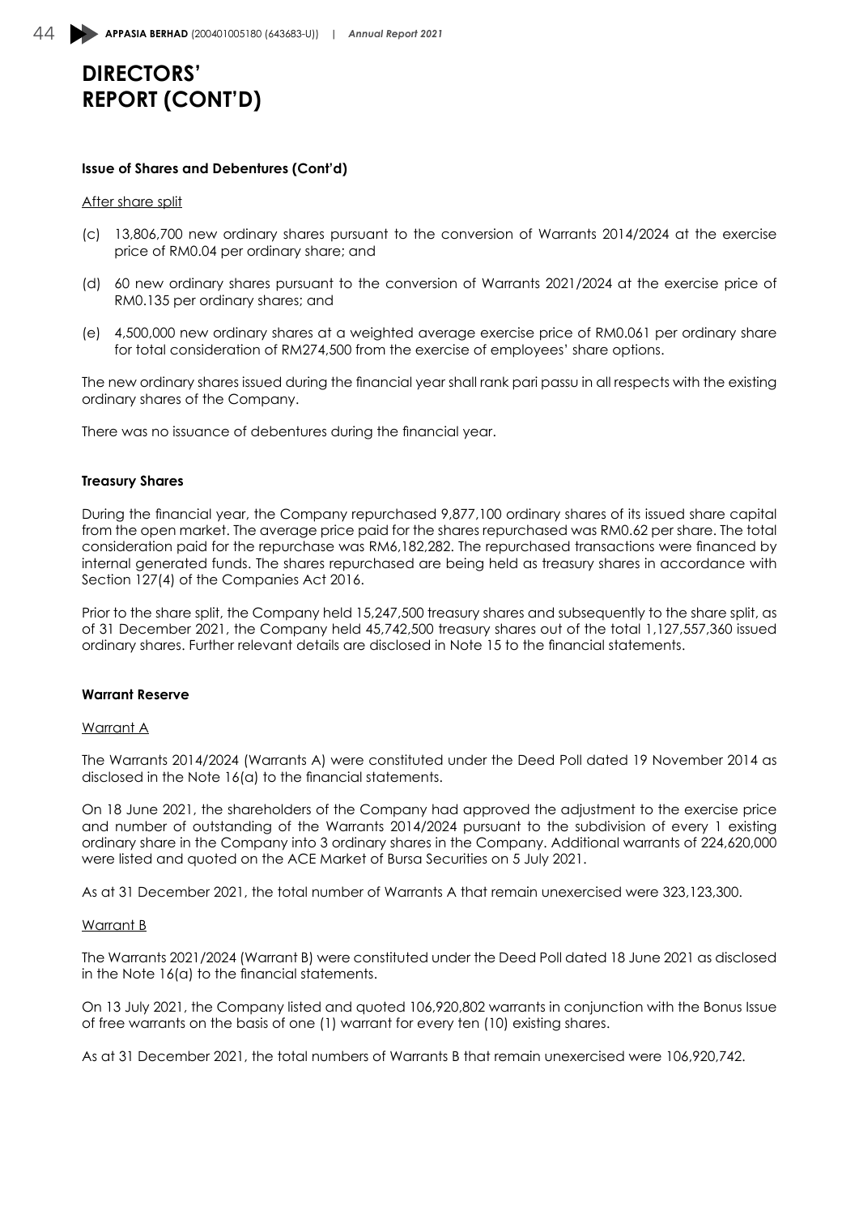# DIRECTORS' REPORT (CONT'D)

**Issue of Shares and Debentures (Cont'd)**

After share split

(c) 13,806,700 new ordinary shares pursuant to the conversion of Warrants 2014/2024 at the exercise price of RM0.04 per ordinary share; and

(d) 60 new ordinary shares pursuant to the conversion of Warrants 2021/2024 at the exercise price of RM0.135 per ordinary shares; and

(e) 4,500,000 new ordinary shares at a weighted average exercise price of RM0.061 per ordinary share for total consideration of RM274,500 from the exercise of employees' share options.

The new ordinary shares issued during the financial year shall rank pari passu in all respects with the existing ordinary shares of the Company.

There was no issuance of debentures during the financial year.

**Treasury Shares**

During the financial year, the Company repurchased 9,877,100 ordinary shares of its issued share capital from the open market. The average price paid for the shares repurchased was RM0.62 per share. The total consideration paid for the repurchase was RM6,182,282. The repurchased transactions were financed by internal generated funds. The shares repurchased are being held as treasury shares in accordance with Section 127(4) of the Companies Act 2016.

Prior to the share split, the Company held 15,247,500 treasury shares and subsequently to the share split, as of 31 December 2021, the Company held 45,742,500 treasury shares out of the total 1,127,557,360 issued ordinary shares. Further relevant details are disclosed in Note 15 to the financial statements.

**Warrant Reserve**

Warrant A

The Warrants 2014/2024 (Warrants A) were constituted under the Deed Poll dated 19 November 2014 as disclosed in the Note 16(a) to the financial statements.

On 18 June 2021, the shareholders of the Company had approved the adjustment to the exercise price and number of outstanding of the Warrants 2014/2024 pursuant to the subdivision of every 1 existing ordinary share in the Company into 3 ordinary shares in the Company. Additional warrants of 224,620,000 were listed and quoted on the ACE Market of Bursa Securities on 5 July 2021.

As at 31 December 2021, the total number of Warrants A that remain unexercised were 323,123,300.

Warrant B

The Warrants 2021/2024 (Warrant B) were constituted under the Deed Poll dated 18 June 2021 as disclosed in the Note 16(a) to the financial statements.

On 13 July 2021, the Company listed and quoted 106,920,802 warrants in conjunction with the Bonus Issue of free warrants on the basis of one (1) warrant for every ten (10) existing shares.

As at 31 December 2021, the total numbers of Warrants B that remain unexercised were 106,920,742.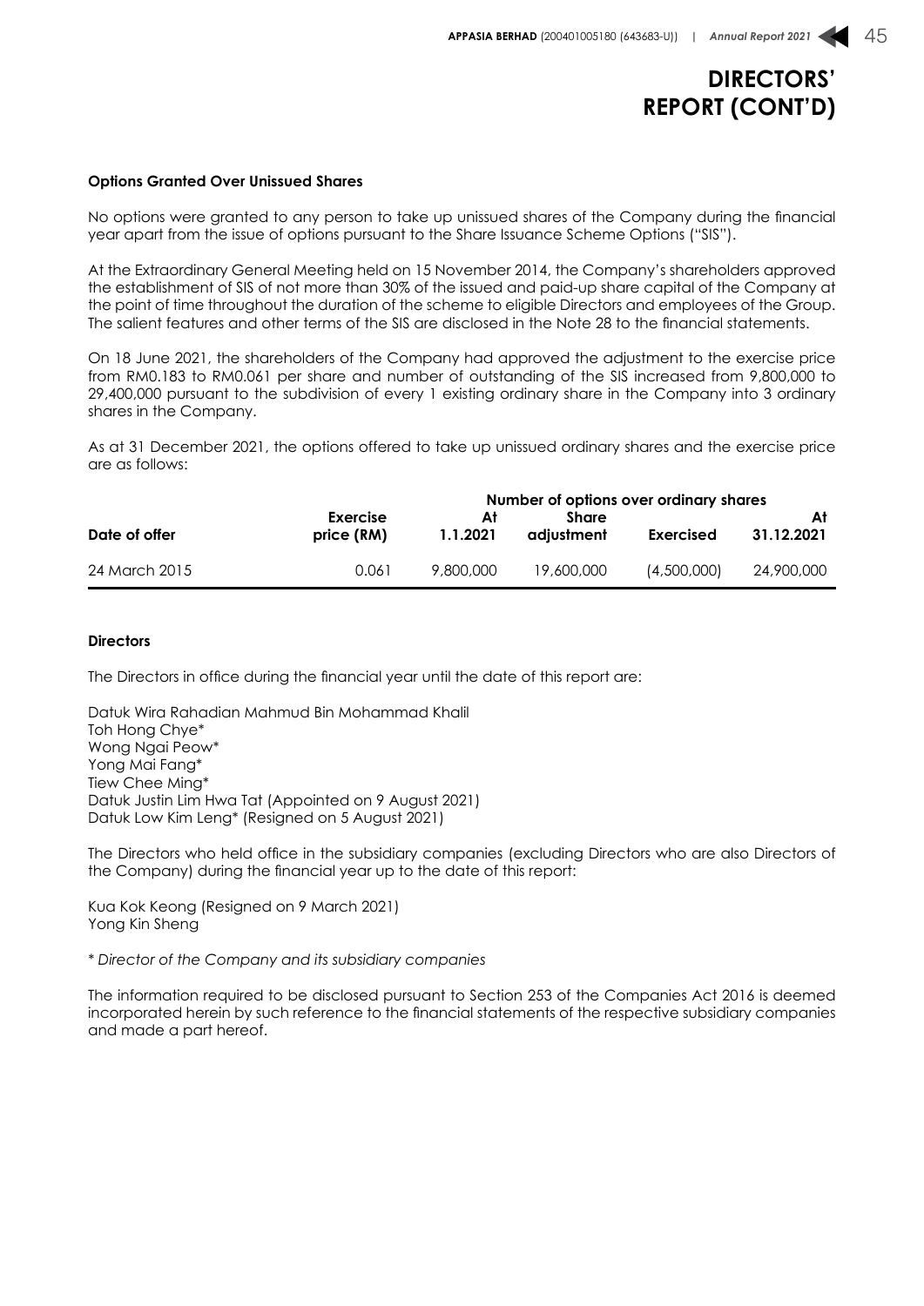# DIRECTORS' REPORT (CONT'D)

**Options Granted Over Unissued Shares**

No options were granted to any person to take up unissued shares of the Company during the financial year apart from the issue of options pursuant to the Share Issuance Scheme Options ("SIS").

At the Extraordinary General Meeting held on 15 November 2014, the Company's shareholders approved the establishment of SIS of not more than 30% of the issued and paid-up share capital of the Company at the point of time throughout the duration of the scheme to eligible Directors and employees of the Group. The salient features and other terms of the SIS are disclosed in the Note 28 to the financial statements.

On 18 June 2021, the shareholders of the Company had approved the adjustment to the exercise price from RM0.183 to RM0.061 per share and number of outstanding of the SIS increased from 9,800,000 to 29,400,000 pursuant to the subdivision of every 1 existing ordinary share in the Company into 3 ordinary shares in the Company.

As at 31 December 2021, the options offered to take up unissued ordinary shares and the exercise price are as follows:

| | | Number of options over ordinary shares | | | |
|---|---|---|---|---|---|
| **Date of offer** | **Exercise price (RM)** | **At 1.1.2021** | **Share adjustment** | **Exercised** | **At 31.12.2021** |
| 24 March 2015 | 0.061 | 9,800,000 | 19,600,000 | (4,500,000) | 24,900,000 |

**Directors**

The Directors in office during the financial year until the date of this report are:

Datuk Wira Rahadian Mahmud Bin Mohammad Khalil  
Toh Hong Chye*  
Wong Ngai Peow*  
Yong Mai Fang*  
Tiew Chee Ming*  
Datuk Justin Lim Hwa Tat (Appointed on 9 August 2021)  
Datuk Low Kim Leng* (Resigned on 5 August 2021)

The Directors who held office in the subsidiary companies (excluding Directors who are also Directors of the Company) during the financial year up to the date of this report:

Kua Kok Keong (Resigned on 9 March 2021)  
Yong Kin Sheng

*\* Director of the Company and its subsidiary companies*

The information required to be disclosed pursuant to Section 253 of the Companies Act 2016 is deemed incorporated herein by such reference to the financial statements of the respective subsidiary companies and made a part hereof.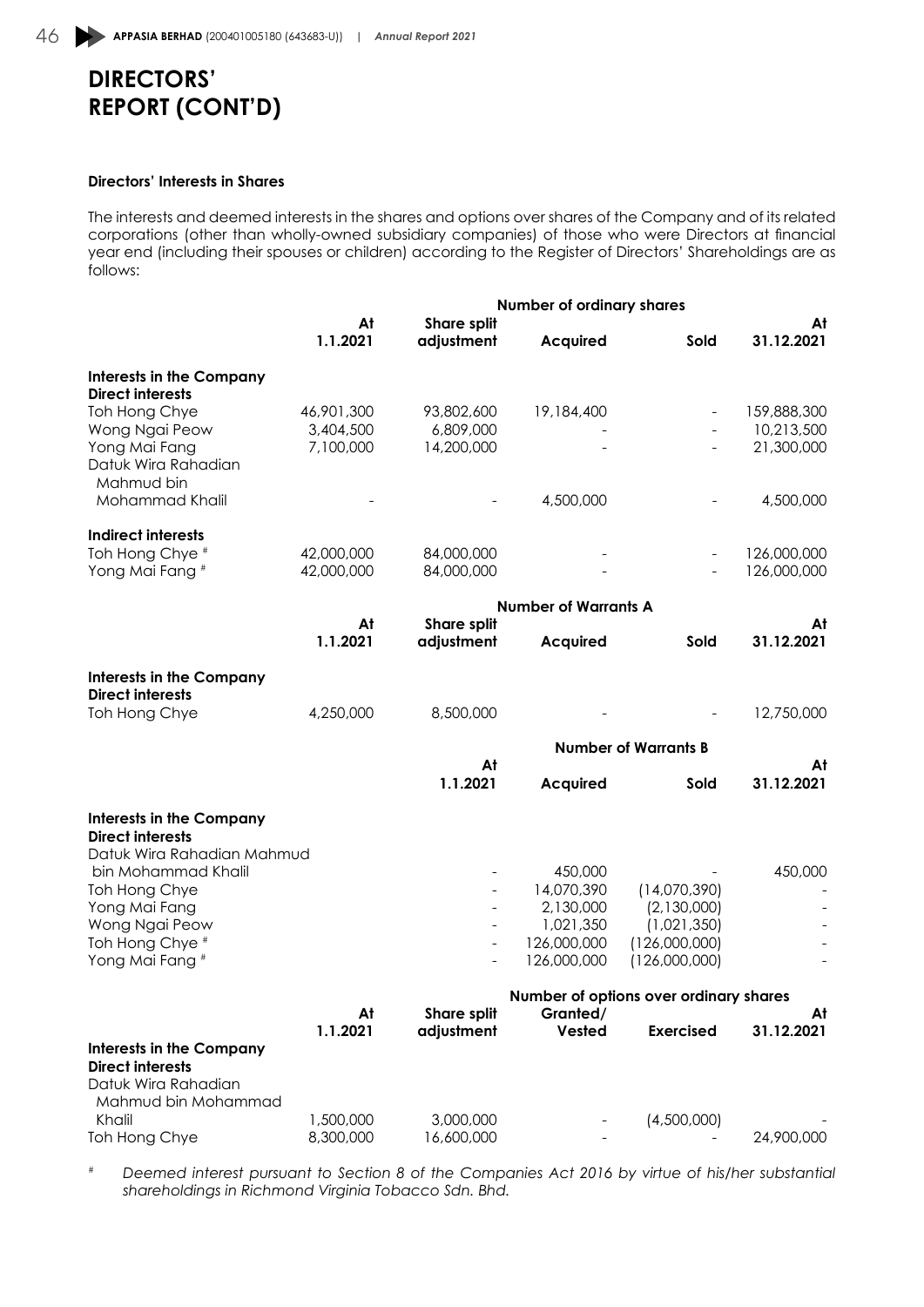# DIRECTORS' REPORT (CONT'D)

**Directors' Interests in Shares**

The interests and deemed interests in the shares and options over shares of the Company and of its related corporations (other than wholly-owned subsidiary companies) of those who were Directors at financial year end (including their spouses or children) according to the Register of Directors' Shareholdings are as follows:

| | Number of ordinary shares | | | | |
|---|---|---|---|---|---|
| | **At 1.1.2021** | **Share split adjustment** | **Acquired** | **Sold** | **At 31.12.2021** |
| **Interests in the Company** | | | | | |
| **Direct interests** | | | | | |
| Toh Hong Chye | 46,901,300 | 93,802,600 | 19,184,400 | - | 159,888,300 |
| Wong Ngai Peow | 3,404,500 | 6,809,000 | - | - | 10,213,500 |
| Yong Mai Fang | 7,100,000 | 14,200,000 | - | - | 21,300,000 |
| Datuk Wira Rahadian Mahmud bin Mohammad Khalil | - | - | 4,500,000 | - | 4,500,000 |
| **Indirect interests** | | | | | |
| Toh Hong Chye # | 42,000,000 | 84,000,000 | - | - | 126,000,000 |
| Yong Mai Fang # | 42,000,000 | 84,000,000 | - | - | 126,000,000 |

| | Number of Warrants A | | | | |
|---|---|---|---|---|---|
| | **At 1.1.2021** | **Share split adjustment** | **Acquired** | **Sold** | **At 31.12.2021** |
| **Interests in the Company** | | | | | |
| **Direct interests** | | | | | |
| Toh Hong Chye | 4,250,000 | 8,500,000 | - | - | 12,750,000 |

| | Number of Warrants B | | | |
|---|---|---|---|---|
| | **At 1.1.2021** | **Acquired** | **Sold** | **At 31.12.2021** |
| **Interests in the Company** | | | | |
| **Direct interests** | | | | |
| Datuk Wira Rahadian Mahmud bin Mohammad Khalil | - | 450,000 | - | 450,000 |
| Toh Hong Chye | - | 14,070,390 | (14,070,390) | - |
| Yong Mai Fang | - | 2,130,000 | (2,130,000) | - |
| Wong Ngai Peow | - | 1,021,350 | (1,021,350) | - |
| Toh Hong Chye # | - | 126,000,000 | (126,000,000) | - |
| Yong Mai Fang # | - | 126,000,000 | (126,000,000) | - |

| | Number of options over ordinary shares | | | | |
|---|---|---|---|---|---|
| | **At 1.1.2021** | **Share split adjustment** | **Granted/ Vested** | **Exercised** | **At 31.12.2021** |
| **Interests in the Company** | | | | | |
| **Direct interests** | | | | | |
| Datuk Wira Rahadian Mahmud bin Mohammad Khalil | 1,500,000 | 3,000,000 | - | (4,500,000) | - |
| Toh Hong Chye | 8,300,000 | 16,600,000 | - | - | 24,900,000 |

# *Deemed interest pursuant to Section 8 of the Companies Act 2016 by virtue of his/her substantial shareholdings in Richmond Virginia Tobacco Sdn. Bhd.*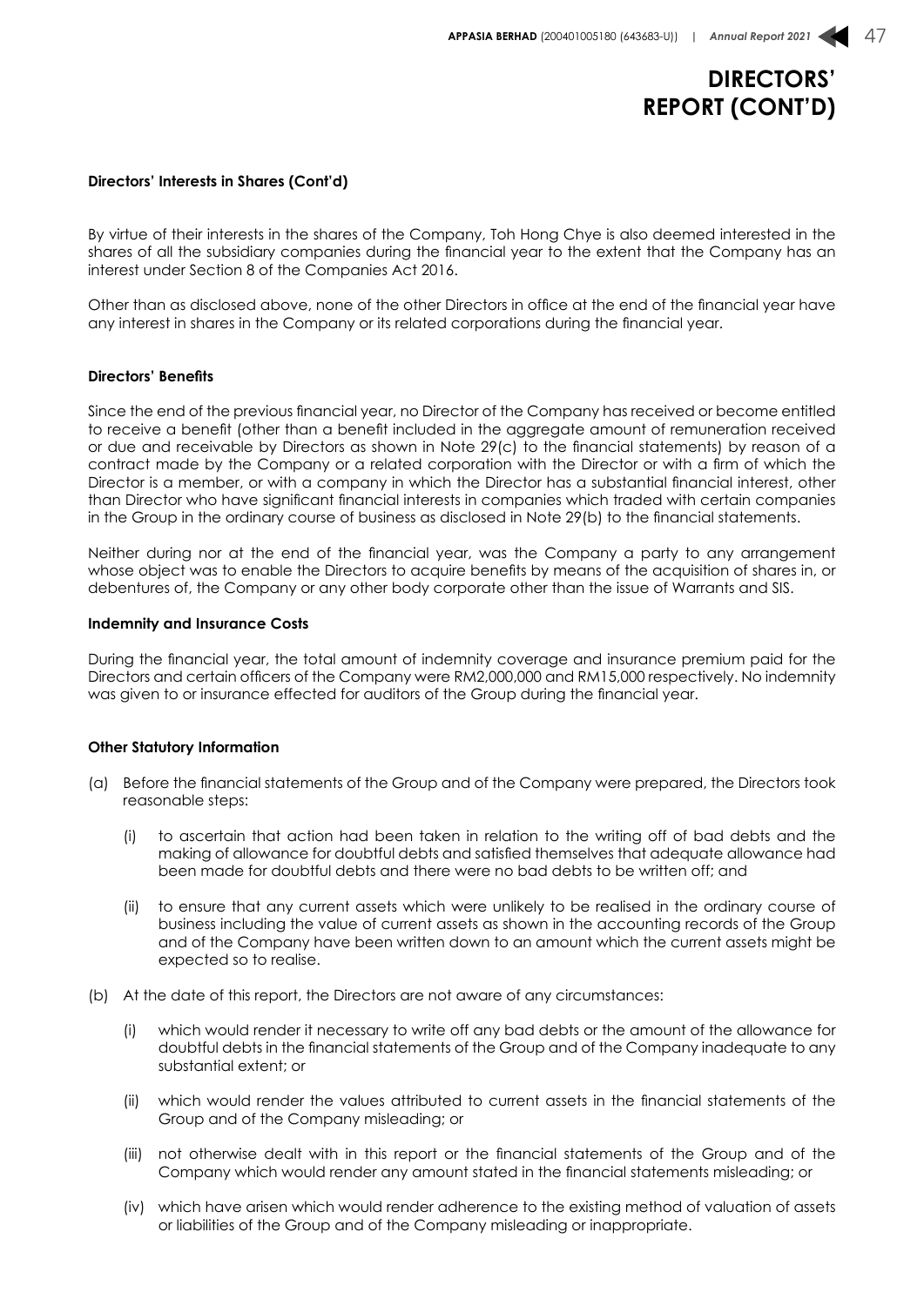# DIRECTORS' REPORT (CONT'D)

**Directors' Interests in Shares (Cont'd)**

By virtue of their interests in the shares of the Company, Toh Hong Chye is also deemed interested in the shares of all the subsidiary companies during the financial year to the extent that the Company has an interest under Section 8 of the Companies Act 2016.

Other than as disclosed above, none of the other Directors in office at the end of the financial year have any interest in shares in the Company or its related corporations during the financial year.

**Directors' Benefits**

Since the end of the previous financial year, no Director of the Company has received or become entitled to receive a benefit (other than a benefit included in the aggregate amount of remuneration received or due and receivable by Directors as shown in Note 29(c) to the financial statements) by reason of a contract made by the Company or a related corporation with the Director or with a firm of which the Director is a member, or with a company in which the Director has a substantial financial interest, other than Director who have significant financial interests in companies which traded with certain companies in the Group in the ordinary course of business as disclosed in Note 29(b) to the financial statements.

Neither during nor at the end of the financial year, was the Company a party to any arrangement whose object was to enable the Directors to acquire benefits by means of the acquisition of shares in, or debentures of, the Company or any other body corporate other than the issue of Warrants and SIS.

**Indemnity and Insurance Costs**

During the financial year, the total amount of indemnity coverage and insurance premium paid for the Directors and certain officers of the Company were RM2,000,000 and RM15,000 respectively. No indemnity was given to or insurance effected for auditors of the Group during the financial year.

**Other Statutory Information**

(a) Before the financial statements of the Group and of the Company were prepared, the Directors took reasonable steps:

   (i) to ascertain that action had been taken in relation to the writing off of bad debts and the making of allowance for doubtful debts and satisfied themselves that adequate allowance had been made for doubtful debts and there were no bad debts to be written off; and

   (ii) to ensure that any current assets which were unlikely to be realised in the ordinary course of business including the value of current assets as shown in the accounting records of the Group and of the Company have been written down to an amount which the current assets might be expected so to realise.

(b) At the date of this report, the Directors are not aware of any circumstances:

   (i) which would render it necessary to write off any bad debts or the amount of the allowance for doubtful debts in the financial statements of the Group and of the Company inadequate to any substantial extent; or

   (ii) which would render the values attributed to current assets in the financial statements of the Group and of the Company misleading; or

   (iii) not otherwise dealt with in this report or the financial statements of the Group and of the Company which would render any amount stated in the financial statements misleading; or

   (iv) which have arisen which would render adherence to the existing method of valuation of assets or liabilities of the Group and of the Company misleading or inappropriate.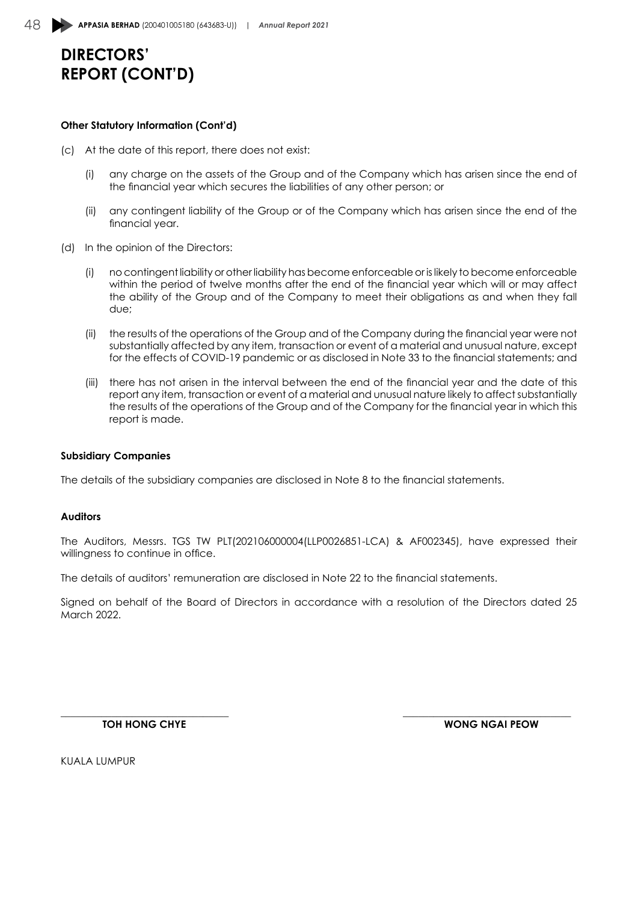# DIRECTORS' REPORT (CONT'D)

**Other Statutory Information (Cont'd)**

(c) At the date of this report, there does not exist:

   (i) any charge on the assets of the Group and of the Company which has arisen since the end of the financial year which secures the liabilities of any other person; or

   (ii) any contingent liability of the Group or of the Company which has arisen since the end of the financial year.

(d) In the opinion of the Directors:

   (i) no contingent liability or other liability has become enforceable or is likely to become enforceable within the period of twelve months after the end of the financial year which will or may affect the ability of the Group and of the Company to meet their obligations as and when they fall due;

   (ii) the results of the operations of the Group and of the Company during the financial year were not substantially affected by any item, transaction or event of a material and unusual nature, except for the effects of COVID-19 pandemic or as disclosed in Note 33 to the financial statements; and

   (iii) there has not arisen in the interval between the end of the financial year and the date of this report any item, transaction or event of a material and unusual nature likely to affect substantially the results of the operations of the Group and of the Company for the financial year in which this report is made.

**Subsidiary Companies**

The details of the subsidiary companies are disclosed in Note 8 to the financial statements.

**Auditors**

The Auditors, Messrs. TGS TW PLT(202106000004(LLP0026851-LCA) & AF002345), have expressed their willingness to continue in office.

The details of auditors' remuneration are disclosed in Note 22 to the financial statements.

Signed on behalf of the Board of Directors in accordance with a resolution of the Directors dated 25 March 2022.

**TOH HONG CHYE**

**WONG NGAI PEOW**

KUALA LUMPUR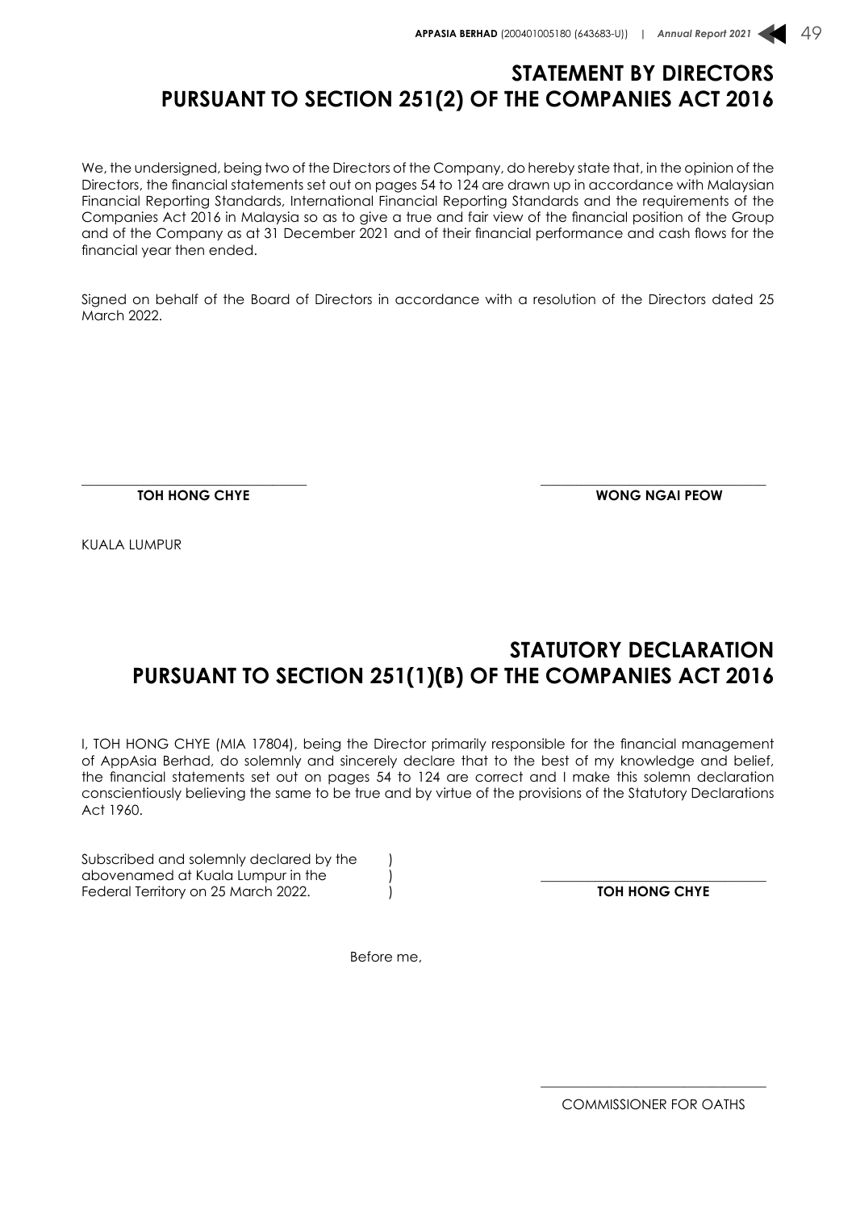# STATEMENT BY DIRECTORS PURSUANT TO SECTION 251(2) OF THE COMPANIES ACT 2016

We, the undersigned, being two of the Directors of the Company, do hereby state that, in the opinion of the Directors, the financial statements set out on pages 54 to 124 are drawn up in accordance with Malaysian Financial Reporting Standards, International Financial Reporting Standards and the requirements of the Companies Act 2016 in Malaysia so as to give a true and fair view of the financial position of the Group and of the Company as at 31 December 2021 and of their financial performance and cash flows for the financial year then ended.

Signed on behalf of the Board of Directors in accordance with a resolution of the Directors dated 25 March 2022.

| | |
|---|---|
| **TOH HONG CHYE** | **WONG NGAI PEOW** |

KUALA LUMPUR

# STATUTORY DECLARATION PURSUANT TO SECTION 251(1)(B) OF THE COMPANIES ACT 2016

I, TOH HONG CHYE (MIA 17804), being the Director primarily responsible for the financial management of AppAsia Berhad, do solemnly and sincerely declare that to the best of my knowledge and belief, the financial statements set out on pages 54 to 124 are correct and I make this solemn declaration conscientiously believing the same to be true and by virtue of the provisions of the Statutory Declarations Act 1960.

Subscribed and solemnly declared by the abovenamed at Kuala Lumpur in the Federal Territory on 25 March 2022.

**TOH HONG CHYE**

Before me,

COMMISSIONER FOR OATHS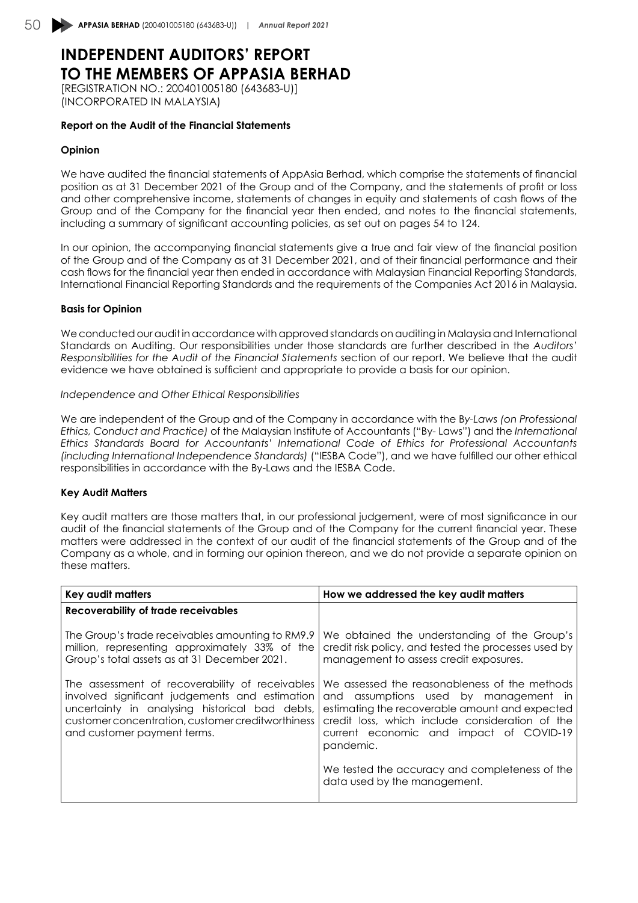# INDEPENDENT AUDITORS' REPORT TO THE MEMBERS OF APPASIA BERHAD

[REGISTRATION NO.: 200401005180 (643683-U)]
(INCORPORATED IN MALAYSIA)

**Report on the Audit of the Financial Statements**

**Opinion**

We have audited the financial statements of AppAsia Berhad, which comprise the statements of financial position as at 31 December 2021 of the Group and of the Company, and the statements of profit or loss and other comprehensive income, statements of changes in equity and statements of cash flows of the Group and of the Company for the financial year then ended, and notes to the financial statements, including a summary of significant accounting policies, as set out on pages 54 to 124.

In our opinion, the accompanying financial statements give a true and fair view of the financial position of the Group and of the Company as at 31 December 2021, and of their financial performance and their cash flows for the financial year then ended in accordance with Malaysian Financial Reporting Standards, International Financial Reporting Standards and the requirements of the Companies Act 2016 in Malaysia.

**Basis for Opinion**

We conducted our audit in accordance with approved standards on auditing in Malaysia and International Standards on Auditing. Our responsibilities under those standards are further described in the *Auditors' Responsibilities for the Audit of the Financial Statements* section of our report. We believe that the audit evidence we have obtained is sufficient and appropriate to provide a basis for our opinion.

*Independence and Other Ethical Responsibilities*

We are independent of the Group and of the Company in accordance with the *By-Laws (on Professional Ethics, Conduct and Practice)* of the Malaysian Institute of Accountants ("By- Laws") and the *International Ethics Standards Board for Accountants' International Code of Ethics for Professional Accountants (including International Independence Standards)* ("IESBA Code"), and we have fulfilled our other ethical responsibilities in accordance with the By-Laws and the IESBA Code.

**Key Audit Matters**

Key audit matters are those matters that, in our professional judgement, were of most significance in our audit of the financial statements of the Group and of the Company for the current financial year. These matters were addressed in the context of our audit of the financial statements of the Group and of the Company as a whole, and in forming our opinion thereon, and we do not provide a separate opinion on these matters.

| Key audit matters | How we addressed the key audit matters |
|---|---|
| **Recoverability of trade receivables** | |
| The Group's trade receivables amounting to RM9.9 million, representing approximately 33% of the Group's total assets as at 31 December 2021.<br><br>The assessment of recoverability of receivables involved significant judgements and estimation uncertainty in analysing historical bad debts, customer concentration, customer creditworthiness and customer payment terms. | We obtained the understanding of the Group's credit risk policy, and tested the processes used by management to assess credit exposures.<br><br>We assessed the reasonableness of the methods and assumptions used by management in estimating the recoverable amount and expected credit loss, which include consideration of the current economic and impact of COVID-19 pandemic.<br><br>We tested the accuracy and completeness of the data used by the management. |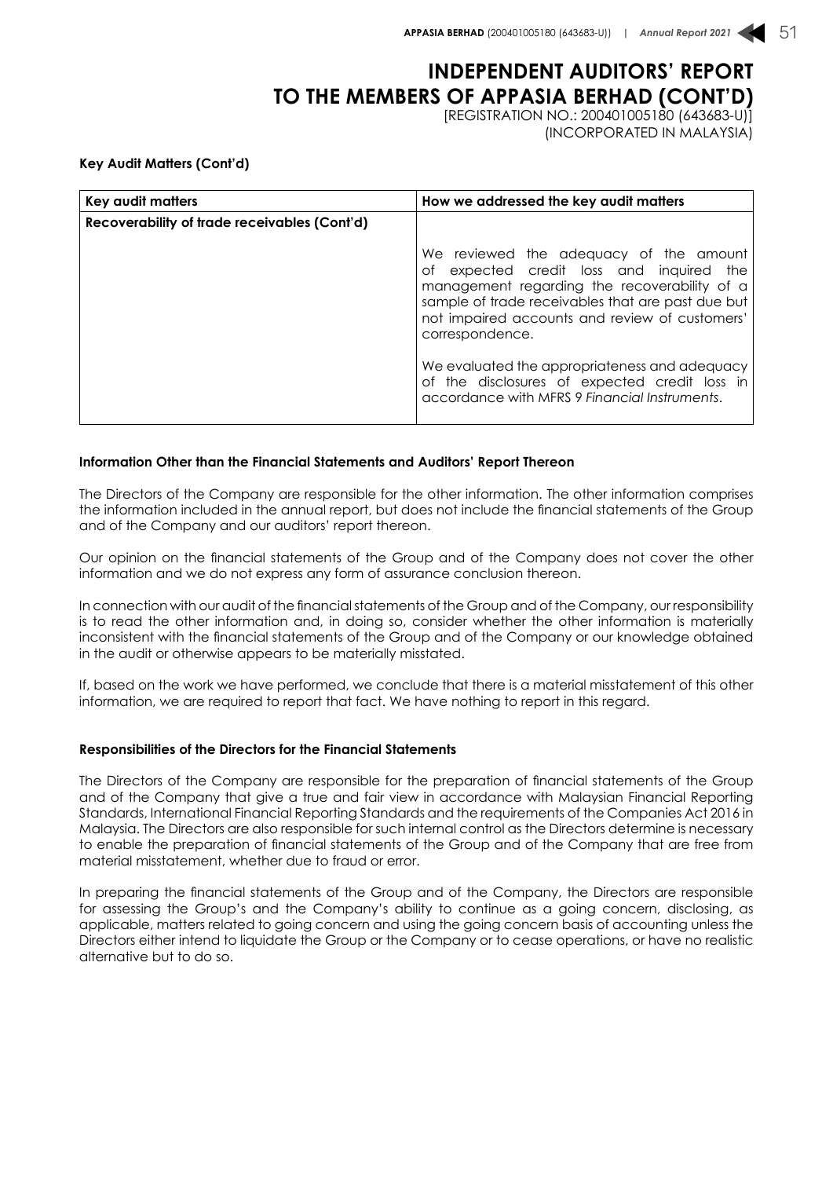# INDEPENDENT AUDITORS' REPORT TO THE MEMBERS OF APPASIA BERHAD (CONT'D)

[REGISTRATION NO.: 200401005180 (643683-U)]
(INCORPORATED IN MALAYSIA)

**Key Audit Matters (Cont'd)**

| Key audit matters | How we addressed the key audit matters |
|---|---|
| **Recoverability of trade receivables (Cont'd)** | We reviewed the adequacy of the amount of expected credit loss and inquired the management regarding the recoverability of a sample of trade receivables that are past due but not impaired accounts and review of customers' correspondence.<br><br>We evaluated the appropriateness and adequacy of the disclosures of expected credit loss in accordance with MFRS 9 *Financial Instruments*. |

**Information Other than the Financial Statements and Auditors' Report Thereon**

The Directors of the Company are responsible for the other information. The other information comprises the information included in the annual report, but does not include the financial statements of the Group and of the Company and our auditors' report thereon.

Our opinion on the financial statements of the Group and of the Company does not cover the other information and we do not express any form of assurance conclusion thereon.

In connection with our audit of the financial statements of the Group and of the Company, our responsibility is to read the other information and, in doing so, consider whether the other information is materially inconsistent with the financial statements of the Group and of the Company or our knowledge obtained in the audit or otherwise appears to be materially misstated.

If, based on the work we have performed, we conclude that there is a material misstatement of this other information, we are required to report that fact. We have nothing to report in this regard.

**Responsibilities of the Directors for the Financial Statements**

The Directors of the Company are responsible for the preparation of financial statements of the Group and of the Company that give a true and fair view in accordance with Malaysian Financial Reporting Standards, International Financial Reporting Standards and the requirements of the Companies Act 2016 in Malaysia. The Directors are also responsible for such internal control as the Directors determine is necessary to enable the preparation of financial statements of the Group and of the Company that are free from material misstatement, whether due to fraud or error.

In preparing the financial statements of the Group and of the Company, the Directors are responsible for assessing the Group's and the Company's ability to continue as a going concern, disclosing, as applicable, matters related to going concern and using the going concern basis of accounting unless the Directors either intend to liquidate the Group or the Company or to cease operations, or have no realistic alternative but to do so.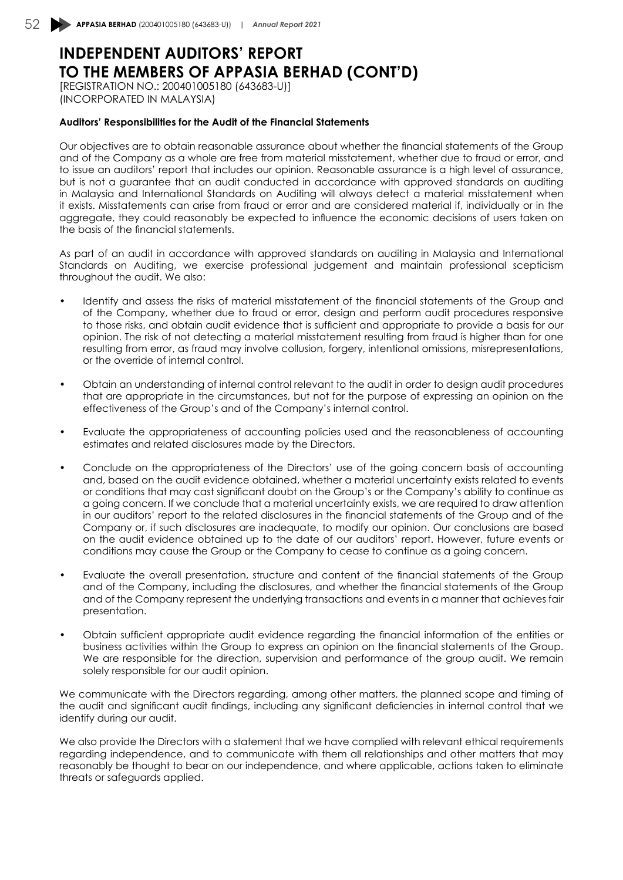# INDEPENDENT AUDITORS' REPORT TO THE MEMBERS OF APPASIA BERHAD (CONT'D)

[REGISTRATION NO.: 200401005180 (643683-U)]
(INCORPORATED IN MALAYSIA)

**Auditors' Responsibilities for the Audit of the Financial Statements**

Our objectives are to obtain reasonable assurance about whether the financial statements of the Group and of the Company as a whole are free from material misstatement, whether due to fraud or error, and to issue an auditors' report that includes our opinion. Reasonable assurance is a high level of assurance, but is not a guarantee that an audit conducted in accordance with approved standards on auditing in Malaysia and International Standards on Auditing will always detect a material misstatement when it exists. Misstatements can arise from fraud or error and are considered material if, individually or in the aggregate, they could reasonably be expected to influence the economic decisions of users taken on the basis of the financial statements.

As part of an audit in accordance with approved standards on auditing in Malaysia and International Standards on Auditing, we exercise professional judgement and maintain professional scepticism throughout the audit. We also:

- Identify and assess the risks of material misstatement of the financial statements of the Group and of the Company, whether due to fraud or error, design and perform audit procedures responsive to those risks, and obtain audit evidence that is sufficient and appropriate to provide a basis for our opinion. The risk of not detecting a material misstatement resulting from fraud is higher than for one resulting from error, as fraud may involve collusion, forgery, intentional omissions, misrepresentations, or the override of internal control.
- Obtain an understanding of internal control relevant to the audit in order to design audit procedures that are appropriate in the circumstances, but not for the purpose of expressing an opinion on the effectiveness of the Group's and of the Company's internal control.
- Evaluate the appropriateness of accounting policies used and the reasonableness of accounting estimates and related disclosures made by the Directors.
- Conclude on the appropriateness of the Directors' use of the going concern basis of accounting and, based on the audit evidence obtained, whether a material uncertainty exists related to events or conditions that may cast significant doubt on the Group's or the Company's ability to continue as a going concern. If we conclude that a material uncertainty exists, we are required to draw attention in our auditors' report to the related disclosures in the financial statements of the Group and of the Company or, if such disclosures are inadequate, to modify our opinion. Our conclusions are based on the audit evidence obtained up to the date of our auditors' report. However, future events or conditions may cause the Group or the Company to cease to continue as a going concern.
- Evaluate the overall presentation, structure and content of the financial statements of the Group and of the Company, including the disclosures, and whether the financial statements of the Group and of the Company represent the underlying transactions and events in a manner that achieves fair presentation.
- Obtain sufficient appropriate audit evidence regarding the financial information of the entities or business activities within the Group to express an opinion on the financial statements of the Group. We are responsible for the direction, supervision and performance of the group audit. We remain solely responsible for our audit opinion.

We communicate with the Directors regarding, among other matters, the planned scope and timing of the audit and significant audit findings, including any significant deficiencies in internal control that we identify during our audit.

We also provide the Directors with a statement that we have complied with relevant ethical requirements regarding independence, and to communicate with them all relationships and other matters that may reasonably be thought to bear on our independence, and where applicable, actions taken to eliminate threats or safeguards applied.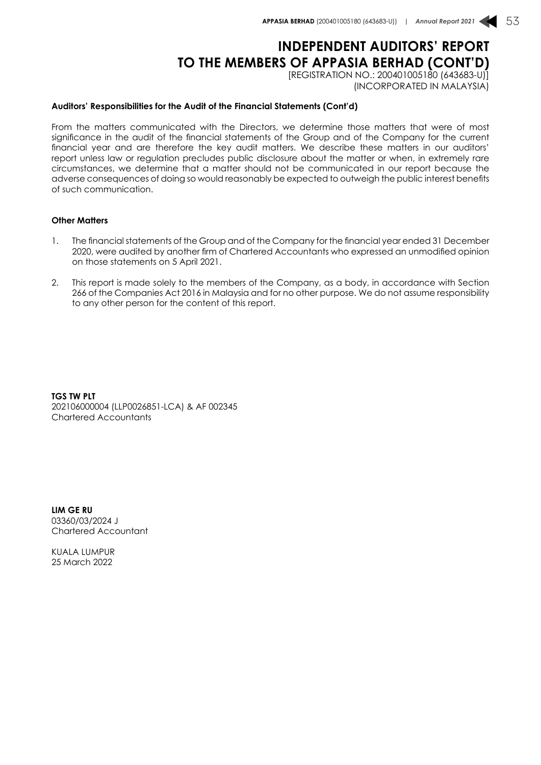# INDEPENDENT AUDITORS' REPORT TO THE MEMBERS OF APPASIA BERHAD (CONT'D)

[REGISTRATION NO.: 200401005180 (643683-U)]
(INCORPORATED IN MALAYSIA)

**Auditors' Responsibilities for the Audit of the Financial Statements (Cont'd)**

From the matters communicated with the Directors, we determine those matters that were of most significance in the audit of the financial statements of the Group and of the Company for the current financial year and are therefore the key audit matters. We describe these matters in our auditors' report unless law or regulation precludes public disclosure about the matter or when, in extremely rare circumstances, we determine that a matter should not be communicated in our report because the adverse consequences of doing so would reasonably be expected to outweigh the public interest benefits of such communication.

**Other Matters**

1. The financial statements of the Group and of the Company for the financial year ended 31 December 2020, were audited by another firm of Chartered Accountants who expressed an unmodified opinion on those statements on 5 April 2021.
2. This report is made solely to the members of the Company, as a body, in accordance with Section 266 of the Companies Act 2016 in Malaysia and for no other purpose. We do not assume responsibility to any other person for the content of this report.

**TGS TW PLT**
202106000004 (LLP0026851-LCA) & AF 002345
Chartered Accountants

**LIM GE RU**
03360/03/2024 J
Chartered Accountant

KUALA LUMPUR
25 March 2022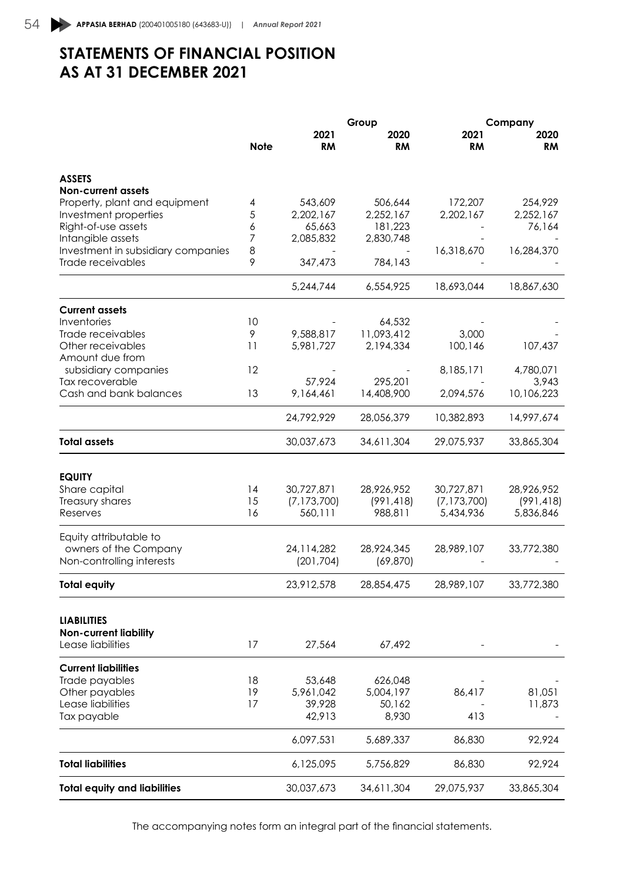# STATEMENTS OF FINANCIAL POSITION AS AT 31 DECEMBER 2021

| | | Group | | Company | |
|---|---|---|---|---|---|
| | Note | 2021 RM | 2020 RM | 2021 RM | 2020 RM |
| **ASSETS** | | | | | |
| **Non-current assets** | | | | | |
| Property, plant and equipment | 4 | 543,609 | 506,644 | 172,207 | 254,929 |
| Investment properties | 5 | 2,202,167 | 2,252,167 | 2,202,167 | 2,252,167 |
| Right-of-use assets | 6 | 65,663 | 181,223 | - | 76,164 |
| Intangible assets | 7 | 2,085,832 | 2,830,748 | - | - |
| Investment in subsidiary companies | 8 | - | - | 16,318,670 | 16,284,370 |
| Trade receivables | 9 | 347,473 | 784,143 | - | - |
| | | 5,244,744 | 6,554,925 | 18,693,044 | 18,867,630 |
| **Current assets** | | | | | |
| Inventories | 10 | - | 64,532 | - | - |
| Trade receivables | 9 | 9,588,817 | 11,093,412 | 3,000 | - |
| Other receivables | 11 | 5,981,727 | 2,194,334 | 100,146 | 107,437 |
| Amount due from subsidiary companies | 12 | - | - | 8,185,171 | 4,780,071 |
| Tax recoverable | | 57,924 | 295,201 | - | 3,943 |
| Cash and bank balances | 13 | 9,164,461 | 14,408,900 | 2,094,576 | 10,106,223 |
| | | 24,792,929 | 28,056,379 | 10,382,893 | 14,997,674 |
| **Total assets** | | 30,037,673 | 34,611,304 | 29,075,937 | 33,865,304 |
| **EQUITY** | | | | | |
| Share capital | 14 | 30,727,871 | 28,926,952 | 30,727,871 | 28,926,952 |
| Treasury shares | 15 | (7,173,700) | (991,418) | (7,173,700) | (991,418) |
| Reserves | 16 | 560,111 | 988,811 | 5,434,936 | 5,836,846 |
| Equity attributable to owners of the Company | | 24,114,282 | 28,924,345 | 28,989,107 | 33,772,380 |
| Non-controlling interests | | (201,704) | (69,870) | - | - |
| **Total equity** | | 23,912,578 | 28,854,475 | 28,989,107 | 33,772,380 |
| **LIABILITIES** | | | | | |
| **Non-current liability** | | | | | |
| Lease liabilities | 17 | 27,564 | 67,492 | - | - |
| **Current liabilities** | | | | | |
| Trade payables | 18 | 53,648 | 626,048 | - | - |
| Other payables | 19 | 5,961,042 | 5,004,197 | 86,417 | 81,051 |
| Lease liabilities | 17 | 39,928 | 50,162 | - | 11,873 |
| Tax payable | | 42,913 | 8,930 | 413 | - |
| | | 6,097,531 | 5,689,337 | 86,830 | 92,924 |
| **Total liabilities** | | 6,125,095 | 5,756,829 | 86,830 | 92,924 |
| **Total equity and liabilities** | | 30,037,673 | 34,611,304 | 29,075,937 | 33,865,304 |

The accompanying notes form an integral part of the financial statements.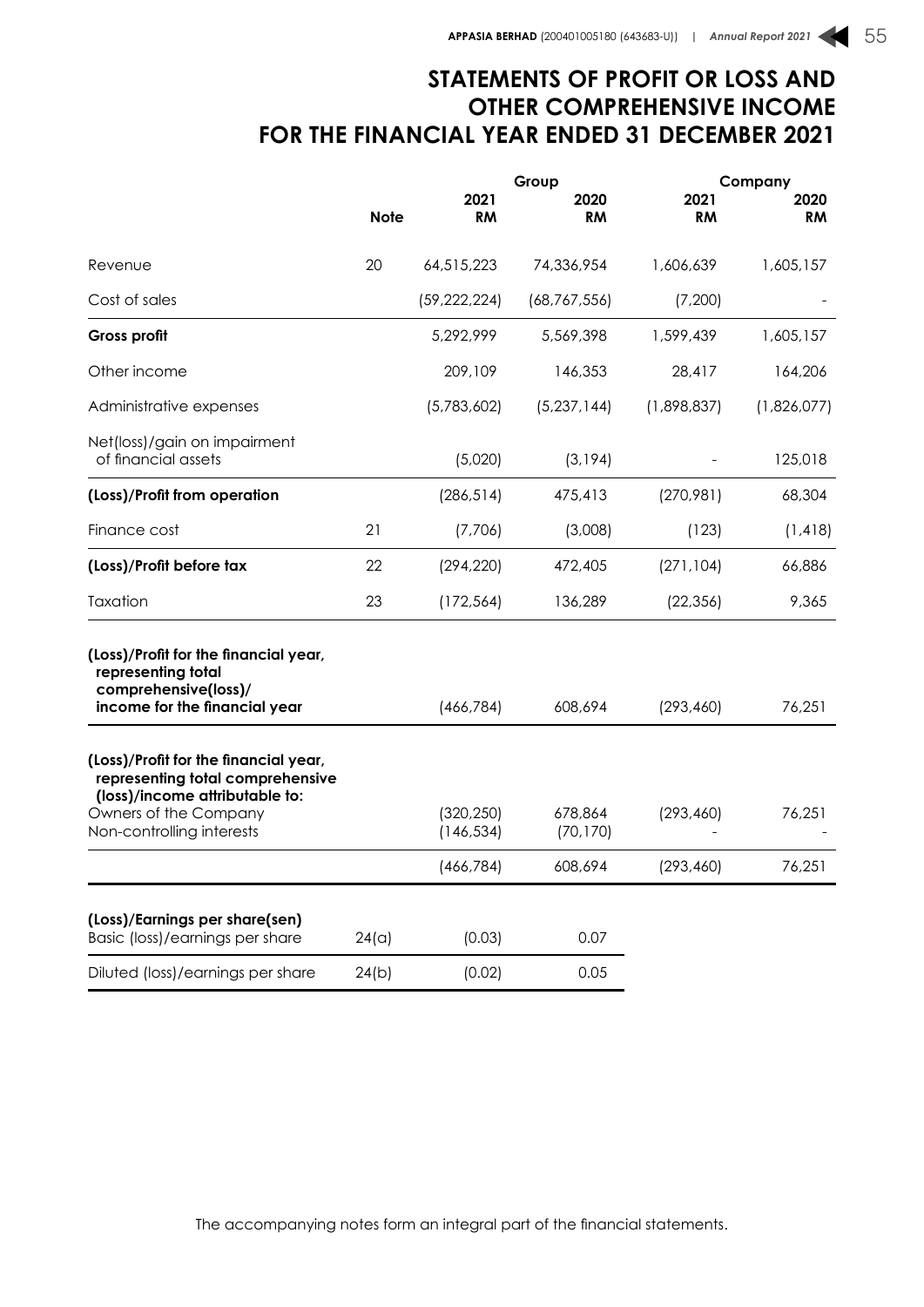# STATEMENTS OF PROFIT OR LOSS AND OTHER COMPREHENSIVE INCOME FOR THE FINANCIAL YEAR ENDED 31 DECEMBER 2021

| | | Group | | Company | |
|---|---|---|---|---|---|
| | **Note** | **2021 RM** | **2020 RM** | **2021 RM** | **2020 RM** |
| Revenue | 20 | 64,515,223 | 74,336,954 | 1,606,639 | 1,605,157 |
| Cost of sales | | (59,222,224) | (68,767,556) | (7,200) | - |
| **Gross profit** | | 5,292,999 | 5,569,398 | 1,599,439 | 1,605,157 |
| Other income | | 209,109 | 146,353 | 28,417 | 164,206 |
| Administrative expenses | | (5,783,602) | (5,237,144) | (1,898,837) | (1,826,077) |
| Net(loss)/gain on impairment of financial assets | | (5,020) | (3,194) | - | 125,018 |
| **(Loss)/Profit from operation** | | (286,514) | 475,413 | (270,981) | 68,304 |
| Finance cost | 21 | (7,706) | (3,008) | (123) | (1,418) |
| **(Loss)/Profit before tax** | 22 | (294,220) | 472,405 | (271,104) | 66,886 |
| Taxation | 23 | (172,564) | 136,289 | (22,356) | 9,365 |
| **(Loss)/Profit for the financial year, representing total comprehensive(loss)/ income for the financial year** | | (466,784) | 608,694 | (293,460) | 76,251 |
| **(Loss)/Profit for the financial year, representing total comprehensive (loss)/income attributable to:** | | | | | |
| Owners of the Company | | (320,250) | 678,864 | (293,460) | 76,251 |
| Non-controlling interests | | (146,534) | (70,170) | - | - |
| | | (466,784) | 608,694 | (293,460) | 76,251 |
| **(Loss)/Earnings per share(sen)** | | | | | |
| Basic (loss)/earnings per share | 24(a) | (0.03) | 0.07 | | |
| Diluted (loss)/earnings per share | 24(b) | (0.02) | 0.05 | | |

The accompanying notes form an integral part of the financial statements.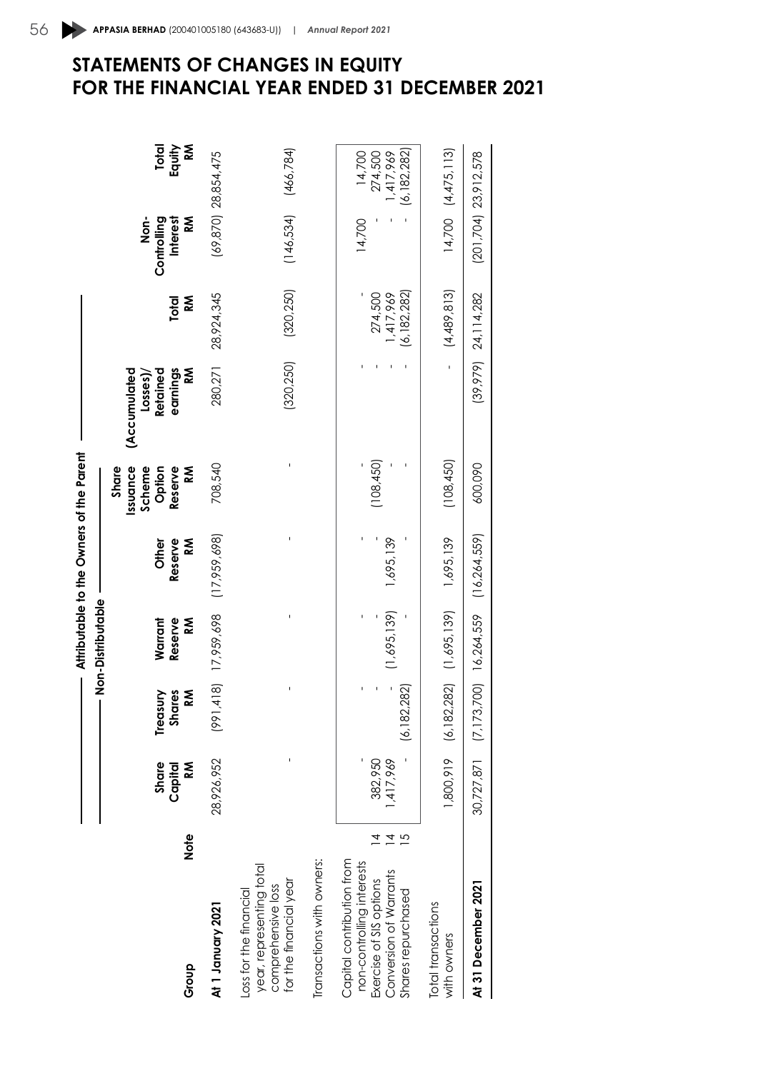# STATEMENTS OF CHANGES IN EQUITY FOR THE FINANCIAL YEAR ENDED 31 DECEMBER 2021

| Group | Note | Share Capital RM | Treasury Shares RM | Warrant Reserve RM | Other Reserve RM | Share Issuance Scheme Option Reserve RM | (Accumulated Losses)/ Retained earnings RM | Total RM | Non-Controlling Interest RM | Total Equity RM |
|---|---|---|---|---|---|---|---|---|---|---|
| | | ← Attributable to the Owners of the Parent → | | | | | | | | |
| | | | ← Non-Distributable → | | | | | | | |
| **At 1 January 2021** | | 28,926,952 | (991,418) | 17,959,698 | (17,959,698) | 708,540 | 280,271 | 28,924,345 | (69,870) | 28,854,475 |
| Loss for the financial year, representing total comprehensive loss for the financial year | | - | - | - | - | - | (320,250) | (320,250) | (146,534) | (466,784) |
| Transactions with owners: | | | | | | | | | | |
| Capital contribution from non-controlling interests | | - | - | - | - | - | - | - | 14,700 | 14,700 |
| Exercise of SIS options | 14 | 382,950 | - | - | - | (108,450) | - | 274,500 | - | 274,500 |
| Conversion of Warrants | 14 | 1,417,969 | - | (1,695,139) | 1,695,139 | - | - | 1,417,969 | - | 1,417,969 |
| Shares repurchased | 15 | - | (6,182,282) | - | - | - | - | (6,182,282) | - | (6,182,282) |
| Total transactions with owners | | 1,800,919 | (6,182,282) | (1,695,139) | 1,695,139 | (108,450) | - | (4,489,813) | 14,700 | (4,475,113) |
| **At 31 December 2021** | | 30,727,871 | (7,173,700) | 16,264,559 | (16,264,559) | 600,090 | (39,979) | 24,114,282 | (201,704) | 23,912,578 |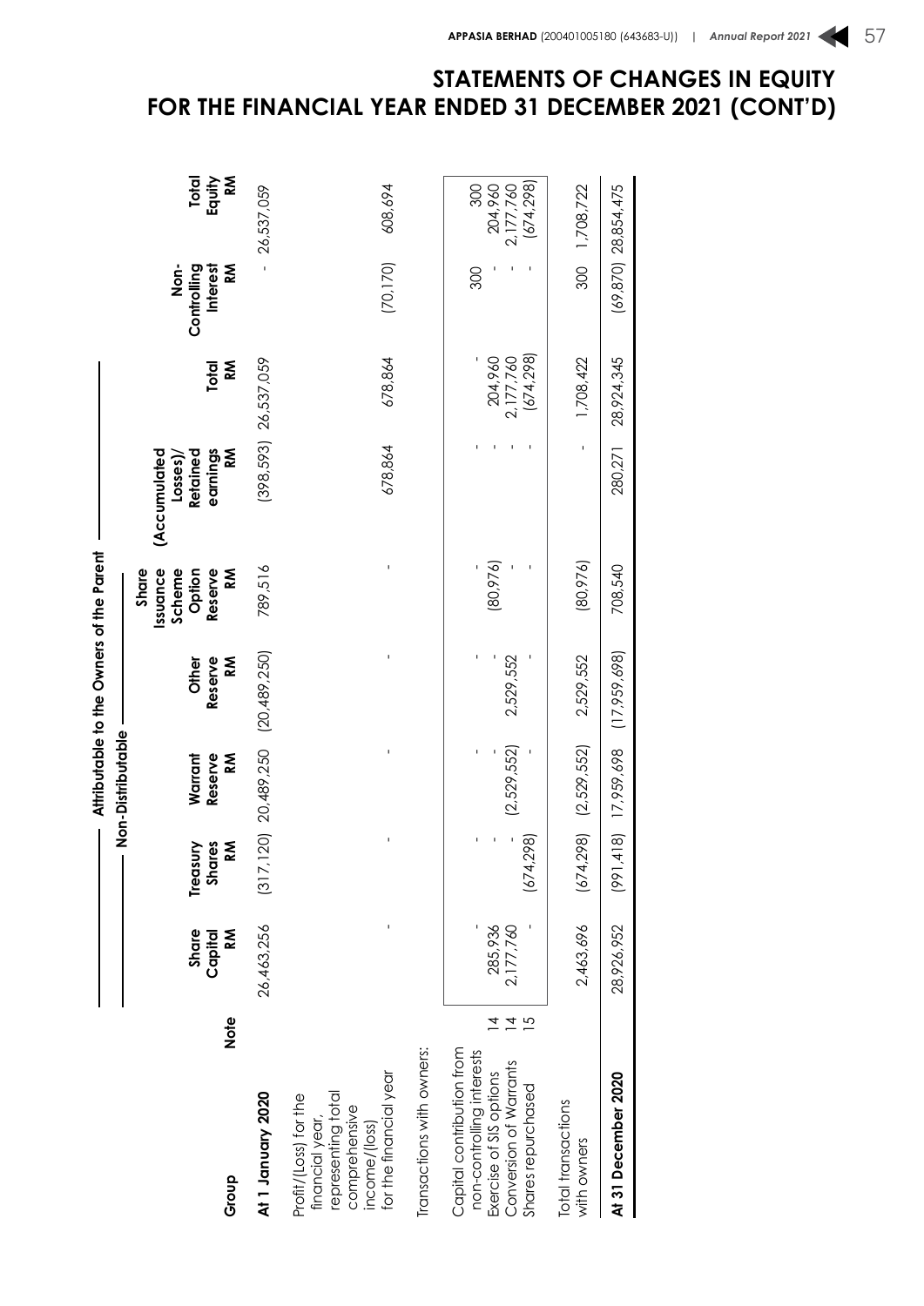# STATEMENTS OF CHANGES IN EQUITY FOR THE FINANCIAL YEAR ENDED 31 DECEMBER 2021 (CONT'D)

| | | Attributable to the Owners of the Parent | | | | | | | | |
|---|---|---|---|---|---|---|---|---|---|---|
| | | | Non-Distributable | | | | | | | |
| Group | Note | Share Capital RM | Treasury Shares RM | Warrant Reserve RM | Other Reserve RM | Share Issuance Scheme Option Reserve RM | (Accumulated Losses)/ Retained earnings RM | Total RM | Non-Controlling Interest RM | Total Equity RM |
| **At 1 January 2020** | | 26,463,256 | (317,120) | 20,489,250 | (20,489,250) | 789,516 | (398,593) | 26,537,059 | - | 26,537,059 |
| Profit/(Loss) for the financial year, representing total comprehensive income/(loss) for the financial year | | - | - | - | - | - | 678,864 | 678,864 | (70,170) | 608,694 |
| Transactions with owners: | | | | | | | | | | |
| Capital contribution from non-controlling interests | | - | - | - | - | - | - | - | 300 | 300 |
| Exercise of SIS options | 14 | 285,936 | - | - | - | (80,976) | - | 204,960 | - | 204,960 |
| Conversion of Warrants | 14 | 2,177,760 | - | (2,529,552) | 2,529,552 | - | - | 2,177,760 | - | 2,177,760 |
| Shares repurchased | 15 | - | (674,298) | - | - | - | - | (674,298) | - | (674,298) |
| Total transactions with owners | | 2,463,696 | (674,298) | (2,529,552) | 2,529,552 | (80,976) | - | 1,708,422 | 300 | 1,708,722 |
| **At 31 December 2020** | | 28,926,952 | (991,418) | 17,959,698 | (17,959,698) | 708,540 | 280,271 | 28,924,345 | (69,870) | 28,854,475 |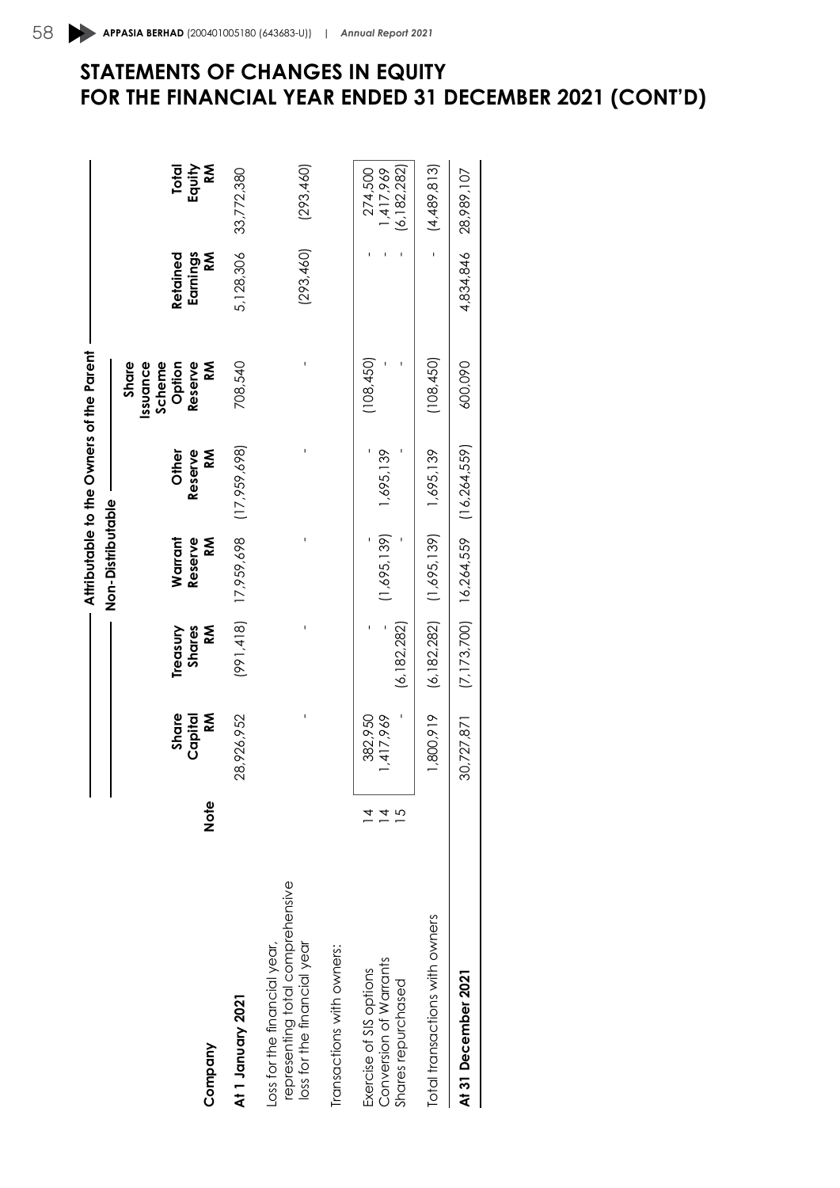# STATEMENTS OF CHANGES IN EQUITY FOR THE FINANCIAL YEAR ENDED 31 DECEMBER 2021 (CONT'D)

| | | Attributable to the Owners of the Parent | | | | | | |
|---|---|---|---|---|---|---|---|---|
| | | | Non-Distributable | | | | | |
| **Company** | **Note** | **Share Capital RM** | **Treasury Shares RM** | **Warrant Reserve RM** | **Other Reserve RM** | **Share Issuance Scheme Option Reserve RM** | **Retained Earnings RM** | **Total Equity RM** |
| **At 1 January 2021** | | 28,926,952 | (991,418) | 17,959,698 | (17,959,698) | 708,540 | 5,128,306 | 33,772,380 |
| Loss for the financial year, representing total comprehensive loss for the financial year | | - | - | - | - | - | (293,460) | (293,460) |
| Transactions with owners: | | | | | | | | |
| Exercise of SIS options | 14 | 382,950 | - | - | - | (108,450) | - | 274,500 |
| Conversion of Warrants | 14 | 1,417,969 | - | (1,695,139) | 1,695,139 | - | - | 1,417,969 |
| Shares repurchased | 15 | - | (6,182,282) | - | - | - | - | (6,182,282) |
| Total transactions with owners | | 1,800,919 | (6,182,282) | (1,695,139) | 1,695,139 | (108,450) | - | (4,489,813) |
| **At 31 December 2021** | | 30,727,871 | (7,173,700) | 16,264,559 | (16,264,559) | 600,090 | 4,834,846 | 28,989,107 |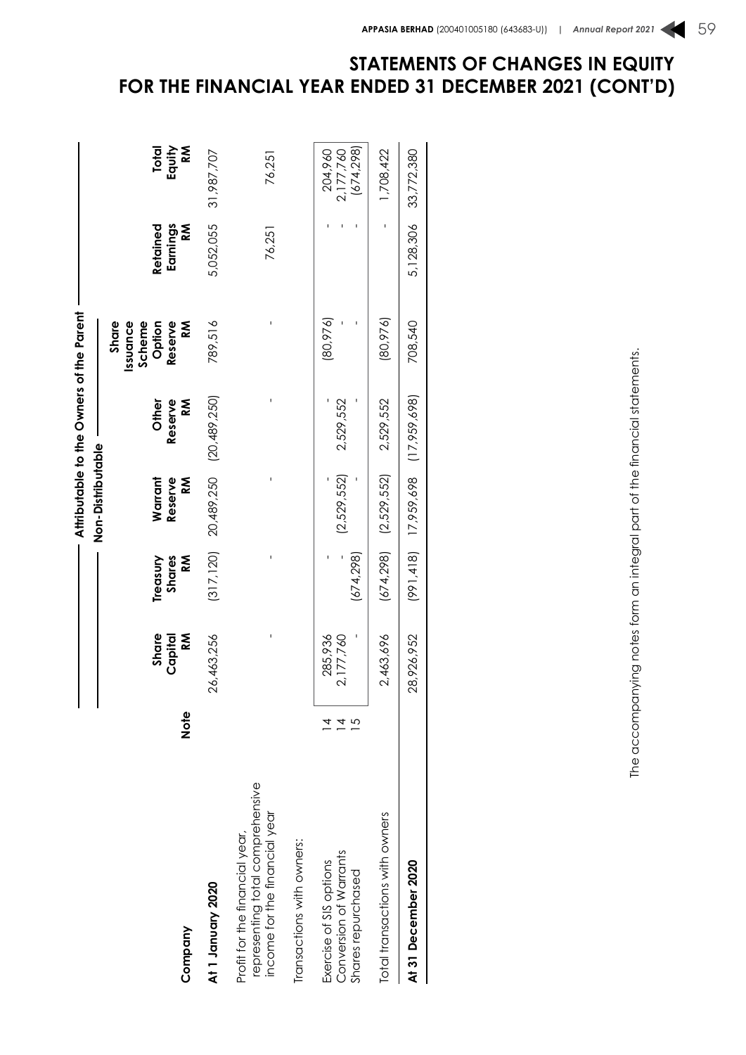# STATEMENTS OF CHANGES IN EQUITY FOR THE FINANCIAL YEAR ENDED 31 DECEMBER 2021 (CONT'D)

| | | Attributable to the Owners of the Parent | | | | | | |
|---|---|---|---|---|---|---|---|---|
| | | | Non-Distributable | | | | | |
| **Company** | **Note** | **Share Capital RM** | **Treasury Shares RM** | **Warrant Reserve RM** | **Other Reserve RM** | **Share Issuance Scheme Option Reserve RM** | **Retained Earnings RM** | **Total Equity RM** |
| **At 1 January 2020** | | 26,463,256 | (317,120) | 20,489,250 | (20,489,250) | 789,516 | 5,052,055 | 31,987,707 |
| Profit for the financial year, representing total comprehensive income for the financial year | | - | - | - | - | - | 76,251 | 76,251 |
| Transactions with owners: | | | | | | | | |
| Exercise of SIS options | 14 | 285,936 | - | - | - | (80,976) | - | 204,960 |
| Conversion of Warrants | 14 | 2,177,760 | - | (2,529,552) | 2,529,552 | - | - | 2,177,760 |
| Shares repurchased | 15 | - | (674,298) | - | - | - | - | (674,298) |
| Total transactions with owners | | 2,463,696 | (674,298) | (2,529,552) | 2,529,552 | (80,976) | - | 1,708,422 |
| **At 31 December 2020** | | 28,926,952 | (991,418) | 17,959,698 | (17,959,698) | 708,540 | 5,128,306 | 33,772,380 |

The accompanying notes form an integral part of the financial statements.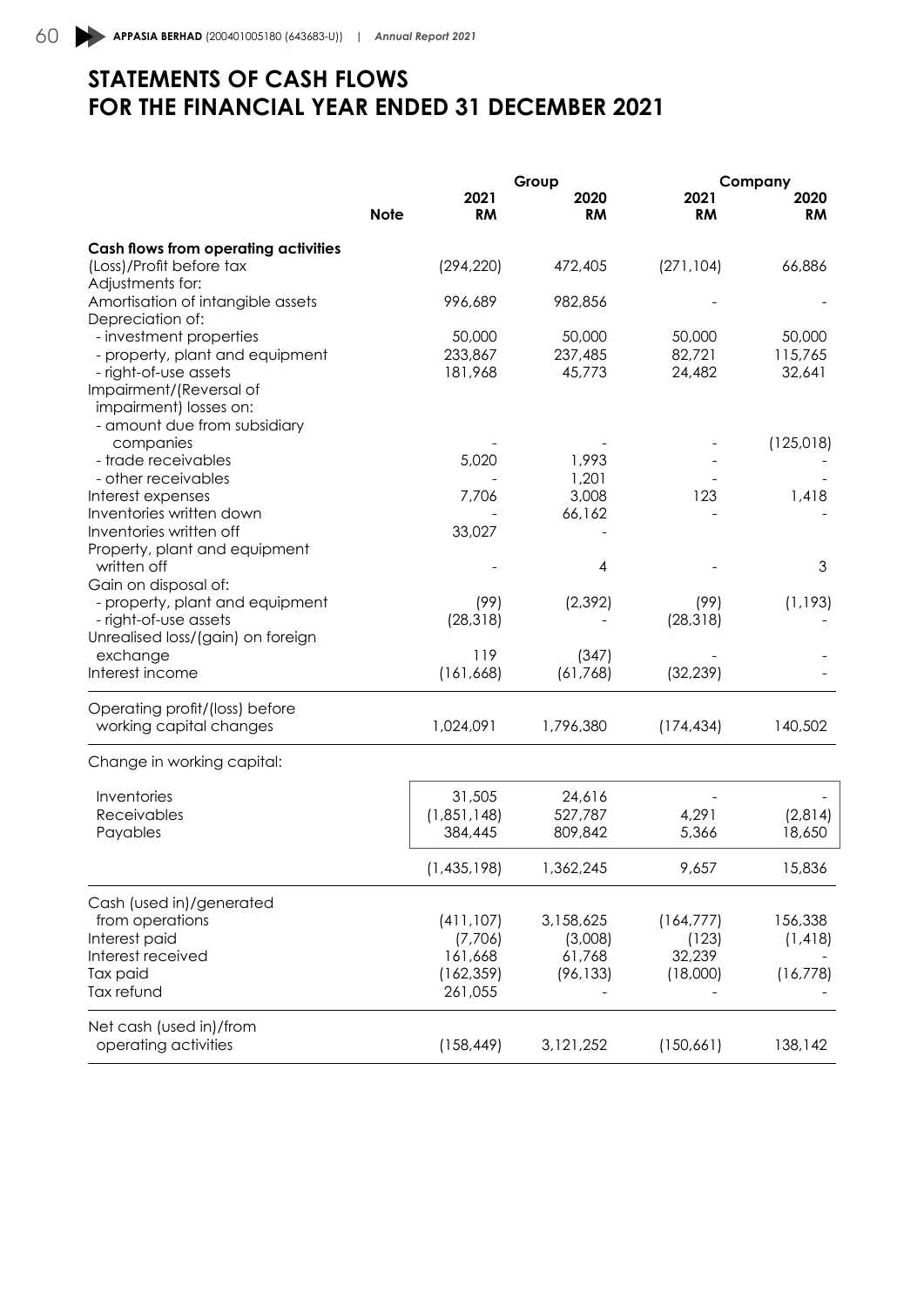# STATEMENTS OF CASH FLOWS
# FOR THE FINANCIAL YEAR ENDED 31 DECEMBER 2021

| | Note | Group 2021 RM | Group 2020 RM | Company 2021 RM | Company 2020 RM |
|---|---|---|---|---|---|
| **Cash flows from operating activities** | | | | | |
| (Loss)/Profit before tax | | (294,220) | 472,405 | (271,104) | 66,886 |
| Adjustments for: | | | | | |
| Amortisation of intangible assets | | 996,689 | 982,856 | - | - |
| Depreciation of: | | | | | |
| - investment properties | | 50,000 | 50,000 | 50,000 | 50,000 |
| - property, plant and equipment | | 233,867 | 237,485 | 82,721 | 115,765 |
| - right-of-use assets | | 181,968 | 45,773 | 24,482 | 32,641 |
| Impairment/(Reversal of impairment) losses on: | | | | | |
| - amount due from subsidiary companies | | - | - | - | (125,018) |
| - trade receivables | | 5,020 | 1,993 | - | - |
| - other receivables | | - | 1,201 | - | - |
| Interest expenses | | 7,706 | 3,008 | 123 | 1,418 |
| Inventories written down | | - | 66,162 | - | - |
| Inventories written off | | 33,027 | - | | |
| Property, plant and equipment written off | | - | 4 | - | 3 |
| Gain on disposal of: | | | | | |
| - property, plant and equipment | | (99) | (2,392) | (99) | (1,193) |
| - right-of-use assets | | (28,318) | - | (28,318) | - |
| Unrealised loss/(gain) on foreign exchange | | 119 | (347) | - | - |
| Interest income | | (161,668) | (61,768) | (32,239) | - |
| Operating profit/(loss) before working capital changes | | 1,024,091 | 1,796,380 | (174,434) | 140,502 |
| Change in working capital: | | | | | |
| Inventories | | 31,505 | 24,616 | - | - |
| Receivables | | (1,851,148) | 527,787 | 4,291 | (2,814) |
| Payables | | 384,445 | 809,842 | 5,366 | 18,650 |
| | | (1,435,198) | 1,362,245 | 9,657 | 15,836 |
| Cash (used in)/generated from operations | | (411,107) | 3,158,625 | (164,777) | 156,338 |
| Interest paid | | (7,706) | (3,008) | (123) | (1,418) |
| Interest received | | 161,668 | 61,768 | 32,239 | - |
| Tax paid | | (162,359) | (96,133) | (18,000) | (16,778) |
| Tax refund | | 261,055 | - | - | - |
| Net cash (used in)/from operating activities | | (158,449) | 3,121,252 | (150,661) | 138,142 |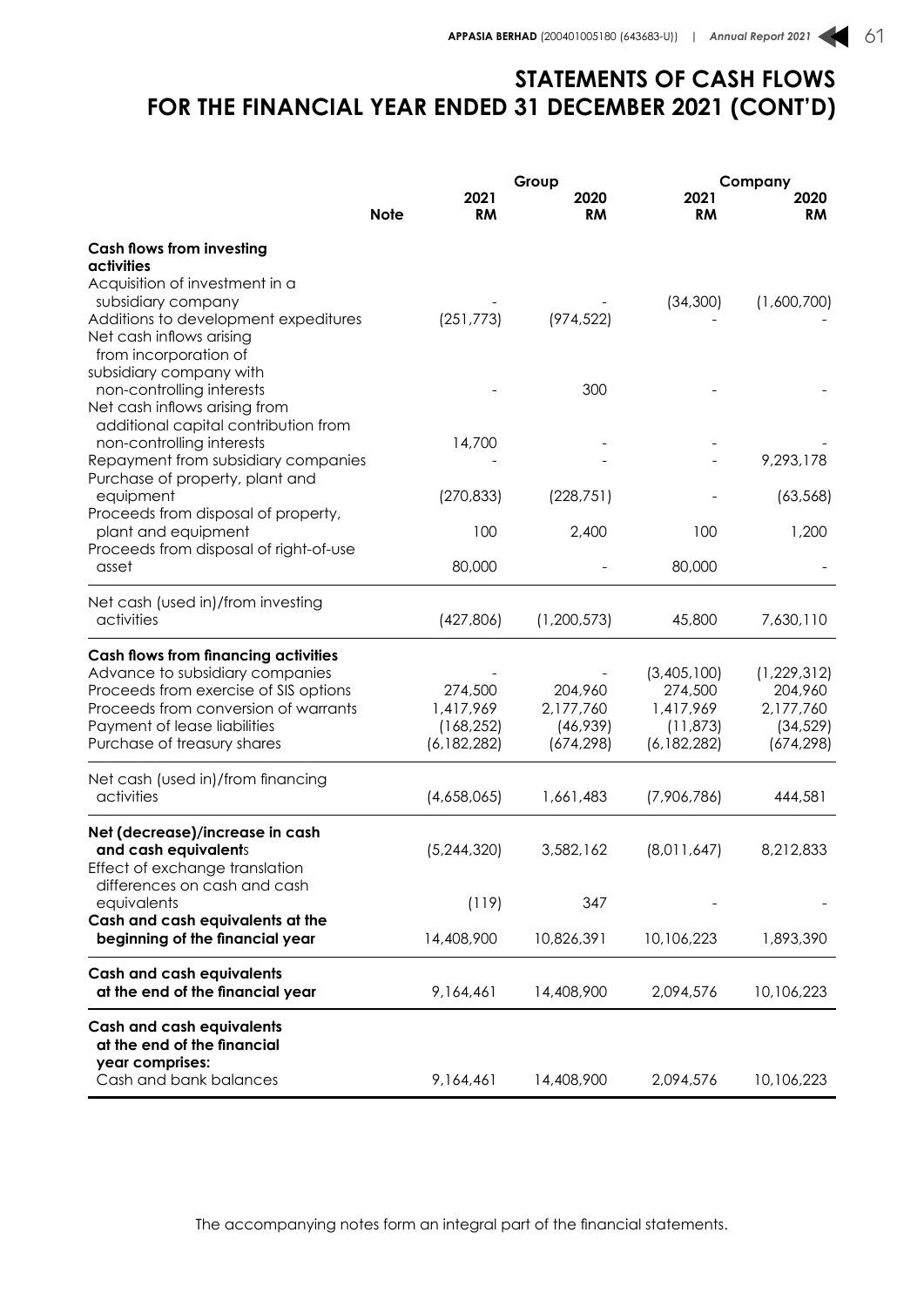# STATEMENTS OF CASH FLOWS FOR THE FINANCIAL YEAR ENDED 31 DECEMBER 2021 (CONT'D)

| | Note | Group | | Company | |
|---|---|---|---|---|---|
| | | 2021 RM | 2020 RM | 2021 RM | 2020 RM |
| **Cash flows from investing activities** | | | | | |
| Acquisition of investment in a subsidiary company | | - | - | (34,300) | (1,600,700) |
| Additions to development expenditures | | (251,773) | (974,522) | - | - |
| Net cash inflows arising from incorporation of subsidiary company with non-controlling interests | | - | 300 | - | - |
| Net cash inflows arising from additional capital contribution from non-controlling interests | | 14,700 | - | - | - |
| Repayment from subsidiary companies | | - | - | - | 9,293,178 |
| Purchase of property, plant and equipment | | (270,833) | (228,751) | - | (63,568) |
| Proceeds from disposal of property, plant and equipment | | 100 | 2,400 | 100 | 1,200 |
| Proceeds from disposal of right-of-use asset | | 80,000 | - | 80,000 | - |
| Net cash (used in)/from investing activities | | (427,806) | (1,200,573) | 45,800 | 7,630,110 |
| **Cash flows from financing activities** | | | | | |
| Advance to subsidiary companies | | - | - | (3,405,100) | (1,229,312) |
| Proceeds from exercise of SIS options | | 274,500 | 204,960 | 274,500 | 204,960 |
| Proceeds from conversion of warrants | | 1,417,969 | 2,177,760 | 1,417,969 | 2,177,760 |
| Payment of lease liabilities | | (168,252) | (46,939) | (11,873) | (34,529) |
| Purchase of treasury shares | | (6,182,282) | (674,298) | (6,182,282) | (674,298) |
| Net cash (used in)/from financing activities | | (4,658,065) | 1,661,483 | (7,906,786) | 444,581 |
| **Net (decrease)/increase in cash and cash equivalents** | | (5,244,320) | 3,582,162 | (8,011,647) | 8,212,833 |
| Effect of exchange translation differences on cash and cash equivalents | | (119) | 347 | - | - |
| **Cash and cash equivalents at the beginning of the financial year** | | 14,408,900 | 10,826,391 | 10,106,223 | 1,893,390 |
| **Cash and cash equivalents at the end of the financial year** | | 9,164,461 | 14,408,900 | 2,094,576 | 10,106,223 |
| **Cash and cash equivalents at the end of the financial year comprises:** | | | | | |
| Cash and bank balances | | 9,164,461 | 14,408,900 | 2,094,576 | 10,106,223 |

The accompanying notes form an integral part of the financial statements.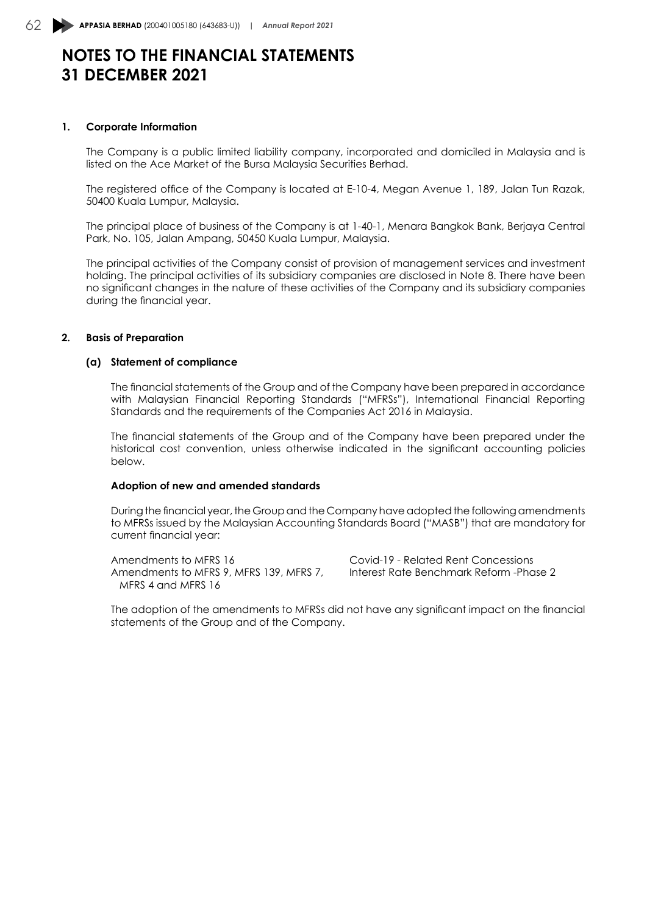# NOTES TO THE FINANCIAL STATEMENTS 31 DECEMBER 2021

## 1. Corporate Information

The Company is a public limited liability company, incorporated and domiciled in Malaysia and is listed on the Ace Market of the Bursa Malaysia Securities Berhad.

The registered office of the Company is located at E-10-4, Megan Avenue 1, 189, Jalan Tun Razak, 50400 Kuala Lumpur, Malaysia.

The principal place of business of the Company is at 1-40-1, Menara Bangkok Bank, Berjaya Central Park, No. 105, Jalan Ampang, 50450 Kuala Lumpur, Malaysia.

The principal activities of the Company consist of provision of management services and investment holding. The principal activities of its subsidiary companies are disclosed in Note 8. There have been no significant changes in the nature of these activities of the Company and its subsidiary companies during the financial year.

## 2. Basis of Preparation

### (a) Statement of compliance

The financial statements of the Group and of the Company have been prepared in accordance with Malaysian Financial Reporting Standards ("MFRSs"), International Financial Reporting Standards and the requirements of the Companies Act 2016 in Malaysia.

The financial statements of the Group and of the Company have been prepared under the historical cost convention, unless otherwise indicated in the significant accounting policies below.

**Adoption of new and amended standards**

During the financial year, the Group and the Company have adopted the following amendments to MFRSs issued by the Malaysian Accounting Standards Board ("MASB") that are mandatory for current financial year:

| | |
|---|---|
| Amendments to MFRS 16 | Covid-19 - Related Rent Concessions |
| Amendments to MFRS 9, MFRS 139, MFRS 7, MFRS 4 and MFRS 16 | Interest Rate Benchmark Reform -Phase 2 |

The adoption of the amendments to MFRSs did not have any significant impact on the financial statements of the Group and of the Company.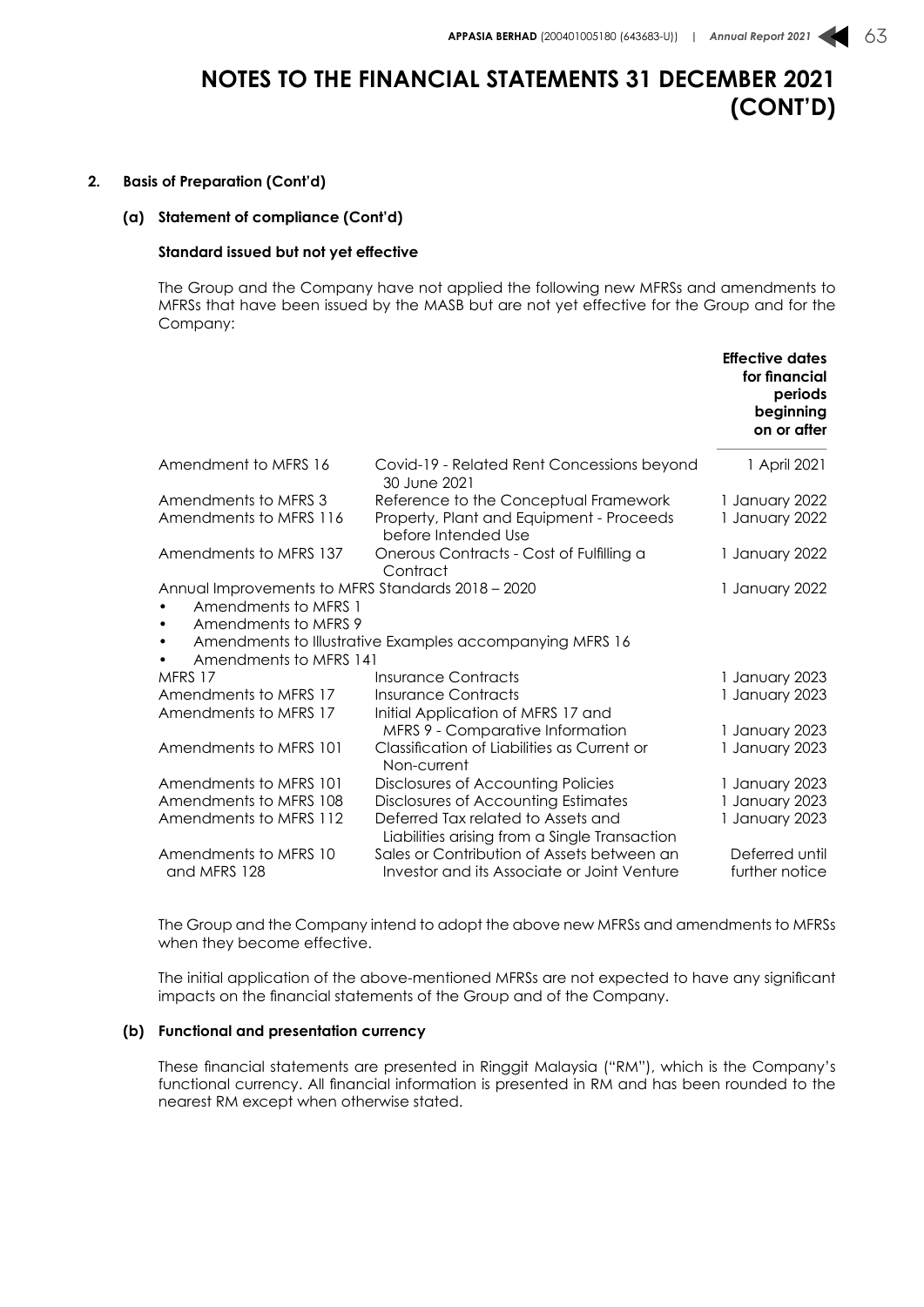# NOTES TO THE FINANCIAL STATEMENTS 31 DECEMBER 2021 (CONT'D)

**2. Basis of Preparation (Cont'd)**

**(a) Statement of compliance (Cont'd)**

**Standard issued but not yet effective**

The Group and the Company have not applied the following new MFRSs and amendments to MFRSs that have been issued by the MASB but are not yet effective for the Group and for the Company:

| | | **Effective dates for financial periods beginning on or after** |
|---|---|---|
| Amendment to MFRS 16 | Covid-19 - Related Rent Concessions beyond 30 June 2021 | 1 April 2021 |
| Amendments to MFRS 3 | Reference to the Conceptual Framework | 1 January 2022 |
| Amendments to MFRS 116 | Property, Plant and Equipment - Proceeds before Intended Use | 1 January 2022 |
| Amendments to MFRS 137 | Onerous Contracts - Cost of Fulfilling a Contract | 1 January 2022 |
| Annual Improvements to MFRS Standards 2018 – 2020<br>• Amendments to MFRS 1<br>• Amendments to MFRS 9<br>• Amendments to Illustrative Examples accompanying MFRS 16<br>• Amendments to MFRS 141 | | 1 January 2022 |
| MFRS 17 | Insurance Contracts | 1 January 2023 |
| Amendments to MFRS 17 | Insurance Contracts | 1 January 2023 |
| Amendments to MFRS 17 | Initial Application of MFRS 17 and MFRS 9 - Comparative Information | 1 January 2023 |
| Amendments to MFRS 101 | Classification of Liabilities as Current or Non-current | 1 January 2023 |
| Amendments to MFRS 101 | Disclosures of Accounting Policies | 1 January 2023 |
| Amendments to MFRS 108 | Disclosures of Accounting Estimates | 1 January 2023 |
| Amendments to MFRS 112 | Deferred Tax related to Assets and Liabilities arising from a Single Transaction | 1 January 2023 |
| Amendments to MFRS 10 and MFRS 128 | Sales or Contribution of Assets between an Investor and its Associate or Joint Venture | Deferred until further notice |

The Group and the Company intend to adopt the above new MFRSs and amendments to MFRSs when they become effective.

The initial application of the above-mentioned MFRSs are not expected to have any significant impacts on the financial statements of the Group and of the Company.

**(b) Functional and presentation currency**

These financial statements are presented in Ringgit Malaysia ("RM"), which is the Company's functional currency. All financial information is presented in RM and has been rounded to the nearest RM except when otherwise stated.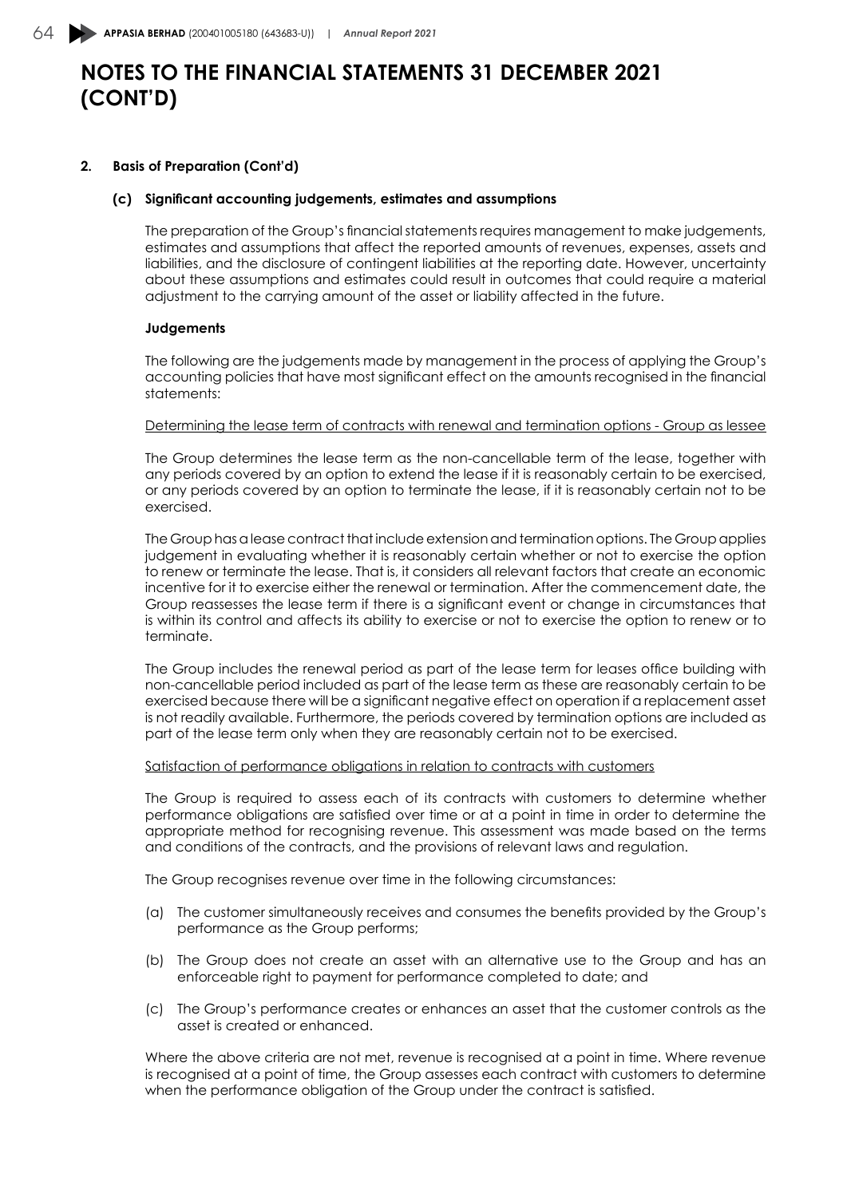# NOTES TO THE FINANCIAL STATEMENTS 31 DECEMBER 2021 (CONT'D)

**2. Basis of Preparation (Cont'd)**

**(c) Significant accounting judgements, estimates and assumptions**

The preparation of the Group's financial statements requires management to make judgements, estimates and assumptions that affect the reported amounts of revenues, expenses, assets and liabilities, and the disclosure of contingent liabilities at the reporting date. However, uncertainty about these assumptions and estimates could result in outcomes that could require a material adjustment to the carrying amount of the asset or liability affected in the future.

**Judgements**

The following are the judgements made by management in the process of applying the Group's accounting policies that have most significant effect on the amounts recognised in the financial statements:

Determining the lease term of contracts with renewal and termination options - Group as lessee

The Group determines the lease term as the non-cancellable term of the lease, together with any periods covered by an option to extend the lease if it is reasonably certain to be exercised, or any periods covered by an option to terminate the lease, if it is reasonably certain not to be exercised.

The Group has a lease contract that include extension and termination options. The Group applies judgement in evaluating whether it is reasonably certain whether or not to exercise the option to renew or terminate the lease. That is, it considers all relevant factors that create an economic incentive for it to exercise either the renewal or termination. After the commencement date, the Group reassesses the lease term if there is a significant event or change in circumstances that is within its control and affects its ability to exercise or not to exercise the option to renew or to terminate.

The Group includes the renewal period as part of the lease term for leases office building with non-cancellable period included as part of the lease term as these are reasonably certain to be exercised because there will be a significant negative effect on operation if a replacement asset is not readily available. Furthermore, the periods covered by termination options are included as part of the lease term only when they are reasonably certain not to be exercised.

Satisfaction of performance obligations in relation to contracts with customers

The Group is required to assess each of its contracts with customers to determine whether performance obligations are satisfied over time or at a point in time in order to determine the appropriate method for recognising revenue. This assessment was made based on the terms and conditions of the contracts, and the provisions of relevant laws and regulation.

The Group recognises revenue over time in the following circumstances:

(a) The customer simultaneously receives and consumes the benefits provided by the Group's performance as the Group performs;

(b) The Group does not create an asset with an alternative use to the Group and has an enforceable right to payment for performance completed to date; and

(c) The Group's performance creates or enhances an asset that the customer controls as the asset is created or enhanced.

Where the above criteria are not met, revenue is recognised at a point in time. Where revenue is recognised at a point of time, the Group assesses each contract with customers to determine when the performance obligation of the Group under the contract is satisfied.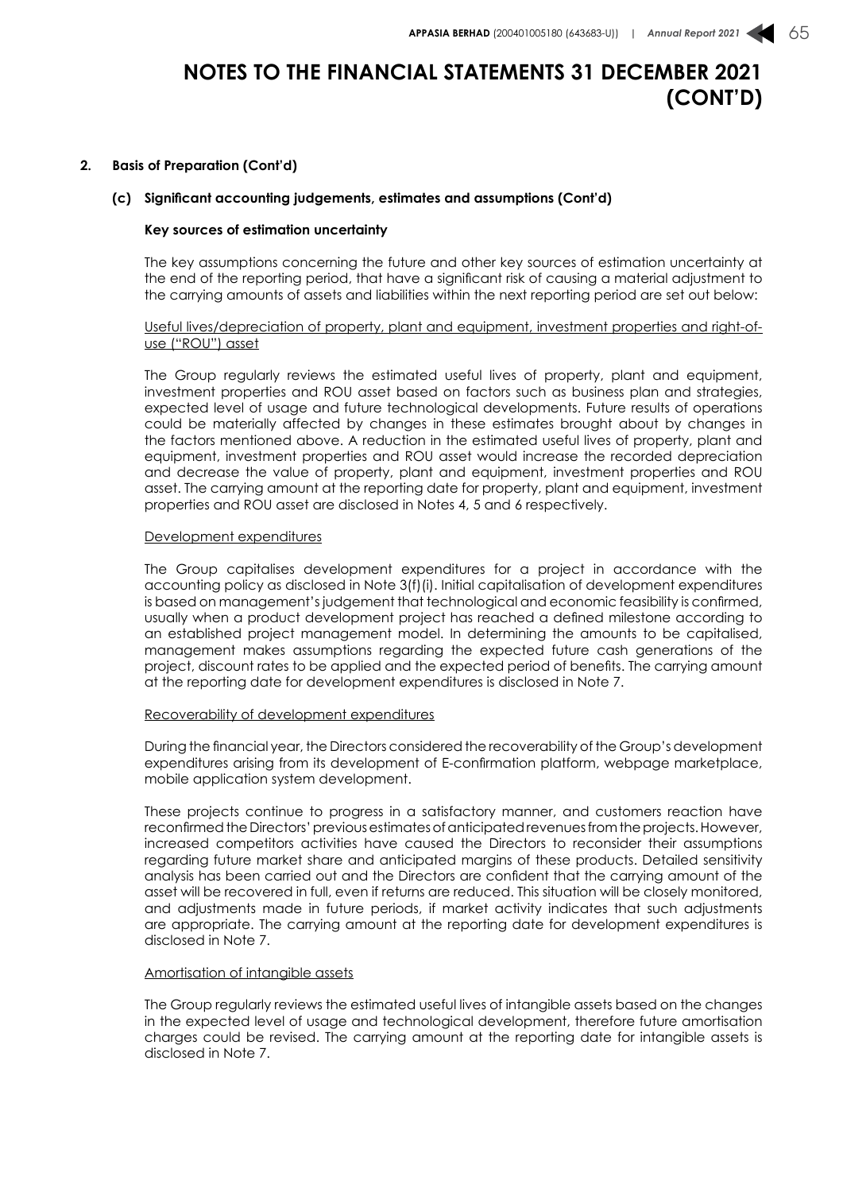# NOTES TO THE FINANCIAL STATEMENTS 31 DECEMBER 2021 (CONT'D)

## 2. Basis of Preparation (Cont'd)

### (c) Significant accounting judgements, estimates and assumptions (Cont'd)

**Key sources of estimation uncertainty**

The key assumptions concerning the future and other key sources of estimation uncertainty at the end of the reporting period, that have a significant risk of causing a material adjustment to the carrying amounts of assets and liabilities within the next reporting period are set out below:

<u>Useful lives/depreciation of property, plant and equipment, investment properties and right-of-use ("ROU") asset</u>

The Group regularly reviews the estimated useful lives of property, plant and equipment, investment properties and ROU asset based on factors such as business plan and strategies, expected level of usage and future technological developments. Future results of operations could be materially affected by changes in these estimates brought about by changes in the factors mentioned above. A reduction in the estimated useful lives of property, plant and equipment, investment properties and ROU asset would increase the recorded depreciation and decrease the value of property, plant and equipment, investment properties and ROU asset. The carrying amount at the reporting date for property, plant and equipment, investment properties and ROU asset are disclosed in Notes 4, 5 and 6 respectively.

<u>Development expenditures</u>

The Group capitalises development expenditures for a project in accordance with the accounting policy as disclosed in Note 3(f)(i). Initial capitalisation of development expenditures is based on management's judgement that technological and economic feasibility is confirmed, usually when a product development project has reached a defined milestone according to an established project management model. In determining the amounts to be capitalised, management makes assumptions regarding the expected future cash generations of the project, discount rates to be applied and the expected period of benefits. The carrying amount at the reporting date for development expenditures is disclosed in Note 7.

<u>Recoverability of development expenditures</u>

During the financial year, the Directors considered the recoverability of the Group's development expenditures arising from its development of E-confirmation platform, webpage marketplace, mobile application system development.

These projects continue to progress in a satisfactory manner, and customers reaction have reconfirmed the Directors' previous estimates of anticipated revenues from the projects. However, increased competitors activities have caused the Directors to reconsider their assumptions regarding future market share and anticipated margins of these products. Detailed sensitivity analysis has been carried out and the Directors are confident that the carrying amount of the asset will be recovered in full, even if returns are reduced. This situation will be closely monitored, and adjustments made in future periods, if market activity indicates that such adjustments are appropriate. The carrying amount at the reporting date for development expenditures is disclosed in Note 7.

<u>Amortisation of intangible assets</u>

The Group regularly reviews the estimated useful lives of intangible assets based on the changes in the expected level of usage and technological development, therefore future amortisation charges could be revised. The carrying amount at the reporting date for intangible assets is disclosed in Note 7.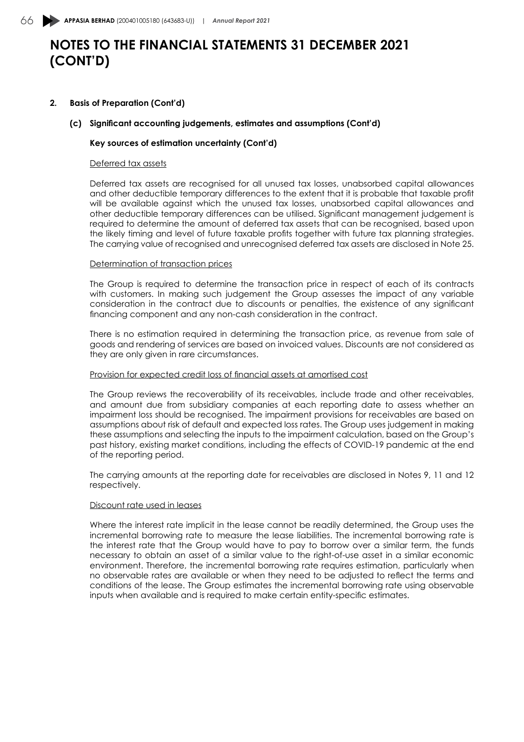# NOTES TO THE FINANCIAL STATEMENTS 31 DECEMBER 2021 (CONT'D)

## 2. Basis of Preparation (Cont'd)

### (c) Significant accounting judgements, estimates and assumptions (Cont'd)

**Key sources of estimation uncertainty (Cont'd)**

Deferred tax assets

Deferred tax assets are recognised for all unused tax losses, unabsorbed capital allowances and other deductible temporary differences to the extent that it is probable that taxable profit will be available against which the unused tax losses, unabsorbed capital allowances and other deductible temporary differences can be utilised. Significant management judgement is required to determine the amount of deferred tax assets that can be recognised, based upon the likely timing and level of future taxable profits together with future tax planning strategies. The carrying value of recognised and unrecognised deferred tax assets are disclosed in Note 25.

Determination of transaction prices

The Group is required to determine the transaction price in respect of each of its contracts with customers. In making such judgement the Group assesses the impact of any variable consideration in the contract due to discounts or penalties, the existence of any significant financing component and any non-cash consideration in the contract.

There is no estimation required in determining the transaction price, as revenue from sale of goods and rendering of services are based on invoiced values. Discounts are not considered as they are only given in rare circumstances.

Provision for expected credit loss of financial assets at amortised cost

The Group reviews the recoverability of its receivables, include trade and other receivables, and amount due from subsidiary companies at each reporting date to assess whether an impairment loss should be recognised. The impairment provisions for receivables are based on assumptions about risk of default and expected loss rates. The Group uses judgement in making these assumptions and selecting the inputs to the impairment calculation, based on the Group's past history, existing market conditions, including the effects of COVID-19 pandemic at the end of the reporting period.

The carrying amounts at the reporting date for receivables are disclosed in Notes 9, 11 and 12 respectively.

Discount rate used in leases

Where the interest rate implicit in the lease cannot be readily determined, the Group uses the incremental borrowing rate to measure the lease liabilities. The incremental borrowing rate is the interest rate that the Group would have to pay to borrow over a similar term, the funds necessary to obtain an asset of a similar value to the right-of-use asset in a similar economic environment. Therefore, the incremental borrowing rate requires estimation, particularly when no observable rates are available or when they need to be adjusted to reflect the terms and conditions of the lease. The Group estimates the incremental borrowing rate using observable inputs when available and is required to make certain entity-specific estimates.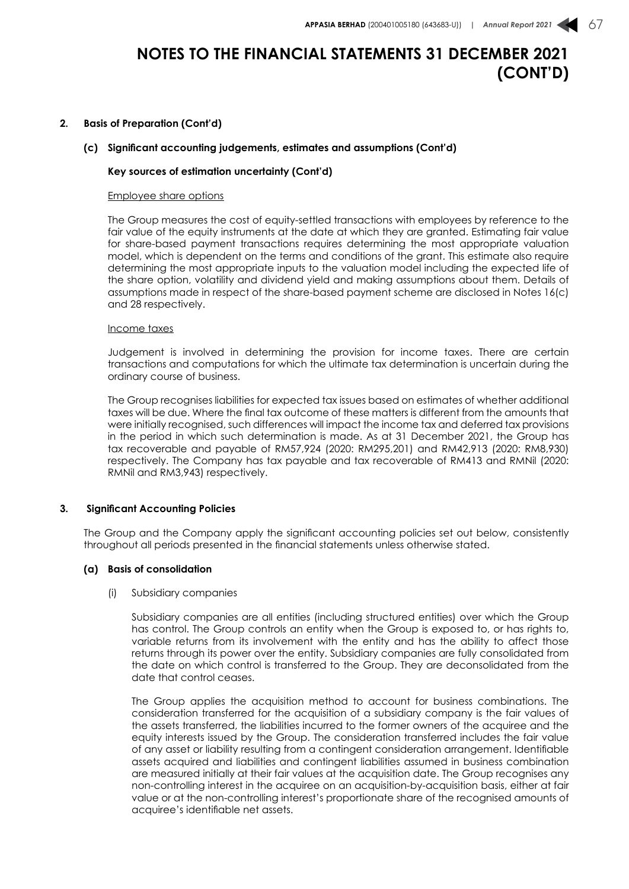# NOTES TO THE FINANCIAL STATEMENTS 31 DECEMBER 2021 (CONT'D)

## 2. Basis of Preparation (Cont'd)

### (c) Significant accounting judgements, estimates and assumptions (Cont'd)

**Key sources of estimation uncertainty (Cont'd)**

Employee share options

The Group measures the cost of equity-settled transactions with employees by reference to the fair value of the equity instruments at the date at which they are granted. Estimating fair value for share-based payment transactions requires determining the most appropriate valuation model, which is dependent on the terms and conditions of the grant. This estimate also require determining the most appropriate inputs to the valuation model including the expected life of the share option, volatility and dividend yield and making assumptions about them. Details of assumptions made in respect of the share-based payment scheme are disclosed in Notes 16(c) and 28 respectively.

Income taxes

Judgement is involved in determining the provision for income taxes. There are certain transactions and computations for which the ultimate tax determination is uncertain during the ordinary course of business.

The Group recognises liabilities for expected tax issues based on estimates of whether additional taxes will be due. Where the final tax outcome of these matters is different from the amounts that were initially recognised, such differences will impact the income tax and deferred tax provisions in the period in which such determination is made. As at 31 December 2021, the Group has tax recoverable and payable of RM57,924 (2020: RM295,201) and RM42,913 (2020: RM8,930) respectively. The Company has tax payable and tax recoverable of RM413 and RMNil (2020: RMNil and RM3,943) respectively.

## 3. Significant Accounting Policies

The Group and the Company apply the significant accounting policies set out below, consistently throughout all periods presented in the financial statements unless otherwise stated.

### (a) Basis of consolidation

(i) Subsidiary companies

Subsidiary companies are all entities (including structured entities) over which the Group has control. The Group controls an entity when the Group is exposed to, or has rights to, variable returns from its involvement with the entity and has the ability to affect those returns through its power over the entity. Subsidiary companies are fully consolidated from the date on which control is transferred to the Group. They are deconsolidated from the date that control ceases.

The Group applies the acquisition method to account for business combinations. The consideration transferred for the acquisition of a subsidiary company is the fair values of the assets transferred, the liabilities incurred to the former owners of the acquiree and the equity interests issued by the Group. The consideration transferred includes the fair value of any asset or liability resulting from a contingent consideration arrangement. Identifiable assets acquired and liabilities and contingent liabilities assumed in business combination are measured initially at their fair values at the acquisition date. The Group recognises any non-controlling interest in the acquiree on an acquisition-by-acquisition basis, either at fair value or at the non-controlling interest's proportionate share of the recognised amounts of acquiree's identifiable net assets.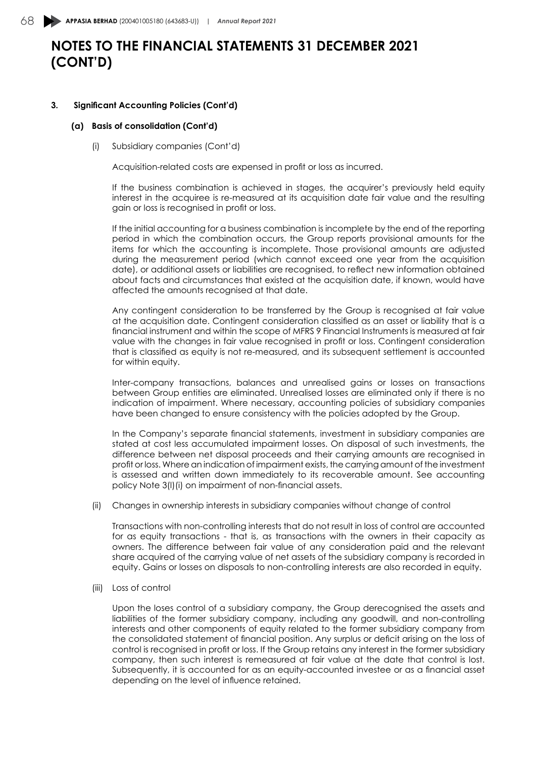# NOTES TO THE FINANCIAL STATEMENTS 31 DECEMBER 2021 (CONT'D)

**3. Significant Accounting Policies (Cont'd)**

**(a) Basis of consolidation (Cont'd)**

(i) Subsidiary companies (Cont'd)

Acquisition-related costs are expensed in profit or loss as incurred.

If the business combination is achieved in stages, the acquirer's previously held equity interest in the acquiree is re-measured at its acquisition date fair value and the resulting gain or loss is recognised in profit or loss.

If the initial accounting for a business combination is incomplete by the end of the reporting period in which the combination occurs, the Group reports provisional amounts for the items for which the accounting is incomplete. Those provisional amounts are adjusted during the measurement period (which cannot exceed one year from the acquisition date), or additional assets or liabilities are recognised, to reflect new information obtained about facts and circumstances that existed at the acquisition date, if known, would have affected the amounts recognised at that date.

Any contingent consideration to be transferred by the Group is recognised at fair value at the acquisition date. Contingent consideration classified as an asset or liability that is a financial instrument and within the scope of MFRS 9 Financial Instruments is measured at fair value with the changes in fair value recognised in profit or loss. Contingent consideration that is classified as equity is not re-measured, and its subsequent settlement is accounted for within equity.

Inter-company transactions, balances and unrealised gains or losses on transactions between Group entities are eliminated. Unrealised losses are eliminated only if there is no indication of impairment. Where necessary, accounting policies of subsidiary companies have been changed to ensure consistency with the policies adopted by the Group.

In the Company's separate financial statements, investment in subsidiary companies are stated at cost less accumulated impairment losses. On disposal of such investments, the difference between net disposal proceeds and their carrying amounts are recognised in profit or loss. Where an indication of impairment exists, the carrying amount of the investment is assessed and written down immediately to its recoverable amount. See accounting policy Note 3(l)(i) on impairment of non-financial assets.

(ii) Changes in ownership interests in subsidiary companies without change of control

Transactions with non-controlling interests that do not result in loss of control are accounted for as equity transactions - that is, as transactions with the owners in their capacity as owners. The difference between fair value of any consideration paid and the relevant share acquired of the carrying value of net assets of the subsidiary company is recorded in equity. Gains or losses on disposals to non-controlling interests are also recorded in equity.

(iii) Loss of control

Upon the loses control of a subsidiary company, the Group derecognised the assets and liabilities of the former subsidiary company, including any goodwill, and non-controlling interests and other components of equity related to the former subsidiary company from the consolidated statement of financial position. Any surplus or deficit arising on the loss of control is recognised in profit or loss. If the Group retains any interest in the former subsidiary company, then such interest is remeasured at fair value at the date that control is lost. Subsequently, it is accounted for as an equity-accounted investee or as a financial asset depending on the level of influence retained.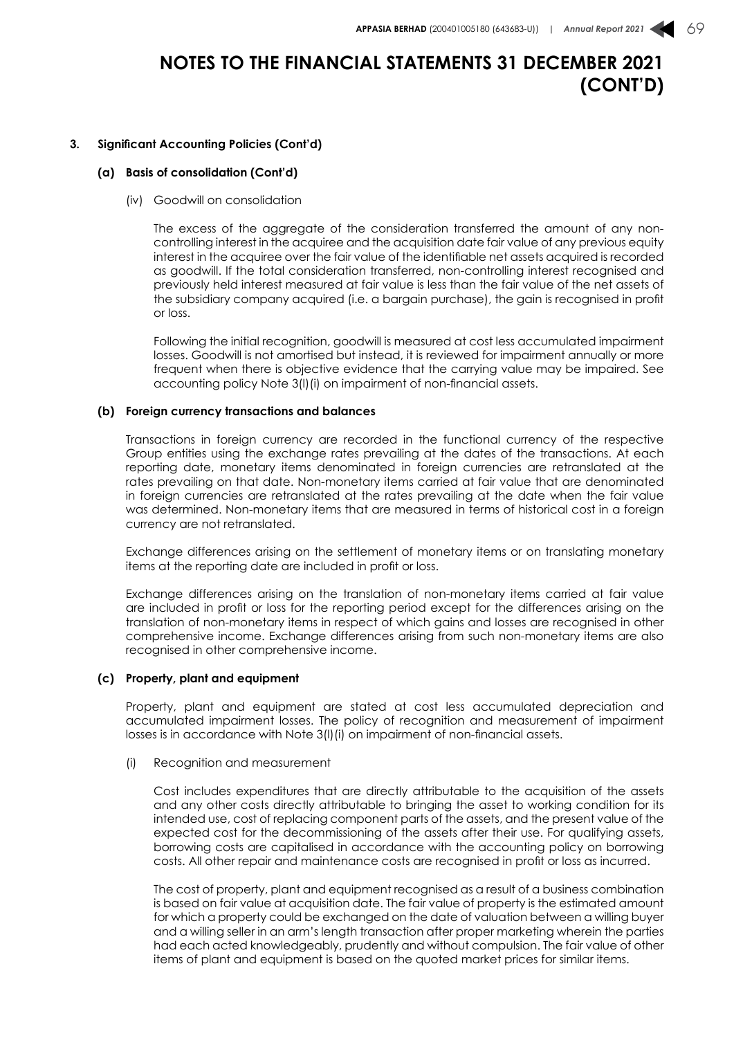# NOTES TO THE FINANCIAL STATEMENTS 31 DECEMBER 2021 (CONT'D)

**3. Significant Accounting Policies (Cont'd)**

**(a) Basis of consolidation (Cont'd)**

(iv) Goodwill on consolidation

The excess of the aggregate of the consideration transferred the amount of any non-controlling interest in the acquiree and the acquisition date fair value of any previous equity interest in the acquiree over the fair value of the identifiable net assets acquired is recorded as goodwill. If the total consideration transferred, non-controlling interest recognised and previously held interest measured at fair value is less than the fair value of the net assets of the subsidiary company acquired (i.e. a bargain purchase), the gain is recognised in profit or loss.

Following the initial recognition, goodwill is measured at cost less accumulated impairment losses. Goodwill is not amortised but instead, it is reviewed for impairment annually or more frequent when there is objective evidence that the carrying value may be impaired. See accounting policy Note 3(l)(i) on impairment of non-financial assets.

**(b) Foreign currency transactions and balances**

Transactions in foreign currency are recorded in the functional currency of the respective Group entities using the exchange rates prevailing at the dates of the transactions. At each reporting date, monetary items denominated in foreign currencies are retranslated at the rates prevailing on that date. Non-monetary items carried at fair value that are denominated in foreign currencies are retranslated at the rates prevailing at the date when the fair value was determined. Non-monetary items that are measured in terms of historical cost in a foreign currency are not retranslated.

Exchange differences arising on the settlement of monetary items or on translating monetary items at the reporting date are included in profit or loss.

Exchange differences arising on the translation of non-monetary items carried at fair value are included in profit or loss for the reporting period except for the differences arising on the translation of non-monetary items in respect of which gains and losses are recognised in other comprehensive income. Exchange differences arising from such non-monetary items are also recognised in other comprehensive income.

**(c) Property, plant and equipment**

Property, plant and equipment are stated at cost less accumulated depreciation and accumulated impairment losses. The policy of recognition and measurement of impairment losses is in accordance with Note 3(l)(i) on impairment of non-financial assets.

(i) Recognition and measurement

Cost includes expenditures that are directly attributable to the acquisition of the assets and any other costs directly attributable to bringing the asset to working condition for its intended use, cost of replacing component parts of the assets, and the present value of the expected cost for the decommissioning of the assets after their use. For qualifying assets, borrowing costs are capitalised in accordance with the accounting policy on borrowing costs. All other repair and maintenance costs are recognised in profit or loss as incurred.

The cost of property, plant and equipment recognised as a result of a business combination is based on fair value at acquisition date. The fair value of property is the estimated amount for which a property could be exchanged on the date of valuation between a willing buyer and a willing seller in an arm's length transaction after proper marketing wherein the parties had each acted knowledgeably, prudently and without compulsion. The fair value of other items of plant and equipment is based on the quoted market prices for similar items.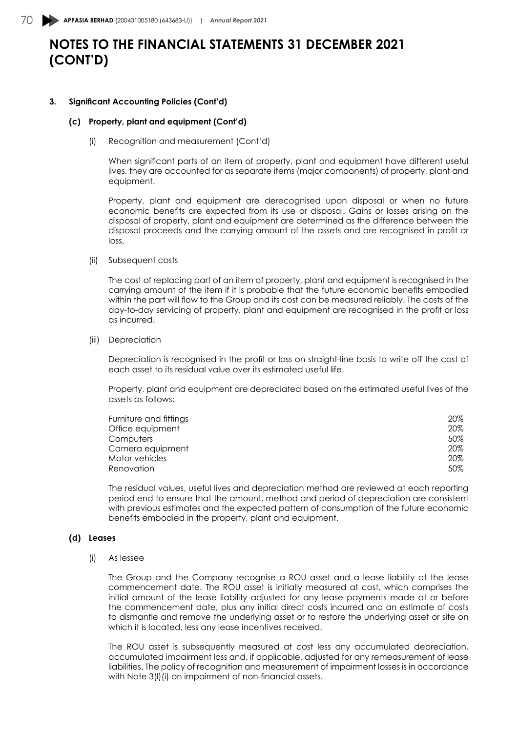# NOTES TO THE FINANCIAL STATEMENTS 31 DECEMBER 2021 (CONT'D)

## 3. Significant Accounting Policies (Cont'd)

### (c) Property, plant and equipment (Cont'd)

(i) Recognition and measurement (Cont'd)

When significant parts of an item of property, plant and equipment have different useful lives, they are accounted for as separate items (major components) of property, plant and equipment.

Property, plant and equipment are derecognised upon disposal or when no future economic benefits are expected from its use or disposal. Gains or losses arising on the disposal of property, plant and equipment are determined as the difference between the disposal proceeds and the carrying amount of the assets and are recognised in profit or loss.

(ii) Subsequent costs

The cost of replacing part of an item of property, plant and equipment is recognised in the carrying amount of the item if it is probable that the future economic benefits embodied within the part will flow to the Group and its cost can be measured reliably. The costs of the day-to-day servicing of property, plant and equipment are recognised in the profit or loss as incurred.

(iii) Depreciation

Depreciation is recognised in the profit or loss on straight-line basis to write off the cost of each asset to its residual value over its estimated useful life.

Property, plant and equipment are depreciated based on the estimated useful lives of the assets as follows:

| | |
|---|---|
| Furniture and fittings | 20% |
| Office equipment | 20% |
| Computers | 50% |
| Camera equipment | 20% |
| Motor vehicles | 20% |
| Renovation | 50% |

The residual values, useful lives and depreciation method are reviewed at each reporting period end to ensure that the amount, method and period of depreciation are consistent with previous estimates and the expected pattern of consumption of the future economic benefits embodied in the property, plant and equipment.

### (d) Leases

(i) As lessee

The Group and the Company recognise a ROU asset and a lease liability at the lease commencement date. The ROU asset is initially measured at cost, which comprises the initial amount of the lease liability adjusted for any lease payments made at or before the commencement date, plus any initial direct costs incurred and an estimate of costs to dismantle and remove the underlying asset or to restore the underlying asset or site on which it is located, less any lease incentives received.

The ROU asset is subsequently measured at cost less any accumulated depreciation, accumulated impairment loss and, if applicable, adjusted for any remeasurement of lease liabilities. The policy of recognition and measurement of impairment losses is in accordance with Note 3(l)(i) on impairment of non-financial assets.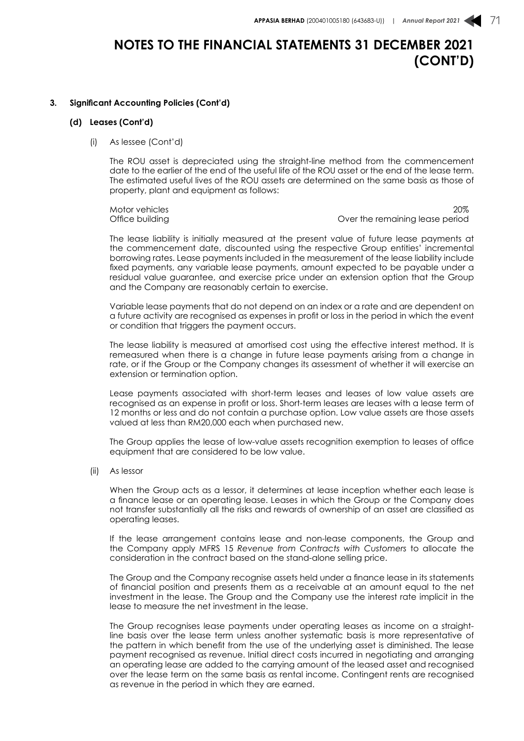# NOTES TO THE FINANCIAL STATEMENTS 31 DECEMBER 2021 (CONT'D)

**3. Significant Accounting Policies (Cont'd)**

**(d) Leases (Cont'd)**

(i) As lessee (Cont'd)

The ROU asset is depreciated using the straight-line method from the commencement date to the earlier of the end of the useful life of the ROU asset or the end of the lease term. The estimated useful lives of the ROU assets are determined on the same basis as those of property, plant and equipment as follows:

| | |
|---|---|
| Motor vehicles | 20% |
| Office building | Over the remaining lease period |

The lease liability is initially measured at the present value of future lease payments at the commencement date, discounted using the respective Group entities' incremental borrowing rates. Lease payments included in the measurement of the lease liability include fixed payments, any variable lease payments, amount expected to be payable under a residual value guarantee, and exercise price under an extension option that the Group and the Company are reasonably certain to exercise.

Variable lease payments that do not depend on an index or a rate and are dependent on a future activity are recognised as expenses in profit or loss in the period in which the event or condition that triggers the payment occurs.

The lease liability is measured at amortised cost using the effective interest method. It is remeasured when there is a change in future lease payments arising from a change in rate, or if the Group or the Company changes its assessment of whether it will exercise an extension or termination option.

Lease payments associated with short-term leases and leases of low value assets are recognised as an expense in profit or loss. Short-term leases are leases with a lease term of 12 months or less and do not contain a purchase option. Low value assets are those assets valued at less than RM20,000 each when purchased new.

The Group applies the lease of low-value assets recognition exemption to leases of office equipment that are considered to be low value.

(ii) As lessor

When the Group acts as a lessor, it determines at lease inception whether each lease is a finance lease or an operating lease. Leases in which the Group or the Company does not transfer substantially all the risks and rewards of ownership of an asset are classified as operating leases.

If the lease arrangement contains lease and non-lease components, the Group and the Company apply MFRS 15 *Revenue from Contracts with Customers* to allocate the consideration in the contract based on the stand-alone selling price.

The Group and the Company recognise assets held under a finance lease in its statements of financial position and presents them as a receivable at an amount equal to the net investment in the lease. The Group and the Company use the interest rate implicit in the lease to measure the net investment in the lease.

The Group recognises lease payments under operating leases as income on a straight-line basis over the lease term unless another systematic basis is more representative of the pattern in which benefit from the use of the underlying asset is diminished. The lease payment recognised as revenue. Initial direct costs incurred in negotiating and arranging an operating lease are added to the carrying amount of the leased asset and recognised over the lease term on the same basis as rental income. Contingent rents are recognised as revenue in the period in which they are earned.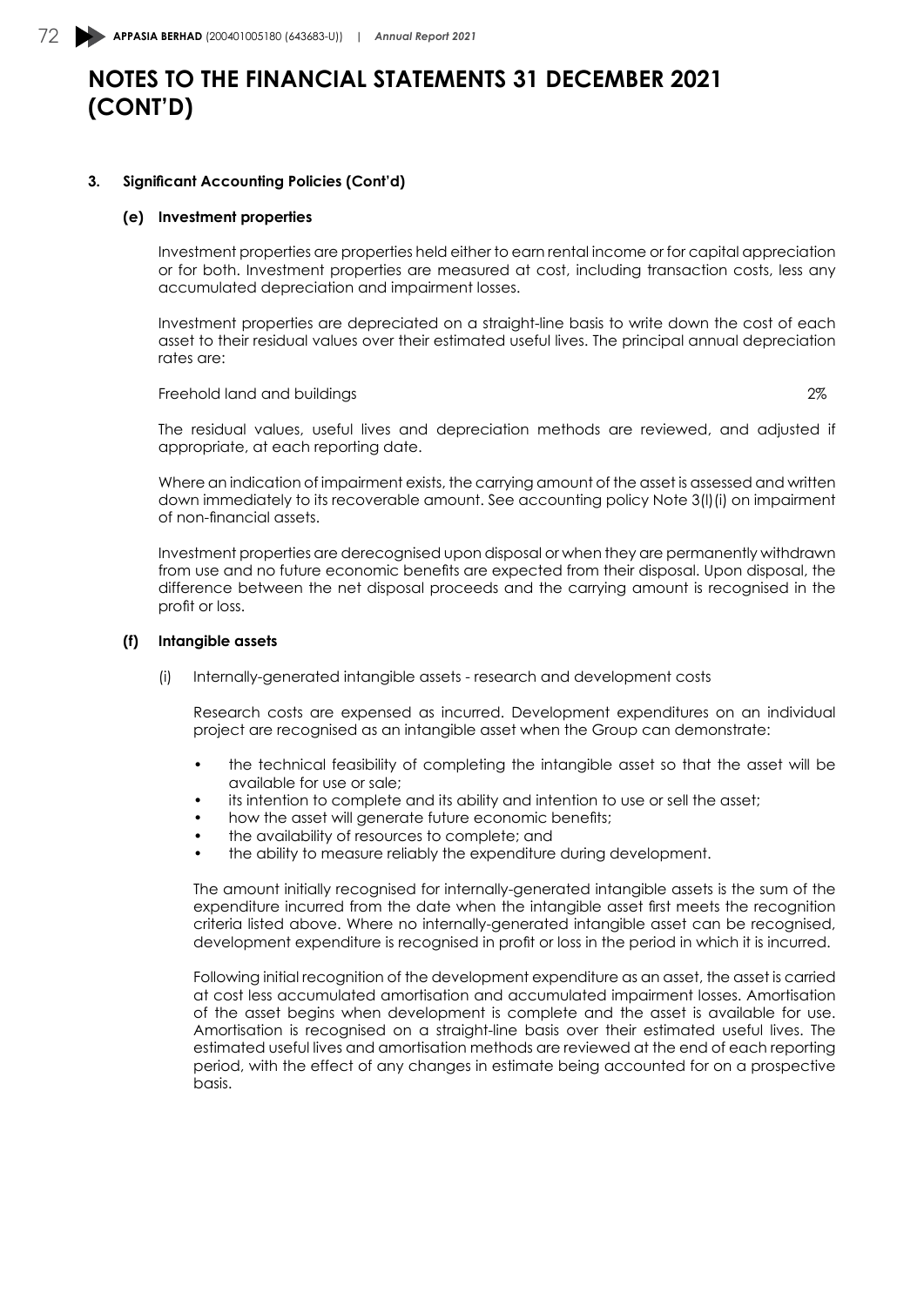# NOTES TO THE FINANCIAL STATEMENTS 31 DECEMBER 2021 (CONT'D)

**3. Significant Accounting Policies (Cont'd)**

**(e) Investment properties**

Investment properties are properties held either to earn rental income or for capital appreciation or for both. Investment properties are measured at cost, including transaction costs, less any accumulated depreciation and impairment losses.

Investment properties are depreciated on a straight-line basis to write down the cost of each asset to their residual values over their estimated useful lives. The principal annual depreciation rates are:

| | |
|---|---|
| Freehold land and buildings | 2% |

The residual values, useful lives and depreciation methods are reviewed, and adjusted if appropriate, at each reporting date.

Where an indication of impairment exists, the carrying amount of the asset is assessed and written down immediately to its recoverable amount. See accounting policy Note 3(l)(i) on impairment of non-financial assets.

Investment properties are derecognised upon disposal or when they are permanently withdrawn from use and no future economic benefits are expected from their disposal. Upon disposal, the difference between the net disposal proceeds and the carrying amount is recognised in the profit or loss.

**(f) Intangible assets**

(i) Internally-generated intangible assets - research and development costs

Research costs are expensed as incurred. Development expenditures on an individual project are recognised as an intangible asset when the Group can demonstrate:

- the technical feasibility of completing the intangible asset so that the asset will be available for use or sale;
- its intention to complete and its ability and intention to use or sell the asset;
- how the asset will generate future economic benefits;
- the availability of resources to complete; and
- the ability to measure reliably the expenditure during development.

The amount initially recognised for internally-generated intangible assets is the sum of the expenditure incurred from the date when the intangible asset first meets the recognition criteria listed above. Where no internally-generated intangible asset can be recognised, development expenditure is recognised in profit or loss in the period in which it is incurred.

Following initial recognition of the development expenditure as an asset, the asset is carried at cost less accumulated amortisation and accumulated impairment losses. Amortisation of the asset begins when development is complete and the asset is available for use. Amortisation is recognised on a straight-line basis over their estimated useful lives. The estimated useful lives and amortisation methods are reviewed at the end of each reporting period, with the effect of any changes in estimate being accounted for on a prospective basis.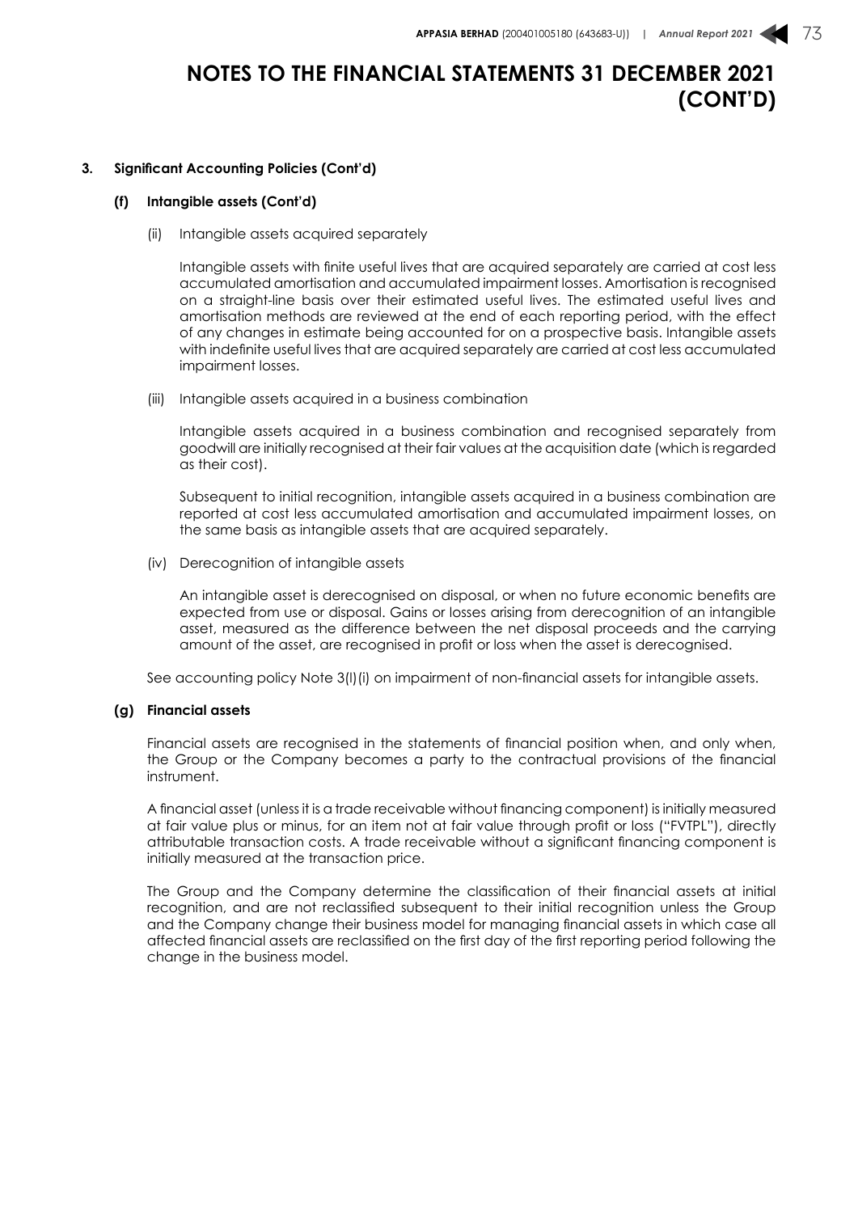# NOTES TO THE FINANCIAL STATEMENTS 31 DECEMBER 2021 (CONT'D)

**3. Significant Accounting Policies (Cont'd)**

**(f) Intangible assets (Cont'd)**

(ii) Intangible assets acquired separately

Intangible assets with finite useful lives that are acquired separately are carried at cost less accumulated amortisation and accumulated impairment losses. Amortisation is recognised on a straight-line basis over their estimated useful lives. The estimated useful lives and amortisation methods are reviewed at the end of each reporting period, with the effect of any changes in estimate being accounted for on a prospective basis. Intangible assets with indefinite useful lives that are acquired separately are carried at cost less accumulated impairment losses.

(iii) Intangible assets acquired in a business combination

Intangible assets acquired in a business combination and recognised separately from goodwill are initially recognised at their fair values at the acquisition date (which is regarded as their cost).

Subsequent to initial recognition, intangible assets acquired in a business combination are reported at cost less accumulated amortisation and accumulated impairment losses, on the same basis as intangible assets that are acquired separately.

(iv) Derecognition of intangible assets

An intangible asset is derecognised on disposal, or when no future economic benefits are expected from use or disposal. Gains or losses arising from derecognition of an intangible asset, measured as the difference between the net disposal proceeds and the carrying amount of the asset, are recognised in profit or loss when the asset is derecognised.

See accounting policy Note 3(l)(i) on impairment of non-financial assets for intangible assets.

**(g) Financial assets**

Financial assets are recognised in the statements of financial position when, and only when, the Group or the Company becomes a party to the contractual provisions of the financial instrument.

A financial asset (unless it is a trade receivable without financing component) is initially measured at fair value plus or minus, for an item not at fair value through profit or loss ("FVTPL"), directly attributable transaction costs. A trade receivable without a significant financing component is initially measured at the transaction price.

The Group and the Company determine the classification of their financial assets at initial recognition, and are not reclassified subsequent to their initial recognition unless the Group and the Company change their business model for managing financial assets in which case all affected financial assets are reclassified on the first day of the first reporting period following the change in the business model.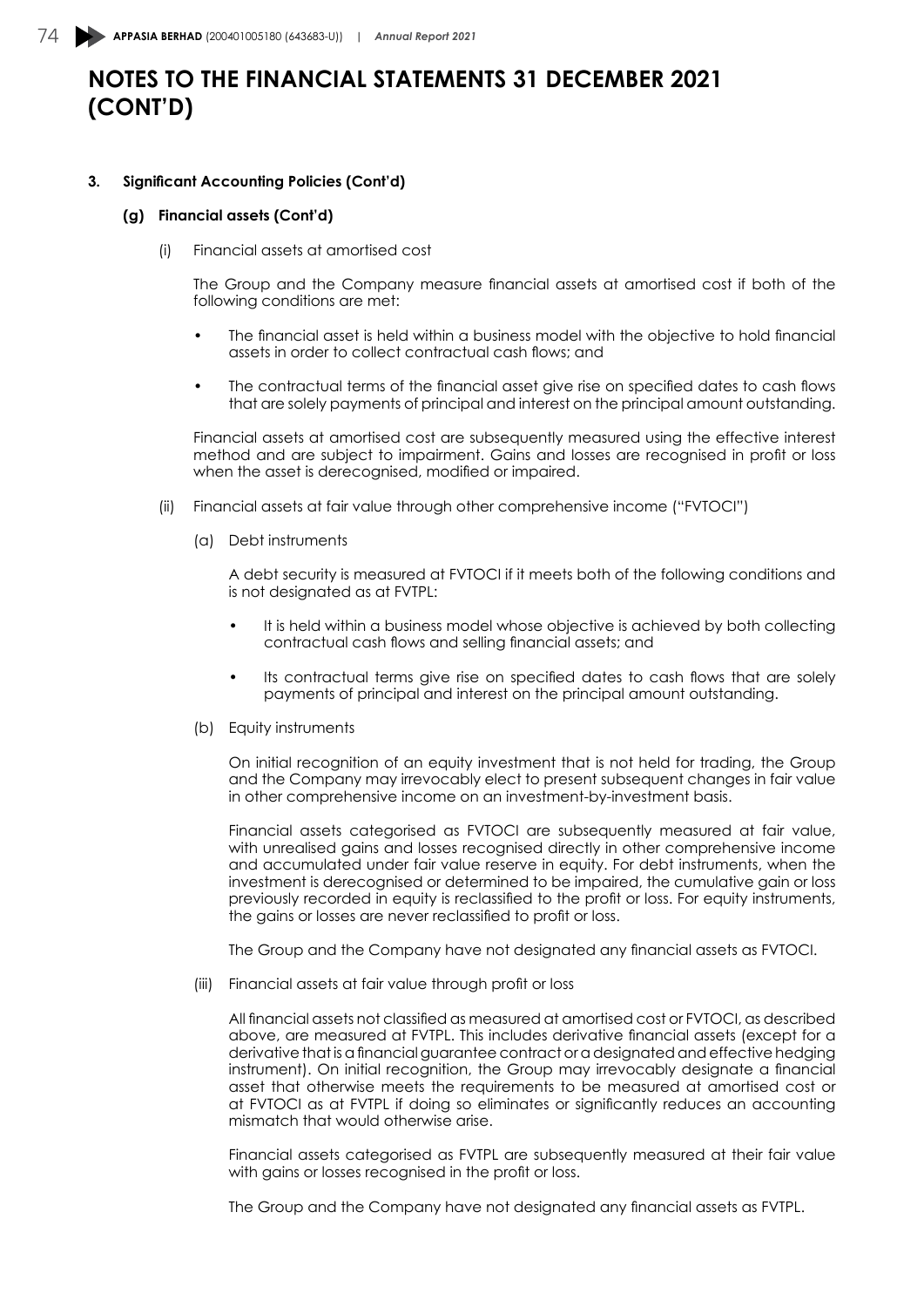# NOTES TO THE FINANCIAL STATEMENTS 31 DECEMBER 2021 (CONT'D)

**3. Significant Accounting Policies (Cont'd)**

**(g) Financial assets (Cont'd)**

(i) Financial assets at amortised cost

The Group and the Company measure financial assets at amortised cost if both of the following conditions are met:

- The financial asset is held within a business model with the objective to hold financial assets in order to collect contractual cash flows; and
- The contractual terms of the financial asset give rise on specified dates to cash flows that are solely payments of principal and interest on the principal amount outstanding.

Financial assets at amortised cost are subsequently measured using the effective interest method and are subject to impairment. Gains and losses are recognised in profit or loss when the asset is derecognised, modified or impaired.

(ii) Financial assets at fair value through other comprehensive income ("FVTOCI")

(a) Debt instruments

A debt security is measured at FVTOCI if it meets both of the following conditions and is not designated as at FVTPL:

- It is held within a business model whose objective is achieved by both collecting contractual cash flows and selling financial assets; and
- Its contractual terms give rise on specified dates to cash flows that are solely payments of principal and interest on the principal amount outstanding.

(b) Equity instruments

On initial recognition of an equity investment that is not held for trading, the Group and the Company may irrevocably elect to present subsequent changes in fair value in other comprehensive income on an investment-by-investment basis.

Financial assets categorised as FVTOCI are subsequently measured at fair value, with unrealised gains and losses recognised directly in other comprehensive income and accumulated under fair value reserve in equity. For debt instruments, when the investment is derecognised or determined to be impaired, the cumulative gain or loss previously recorded in equity is reclassified to the profit or loss. For equity instruments, the gains or losses are never reclassified to profit or loss.

The Group and the Company have not designated any financial assets as FVTOCI.

(iii) Financial assets at fair value through profit or loss

All financial assets not classified as measured at amortised cost or FVTOCI, as described above, are measured at FVTPL. This includes derivative financial assets (except for a derivative that is a financial guarantee contract or a designated and effective hedging instrument). On initial recognition, the Group may irrevocably designate a financial asset that otherwise meets the requirements to be measured at amortised cost or at FVTOCI as at FVTPL if doing so eliminates or significantly reduces an accounting mismatch that would otherwise arise.

Financial assets categorised as FVTPL are subsequently measured at their fair value with gains or losses recognised in the profit or loss.

The Group and the Company have not designated any financial assets as FVTPL.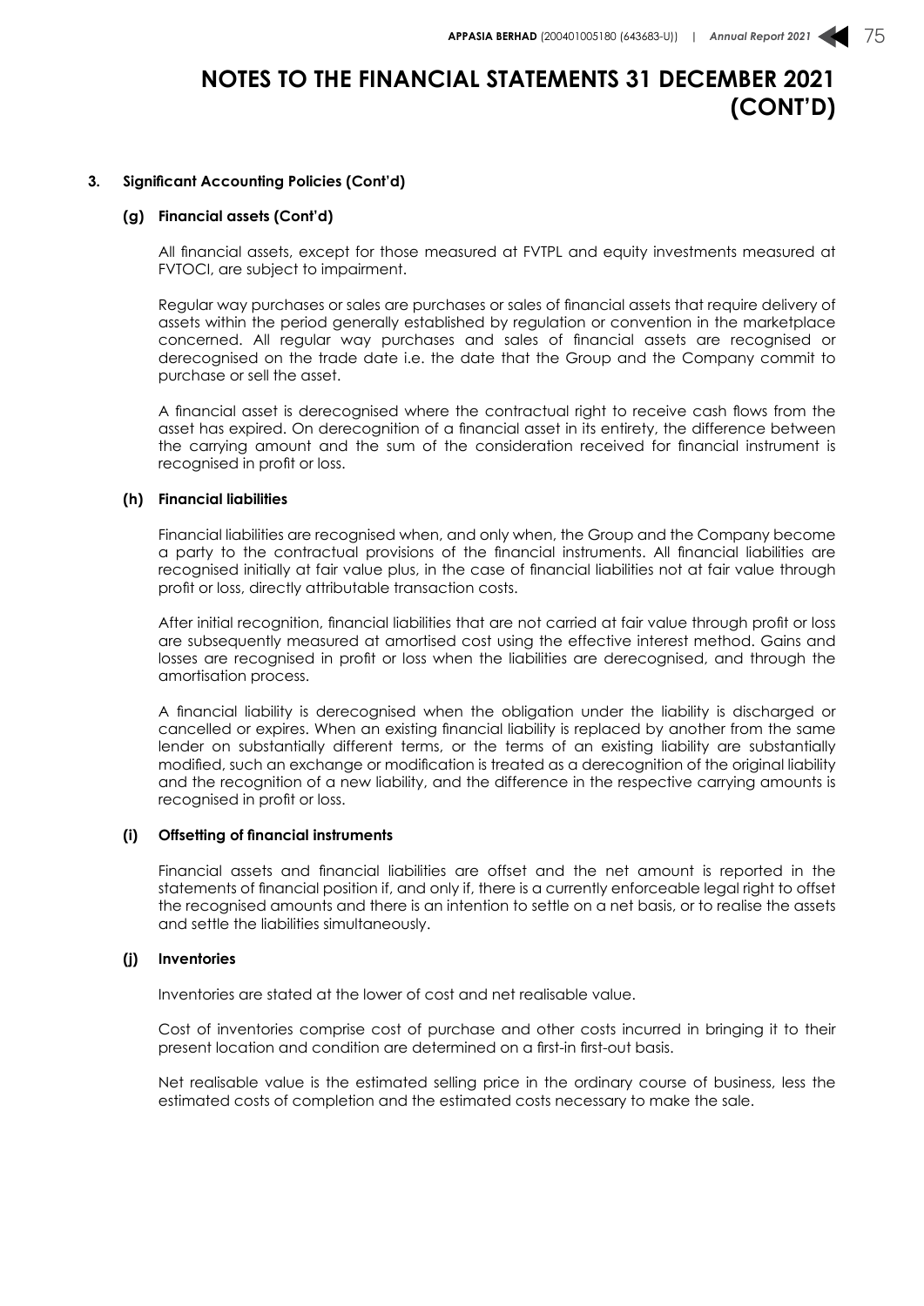# NOTES TO THE FINANCIAL STATEMENTS 31 DECEMBER 2021 (CONT'D)

## 3. Significant Accounting Policies (Cont'd)

### (g) Financial assets (Cont'd)

All financial assets, except for those measured at FVTPL and equity investments measured at FVTOCI, are subject to impairment.

Regular way purchases or sales are purchases or sales of financial assets that require delivery of assets within the period generally established by regulation or convention in the marketplace concerned. All regular way purchases and sales of financial assets are recognised or derecognised on the trade date i.e. the date that the Group and the Company commit to purchase or sell the asset.

A financial asset is derecognised where the contractual right to receive cash flows from the asset has expired. On derecognition of a financial asset in its entirety, the difference between the carrying amount and the sum of the consideration received for financial instrument is recognised in profit or loss.

### (h) Financial liabilities

Financial liabilities are recognised when, and only when, the Group and the Company become a party to the contractual provisions of the financial instruments. All financial liabilities are recognised initially at fair value plus, in the case of financial liabilities not at fair value through profit or loss, directly attributable transaction costs.

After initial recognition, financial liabilities that are not carried at fair value through profit or loss are subsequently measured at amortised cost using the effective interest method. Gains and losses are recognised in profit or loss when the liabilities are derecognised, and through the amortisation process.

A financial liability is derecognised when the obligation under the liability is discharged or cancelled or expires. When an existing financial liability is replaced by another from the same lender on substantially different terms, or the terms of an existing liability are substantially modified, such an exchange or modification is treated as a derecognition of the original liability and the recognition of a new liability, and the difference in the respective carrying amounts is recognised in profit or loss.

### (i) Offsetting of financial instruments

Financial assets and financial liabilities are offset and the net amount is reported in the statements of financial position if, and only if, there is a currently enforceable legal right to offset the recognised amounts and there is an intention to settle on a net basis, or to realise the assets and settle the liabilities simultaneously.

### (j) Inventories

Inventories are stated at the lower of cost and net realisable value.

Cost of inventories comprise cost of purchase and other costs incurred in bringing it to their present location and condition are determined on a first-in first-out basis.

Net realisable value is the estimated selling price in the ordinary course of business, less the estimated costs of completion and the estimated costs necessary to make the sale.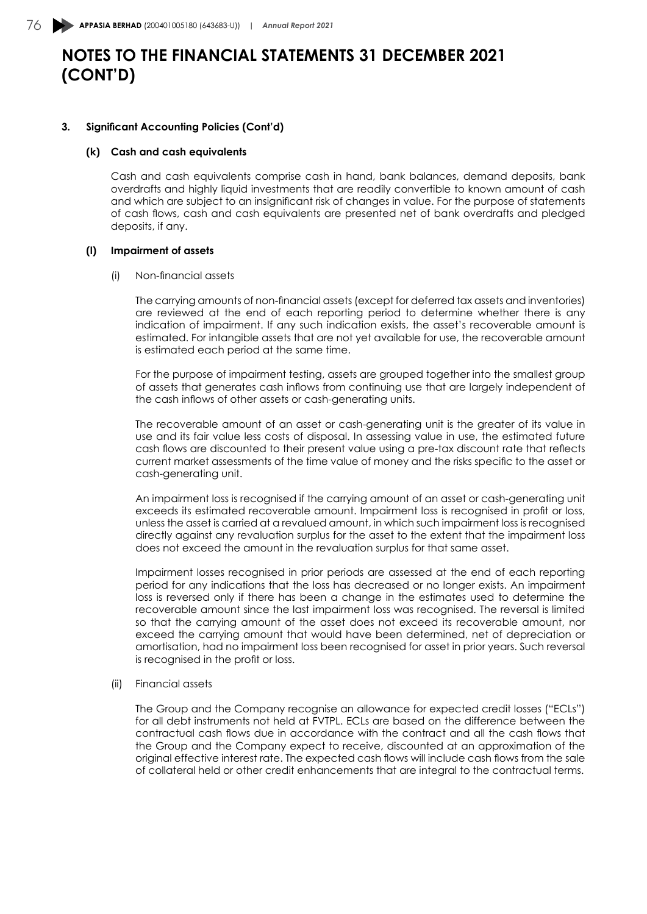# NOTES TO THE FINANCIAL STATEMENTS 31 DECEMBER 2021 (CONT'D)

**3. Significant Accounting Policies (Cont'd)**

**(k) Cash and cash equivalents**

Cash and cash equivalents comprise cash in hand, bank balances, demand deposits, bank overdrafts and highly liquid investments that are readily convertible to known amount of cash and which are subject to an insignificant risk of changes in value. For the purpose of statements of cash flows, cash and cash equivalents are presented net of bank overdrafts and pledged deposits, if any.

**(l) Impairment of assets**

(i) Non-financial assets

The carrying amounts of non-financial assets (except for deferred tax assets and inventories) are reviewed at the end of each reporting period to determine whether there is any indication of impairment. If any such indication exists, the asset's recoverable amount is estimated. For intangible assets that are not yet available for use, the recoverable amount is estimated each period at the same time.

For the purpose of impairment testing, assets are grouped together into the smallest group of assets that generates cash inflows from continuing use that are largely independent of the cash inflows of other assets or cash-generating units.

The recoverable amount of an asset or cash-generating unit is the greater of its value in use and its fair value less costs of disposal. In assessing value in use, the estimated future cash flows are discounted to their present value using a pre-tax discount rate that reflects current market assessments of the time value of money and the risks specific to the asset or cash-generating unit.

An impairment loss is recognised if the carrying amount of an asset or cash-generating unit exceeds its estimated recoverable amount. Impairment loss is recognised in profit or loss, unless the asset is carried at a revalued amount, in which such impairment loss is recognised directly against any revaluation surplus for the asset to the extent that the impairment loss does not exceed the amount in the revaluation surplus for that same asset.

Impairment losses recognised in prior periods are assessed at the end of each reporting period for any indications that the loss has decreased or no longer exists. An impairment loss is reversed only if there has been a change in the estimates used to determine the recoverable amount since the last impairment loss was recognised. The reversal is limited so that the carrying amount of the asset does not exceed its recoverable amount, nor exceed the carrying amount that would have been determined, net of depreciation or amortisation, had no impairment loss been recognised for asset in prior years. Such reversal is recognised in the profit or loss.

(ii) Financial assets

The Group and the Company recognise an allowance for expected credit losses ("ECLs") for all debt instruments not held at FVTPL. ECLs are based on the difference between the contractual cash flows due in accordance with the contract and all the cash flows that the Group and the Company expect to receive, discounted at an approximation of the original effective interest rate. The expected cash flows will include cash flows from the sale of collateral held or other credit enhancements that are integral to the contractual terms.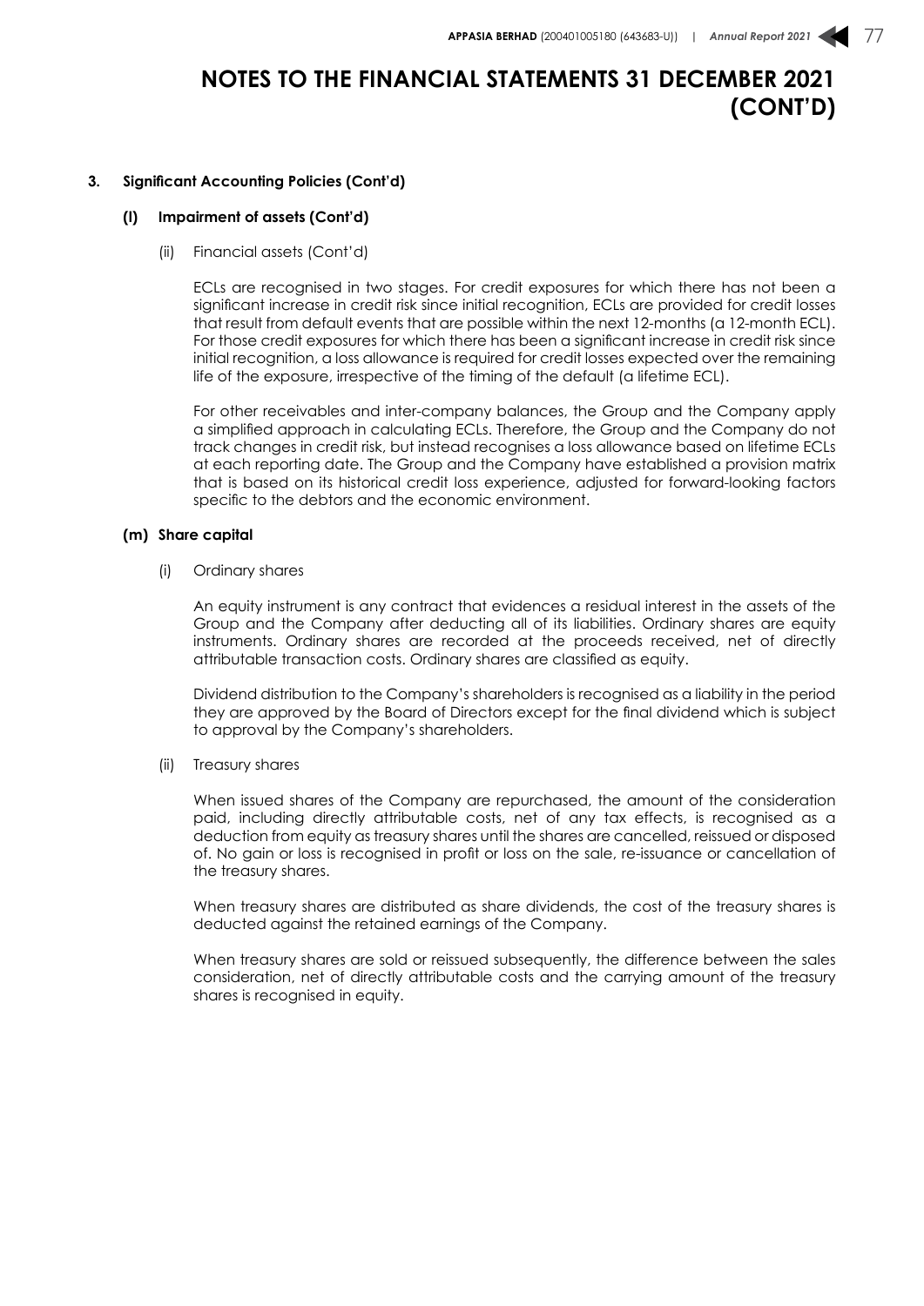# NOTES TO THE FINANCIAL STATEMENTS 31 DECEMBER 2021 (CONT'D)

**3. Significant Accounting Policies (Cont'd)**

**(l) Impairment of assets (Cont'd)**

(ii) Financial assets (Cont'd)

ECLs are recognised in two stages. For credit exposures for which there has not been a significant increase in credit risk since initial recognition, ECLs are provided for credit losses that result from default events that are possible within the next 12-months (a 12-month ECL). For those credit exposures for which there has been a significant increase in credit risk since initial recognition, a loss allowance is required for credit losses expected over the remaining life of the exposure, irrespective of the timing of the default (a lifetime ECL).

For other receivables and inter-company balances, the Group and the Company apply a simplified approach in calculating ECLs. Therefore, the Group and the Company do not track changes in credit risk, but instead recognises a loss allowance based on lifetime ECLs at each reporting date. The Group and the Company have established a provision matrix that is based on its historical credit loss experience, adjusted for forward-looking factors specific to the debtors and the economic environment.

**(m) Share capital**

(i) Ordinary shares

An equity instrument is any contract that evidences a residual interest in the assets of the Group and the Company after deducting all of its liabilities. Ordinary shares are equity instruments. Ordinary shares are recorded at the proceeds received, net of directly attributable transaction costs. Ordinary shares are classified as equity.

Dividend distribution to the Company's shareholders is recognised as a liability in the period they are approved by the Board of Directors except for the final dividend which is subject to approval by the Company's shareholders.

(ii) Treasury shares

When issued shares of the Company are repurchased, the amount of the consideration paid, including directly attributable costs, net of any tax effects, is recognised as a deduction from equity as treasury shares until the shares are cancelled, reissued or disposed of. No gain or loss is recognised in profit or loss on the sale, re-issuance or cancellation of the treasury shares.

When treasury shares are distributed as share dividends, the cost of the treasury shares is deducted against the retained earnings of the Company.

When treasury shares are sold or reissued subsequently, the difference between the sales consideration, net of directly attributable costs and the carrying amount of the treasury shares is recognised in equity.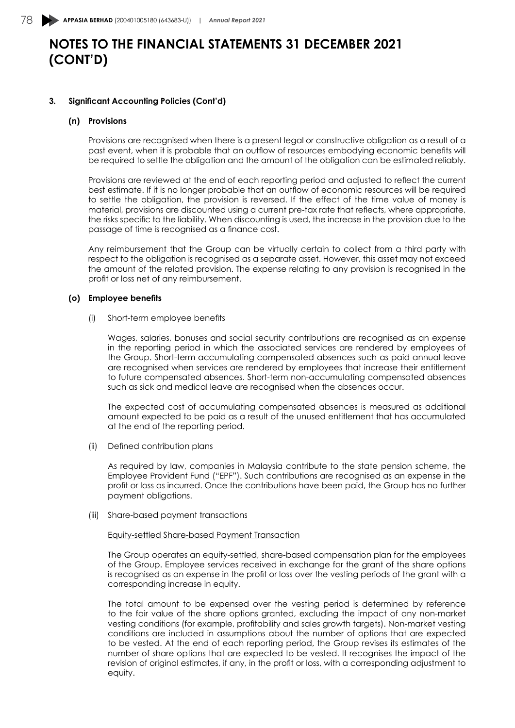# NOTES TO THE FINANCIAL STATEMENTS 31 DECEMBER 2021 (CONT'D)

**3. Significant Accounting Policies (Cont'd)**

**(n) Provisions**

Provisions are recognised when there is a present legal or constructive obligation as a result of a past event, when it is probable that an outflow of resources embodying economic benefits will be required to settle the obligation and the amount of the obligation can be estimated reliably.

Provisions are reviewed at the end of each reporting period and adjusted to reflect the current best estimate. If it is no longer probable that an outflow of economic resources will be required to settle the obligation, the provision is reversed. If the effect of the time value of money is material, provisions are discounted using a current pre-tax rate that reflects, where appropriate, the risks specific to the liability. When discounting is used, the increase in the provision due to the passage of time is recognised as a finance cost.

Any reimbursement that the Group can be virtually certain to collect from a third party with respect to the obligation is recognised as a separate asset. However, this asset may not exceed the amount of the related provision. The expense relating to any provision is recognised in the profit or loss net of any reimbursement.

**(o) Employee benefits**

(i) Short-term employee benefits

Wages, salaries, bonuses and social security contributions are recognised as an expense in the reporting period in which the associated services are rendered by employees of the Group. Short-term accumulating compensated absences such as paid annual leave are recognised when services are rendered by employees that increase their entitlement to future compensated absences. Short-term non-accumulating compensated absences such as sick and medical leave are recognised when the absences occur.

The expected cost of accumulating compensated absences is measured as additional amount expected to be paid as a result of the unused entitlement that has accumulated at the end of the reporting period.

(ii) Defined contribution plans

As required by law, companies in Malaysia contribute to the state pension scheme, the Employee Provident Fund ("EPF"). Such contributions are recognised as an expense in the profit or loss as incurred. Once the contributions have been paid, the Group has no further payment obligations.

(iii) Share-based payment transactions

Equity-settled Share-based Payment Transaction

The Group operates an equity-settled, share-based compensation plan for the employees of the Group. Employee services received in exchange for the grant of the share options is recognised as an expense in the profit or loss over the vesting periods of the grant with a corresponding increase in equity.

The total amount to be expensed over the vesting period is determined by reference to the fair value of the share options granted, excluding the impact of any non-market vesting conditions (for example, profitability and sales growth targets). Non-market vesting conditions are included in assumptions about the number of options that are expected to be vested. At the end of each reporting period, the Group revises its estimates of the number of share options that are expected to be vested. It recognises the impact of the revision of original estimates, if any, in the profit or loss, with a corresponding adjustment to equity.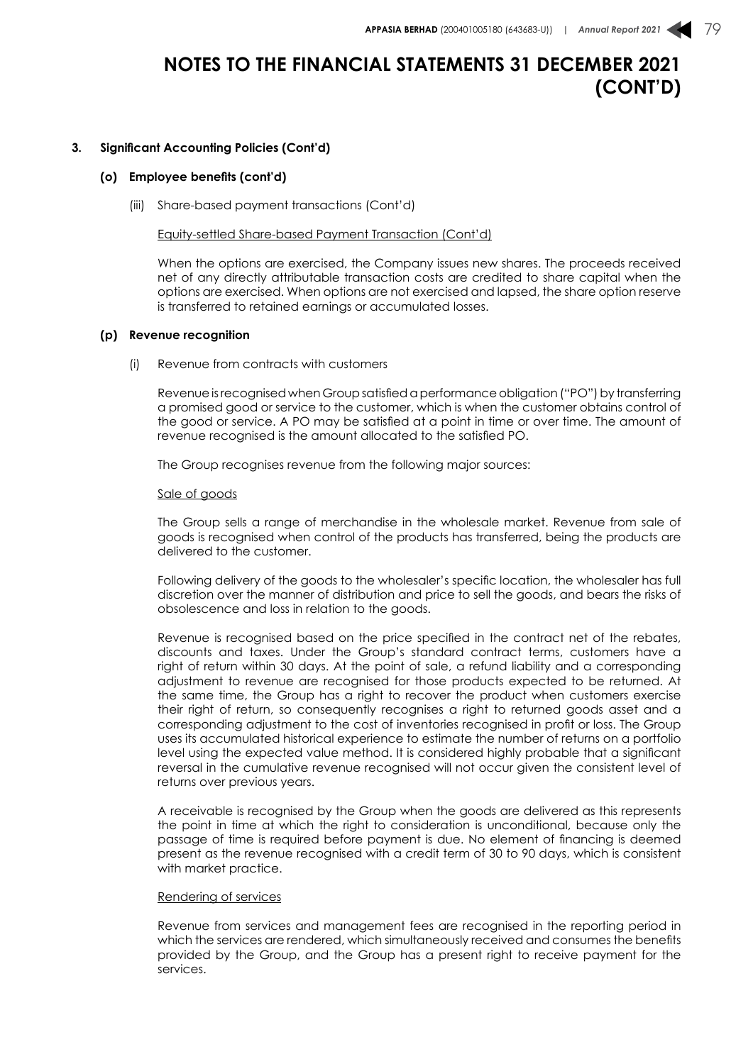# NOTES TO THE FINANCIAL STATEMENTS 31 DECEMBER 2021 (CONT'D)

**3. Significant Accounting Policies (Cont'd)**

**(o) Employee benefits (cont'd)**

(iii) Share-based payment transactions (Cont'd)

Equity-settled Share-based Payment Transaction (Cont'd)

When the options are exercised, the Company issues new shares. The proceeds received net of any directly attributable transaction costs are credited to share capital when the options are exercised. When options are not exercised and lapsed, the share option reserve is transferred to retained earnings or accumulated losses.

**(p) Revenue recognition**

(i) Revenue from contracts with customers

Revenue is recognised when Group satisfied a performance obligation ("PO") by transferring a promised good or service to the customer, which is when the customer obtains control of the good or service. A PO may be satisfied at a point in time or over time. The amount of revenue recognised is the amount allocated to the satisfied PO.

The Group recognises revenue from the following major sources:

Sale of goods

The Group sells a range of merchandise in the wholesale market. Revenue from sale of goods is recognised when control of the products has transferred, being the products are delivered to the customer.

Following delivery of the goods to the wholesaler's specific location, the wholesaler has full discretion over the manner of distribution and price to sell the goods, and bears the risks of obsolescence and loss in relation to the goods.

Revenue is recognised based on the price specified in the contract net of the rebates, discounts and taxes. Under the Group's standard contract terms, customers have a right of return within 30 days. At the point of sale, a refund liability and a corresponding adjustment to revenue are recognised for those products expected to be returned. At the same time, the Group has a right to recover the product when customers exercise their right of return, so consequently recognises a right to returned goods asset and a corresponding adjustment to the cost of inventories recognised in profit or loss. The Group uses its accumulated historical experience to estimate the number of returns on a portfolio level using the expected value method. It is considered highly probable that a significant reversal in the cumulative revenue recognised will not occur given the consistent level of returns over previous years.

A receivable is recognised by the Group when the goods are delivered as this represents the point in time at which the right to consideration is unconditional, because only the passage of time is required before payment is due. No element of financing is deemed present as the revenue recognised with a credit term of 30 to 90 days, which is consistent with market practice.

Rendering of services

Revenue from services and management fees are recognised in the reporting period in which the services are rendered, which simultaneously received and consumes the benefits provided by the Group, and the Group has a present right to receive payment for the services.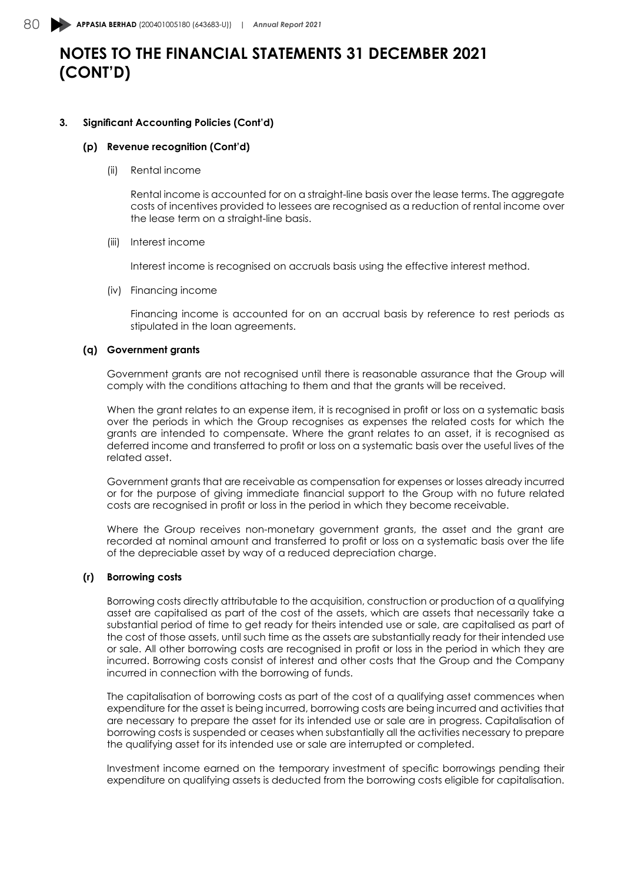# NOTES TO THE FINANCIAL STATEMENTS 31 DECEMBER 2021 (CONT'D)

**3. Significant Accounting Policies (Cont'd)**

**(p) Revenue recognition (Cont'd)**

(ii) Rental income

Rental income is accounted for on a straight-line basis over the lease terms. The aggregate costs of incentives provided to lessees are recognised as a reduction of rental income over the lease term on a straight-line basis.

(iii) Interest income

Interest income is recognised on accruals basis using the effective interest method.

(iv) Financing income

Financing income is accounted for on an accrual basis by reference to rest periods as stipulated in the loan agreements.

**(q) Government grants**

Government grants are not recognised until there is reasonable assurance that the Group will comply with the conditions attaching to them and that the grants will be received.

When the grant relates to an expense item, it is recognised in profit or loss on a systematic basis over the periods in which the Group recognises as expenses the related costs for which the grants are intended to compensate. Where the grant relates to an asset, it is recognised as deferred income and transferred to profit or loss on a systematic basis over the useful lives of the related asset.

Government grants that are receivable as compensation for expenses or losses already incurred or for the purpose of giving immediate financial support to the Group with no future related costs are recognised in profit or loss in the period in which they become receivable.

Where the Group receives non-monetary government grants, the asset and the grant are recorded at nominal amount and transferred to profit or loss on a systematic basis over the life of the depreciable asset by way of a reduced depreciation charge.

**(r) Borrowing costs**

Borrowing costs directly attributable to the acquisition, construction or production of a qualifying asset are capitalised as part of the cost of the assets, which are assets that necessarily take a substantial period of time to get ready for theirs intended use or sale, are capitalised as part of the cost of those assets, until such time as the assets are substantially ready for their intended use or sale. All other borrowing costs are recognised in profit or loss in the period in which they are incurred. Borrowing costs consist of interest and other costs that the Group and the Company incurred in connection with the borrowing of funds.

The capitalisation of borrowing costs as part of the cost of a qualifying asset commences when expenditure for the asset is being incurred, borrowing costs are being incurred and activities that are necessary to prepare the asset for its intended use or sale are in progress. Capitalisation of borrowing costs is suspended or ceases when substantially all the activities necessary to prepare the qualifying asset for its intended use or sale are interrupted or completed.

Investment income earned on the temporary investment of specific borrowings pending their expenditure on qualifying assets is deducted from the borrowing costs eligible for capitalisation.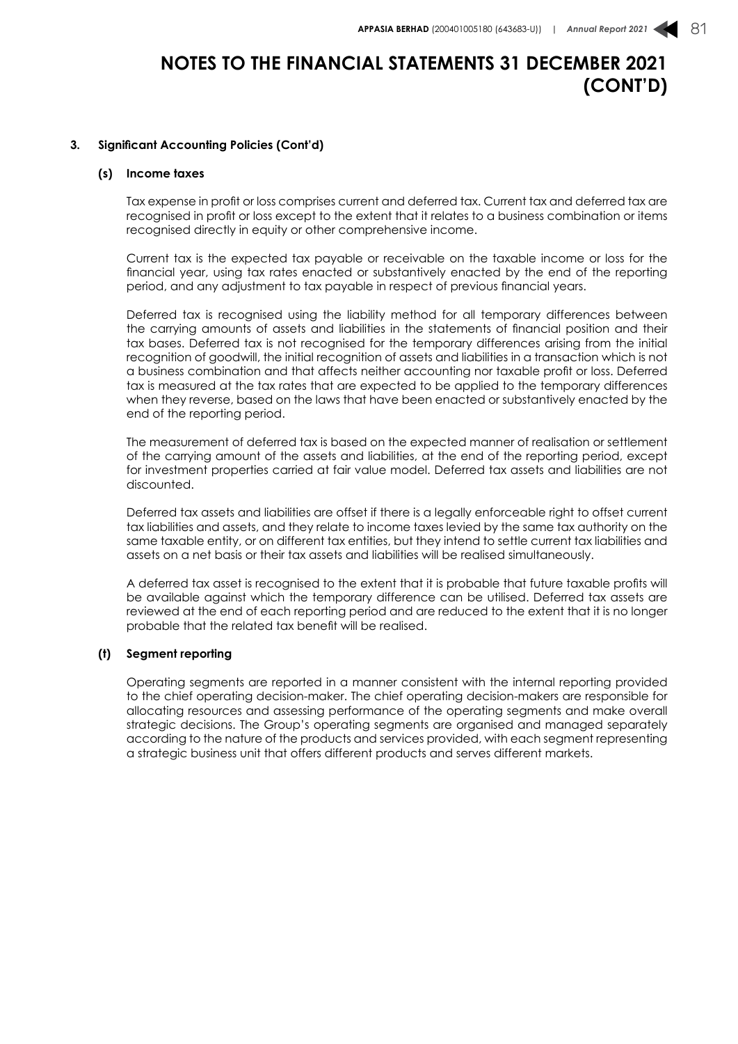# NOTES TO THE FINANCIAL STATEMENTS 31 DECEMBER 2021 (CONT'D)

**3. Significant Accounting Policies (Cont'd)**

**(s) Income taxes**

Tax expense in profit or loss comprises current and deferred tax. Current tax and deferred tax are recognised in profit or loss except to the extent that it relates to a business combination or items recognised directly in equity or other comprehensive income.

Current tax is the expected tax payable or receivable on the taxable income or loss for the financial year, using tax rates enacted or substantively enacted by the end of the reporting period, and any adjustment to tax payable in respect of previous financial years.

Deferred tax is recognised using the liability method for all temporary differences between the carrying amounts of assets and liabilities in the statements of financial position and their tax bases. Deferred tax is not recognised for the temporary differences arising from the initial recognition of goodwill, the initial recognition of assets and liabilities in a transaction which is not a business combination and that affects neither accounting nor taxable profit or loss. Deferred tax is measured at the tax rates that are expected to be applied to the temporary differences when they reverse, based on the laws that have been enacted or substantively enacted by the end of the reporting period.

The measurement of deferred tax is based on the expected manner of realisation or settlement of the carrying amount of the assets and liabilities, at the end of the reporting period, except for investment properties carried at fair value model. Deferred tax assets and liabilities are not discounted.

Deferred tax assets and liabilities are offset if there is a legally enforceable right to offset current tax liabilities and assets, and they relate to income taxes levied by the same tax authority on the same taxable entity, or on different tax entities, but they intend to settle current tax liabilities and assets on a net basis or their tax assets and liabilities will be realised simultaneously.

A deferred tax asset is recognised to the extent that it is probable that future taxable profits will be available against which the temporary difference can be utilised. Deferred tax assets are reviewed at the end of each reporting period and are reduced to the extent that it is no longer probable that the related tax benefit will be realised.

**(t) Segment reporting**

Operating segments are reported in a manner consistent with the internal reporting provided to the chief operating decision-maker. The chief operating decision-makers are responsible for allocating resources and assessing performance of the operating segments and make overall strategic decisions. The Group's operating segments are organised and managed separately according to the nature of the products and services provided, with each segment representing a strategic business unit that offers different products and serves different markets.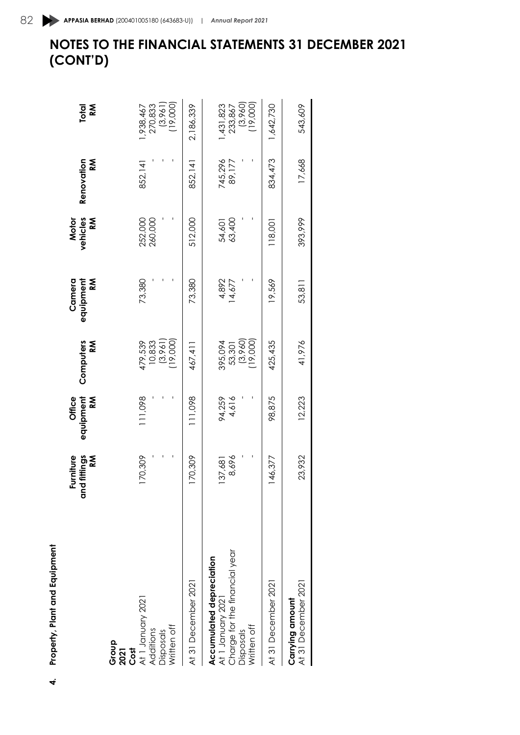# NOTES TO THE FINANCIAL STATEMENTS 31 DECEMBER 2021 (CONT'D)

## 4. Property, Plant and Equipment

| | Furniture and fittings RM | Office equipment RM | Computers RM | Camera equipment RM | Motor vehicles RM | Renovation RM | Total RM |
|---|---|---|---|---|---|---|---|
| **Group** | | | | | | | |
| **2021** | | | | | | | |
| **Cost** | | | | | | | |
| At 1 January 2021 | 170,309 | 111,098 | 479,539 | 73,380 | 252,000 | 852,141 | 1,938,467 |
| Additions | - | - | 10,833 | - | 260,000 | - | 270,833 |
| Disposals | - | - | (3,961) | - | - | - | (3,961) |
| Written off | - | - | (19,000) | - | - | - | (19,000) |
| At 31 December 2021 | 170,309 | 111,098 | 467,411 | 73,380 | 512,000 | 852,141 | 2,186,339 |
| **Accumulated depreciation** | | | | | | | |
| At 1 January 2021 | 137,681 | 94,259 | 395,094 | 4,892 | 54,601 | 745,296 | 1,431,823 |
| Charge for the financial year | 8,696 | 4,616 | 53,301 | 14,677 | 63,400 | 89,177 | 233,867 |
| Disposals | - | - | (3,960) | - | - | - | (3,960) |
| Written off | - | - | (19,000) | - | - | - | (19,000) |
| At 31 December 2021 | 146,377 | 98,875 | 425,435 | 19,569 | 118,001 | 834,473 | 1,642,730 |
| **Carrying amount** | | | | | | | |
| At 31 December 2021 | 23,932 | 12,223 | 41,976 | 53,811 | 393,999 | 17,668 | 543,609 |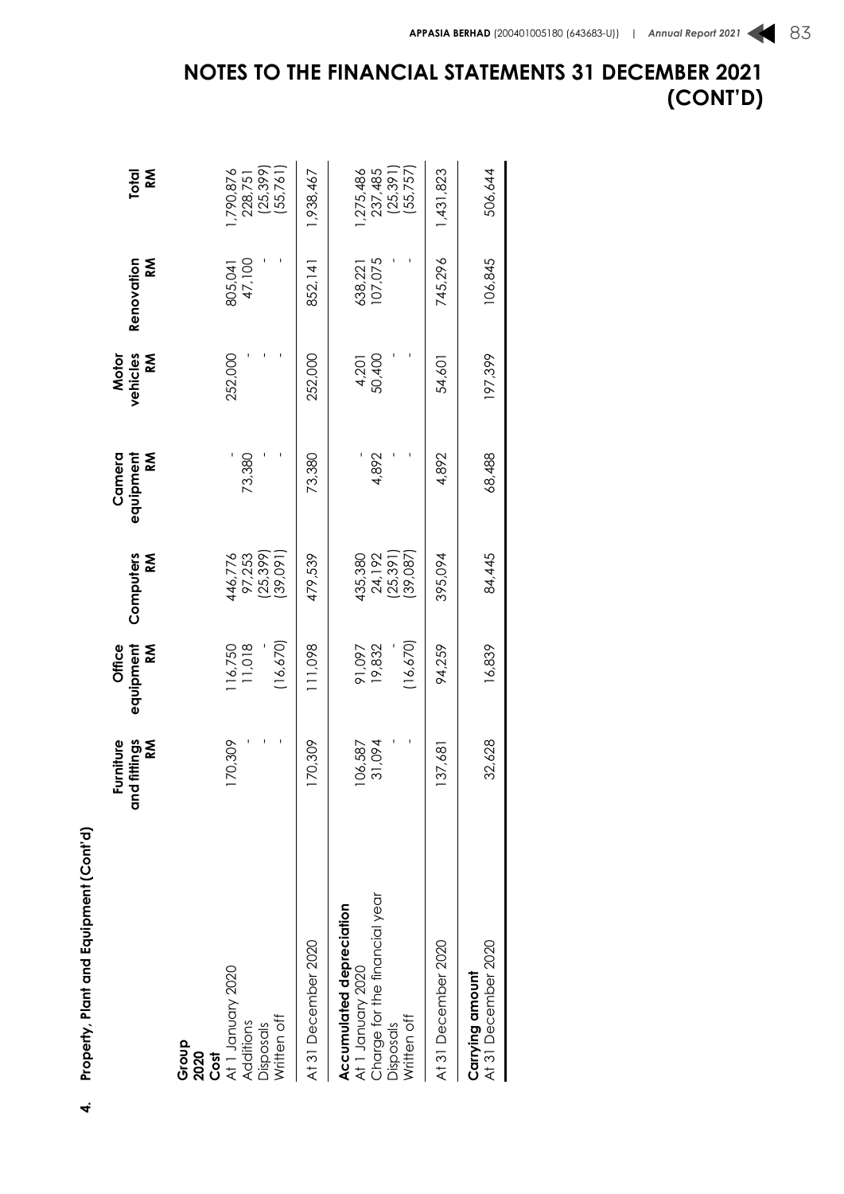# NOTES TO THE FINANCIAL STATEMENTS 31 DECEMBER 2021 (CONT'D)

**4. Property, Plant and Equipment (Cont'd)**

| | Furniture and fittings RM | Office equipment RM | Computers RM | Camera equipment RM | Motor vehicles RM | Renovation RM | Total RM |
|---|---|---|---|---|---|---|---|
| **Group** | | | | | | | |
| **2020** | | | | | | | |
| **Cost** | | | | | | | |
| At 1 January 2020 | 170,309 | 116,750 | 446,776 | - | 252,000 | 805,041 | 1,790,876 |
| Additions | - | 11,018 | 97,253 | 73,380 | - | 47,100 | 228,751 |
| Disposals | - | - | (25,399) | - | - | - | (25,399) |
| Written off | - | (16,670) | (39,091) | - | - | - | (55,761) |
| At 31 December 2020 | 170,309 | 111,098 | 479,539 | 73,380 | 252,000 | 852,141 | 1,938,467 |
| **Accumulated depreciation** | | | | | | | |
| At 1 January 2020 | 106,587 | 91,097 | 435,380 | - | 4,201 | 638,221 | 1,275,486 |
| Charge for the financial year | 31,094 | 19,832 | 24,192 | 4,892 | 50,400 | 107,075 | 237,485 |
| Disposals | - | - | (25,391) | - | - | - | (25,391) |
| Written off | - | (16,670) | (39,087) | - | - | - | (55,757) |
| At 31 December 2020 | 137,681 | 94,259 | 395,094 | 4,892 | 54,601 | 745,296 | 1,431,823 |
| **Carrying amount** | | | | | | | |
| At 31 December 2020 | 32,628 | 16,839 | 84,445 | 68,488 | 197,399 | 106,845 | 506,644 |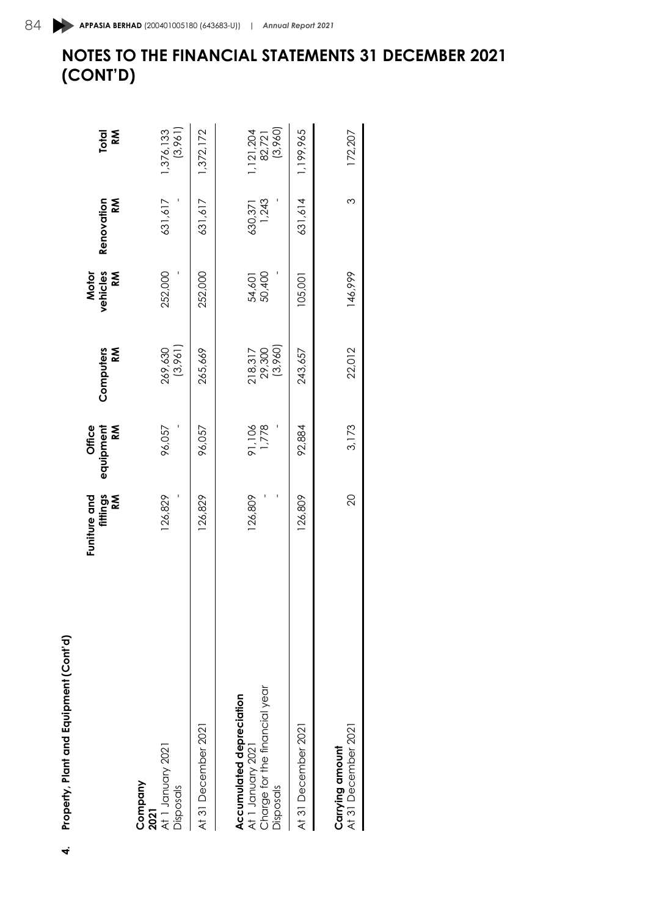# NOTES TO THE FINANCIAL STATEMENTS 31 DECEMBER 2021 (CONT'D)

**4. Property, Plant and Equipment (Cont'd)**

| | Funiture and fittings RM | Office equipment RM | Computers RM | Motor vehicles RM | Renovation RM | Total RM |
|---|---|---|---|---|---|---|
| **Company** | | | | | | |
| **2021** | | | | | | |
| At 1 January 2021 | 126,829 | 96,057 | 269,630 | 252,000 | 631,617 | 1,376,133 |
| Disposals | - | - | (3,961) | - | - | (3,961) |
| At 31 December 2021 | 126,829 | 96,057 | 265,669 | 252,000 | 631,617 | 1,372,172 |
| **Accumulated depreciation** | | | | | | |
| At 1 January 2021 | 126,809 | 91,106 | 218,317 | 54,601 | 630,371 | 1,121,204 |
| Charge for the financial year | - | 1,778 | 29,300 | 50,400 | 1,243 | 82,721 |
| Disposals | - | - | (3,960) | - | - | (3,960) |
| At 31 December 2021 | 126,809 | 92,884 | 243,657 | 105,001 | 631,614 | 1,199,965 |
| **Carrying amount** | | | | | | |
| At 31 December 2021 | 20 | 3,173 | 22,012 | 146,999 | 3 | 172,207 |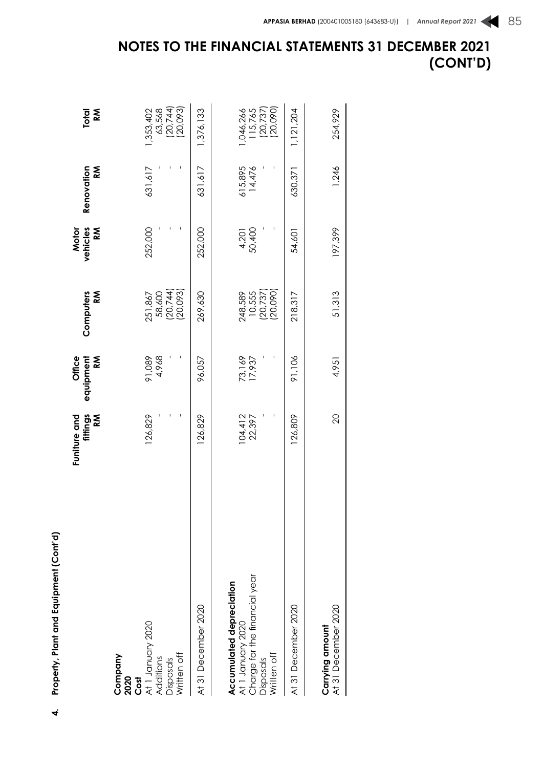# NOTES TO THE FINANCIAL STATEMENTS 31 DECEMBER 2021 (CONT'D)

**4. Property, Plant and Equipment (Cont'd)**

| | Funiture and fittings RM | Office equipment RM | Computers RM | Motor vehicles RM | Renovation RM | Total RM |
|---|---|---|---|---|---|---|
| **Company** | | | | | | |
| **2020** | | | | | | |
| **Cost** | | | | | | |
| At 1 January 2020 | 126,829 | 91,089 | 251,867 | 252,000 | 631,617 | 1,353,402 |
| Additions | - | 4,968 | 58,600 | - | - | 63,568 |
| Disposals | - | - | (20,744) | - | - | (20,744) |
| Written off | - | - | (20,093) | - | - | (20,093) |
| At 31 December 2020 | 126,829 | 96,057 | 269,630 | 252,000 | 631,617 | 1,376,133 |
| **Accumulated depreciation** | | | | | | |
| At 1 January 2020 | 104,412 | 73,169 | 248,589 | 4,201 | 615,895 | 1,046,266 |
| Charge for the financial year | 22,397 | 17,937 | 10,555 | 50,400 | 14,476 | 115,765 |
| Disposals | - | - | (20,737) | - | - | (20,737) |
| Written off | - | - | (20,090) | - | - | (20,090) |
| At 31 December 2020 | 126,809 | 91,106 | 218,317 | 54,601 | 630,371 | 1,121,204 |
| **Carrying amount** | | | | | | |
| At 31 December 2020 | 20 | 4,951 | 51,313 | 197,399 | 1,246 | 254,929 |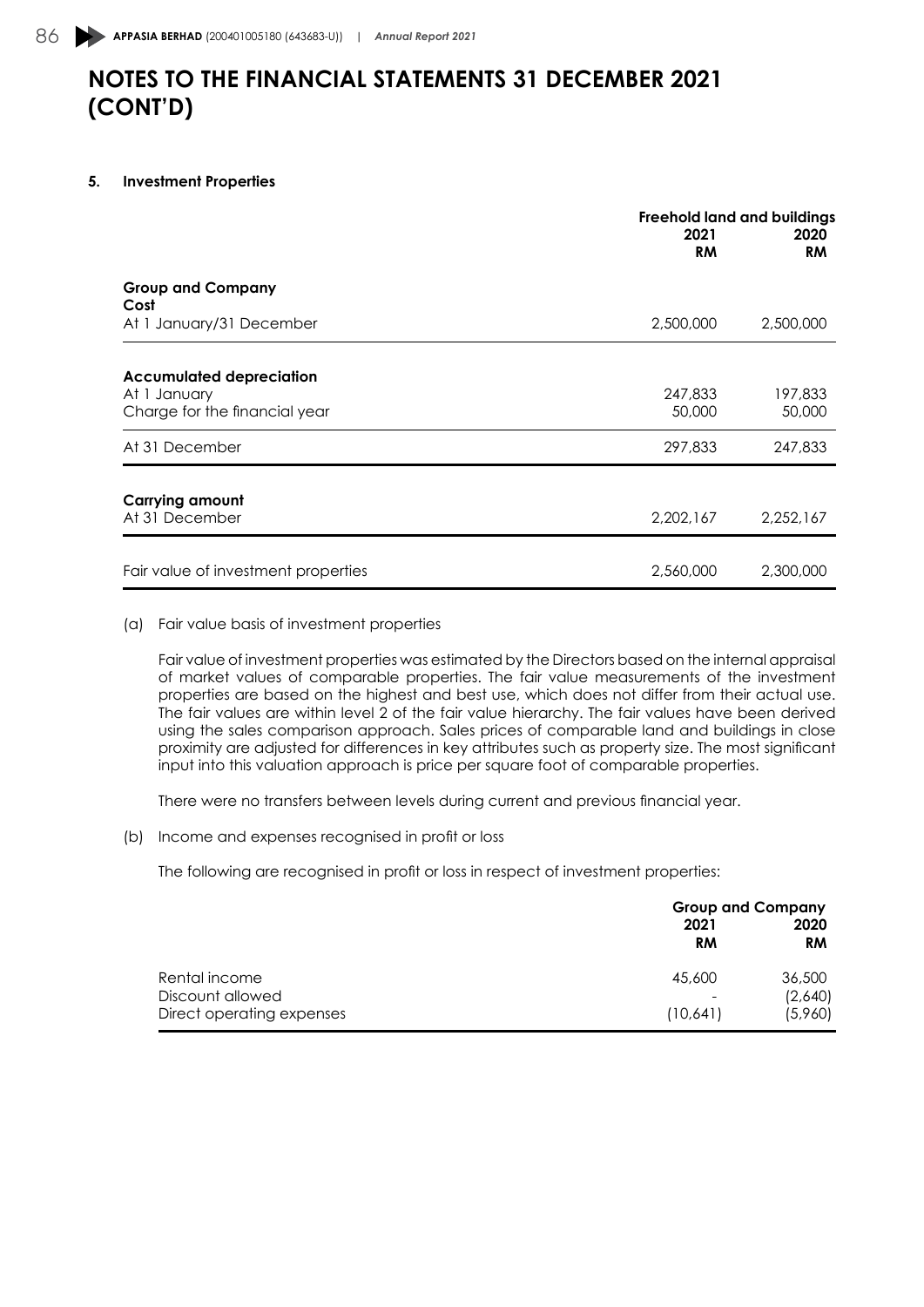# NOTES TO THE FINANCIAL STATEMENTS 31 DECEMBER 2021 (CONT'D)

## 5. Investment Properties

| | Freehold land and buildings | |
|---|---|---|
| | 2021 RM | 2020 RM |
| **Group and Company** | | |
| **Cost** | | |
| At 1 January/31 December | 2,500,000 | 2,500,000 |
| **Accumulated depreciation** | | |
| At 1 January | 247,833 | 197,833 |
| Charge for the financial year | 50,000 | 50,000 |
| At 31 December | 297,833 | 247,833 |
| **Carrying amount** | | |
| At 31 December | 2,202,167 | 2,252,167 |
| Fair value of investment properties | 2,560,000 | 2,300,000 |

(a) Fair value basis of investment properties

Fair value of investment properties was estimated by the Directors based on the internal appraisal of market values of comparable properties. The fair value measurements of the investment properties are based on the highest and best use, which does not differ from their actual use. The fair values are within level 2 of the fair value hierarchy. The fair values have been derived using the sales comparison approach. Sales prices of comparable land and buildings in close proximity are adjusted for differences in key attributes such as property size. The most significant input into this valuation approach is price per square foot of comparable properties.

There were no transfers between levels during current and previous financial year.

(b) Income and expenses recognised in profit or loss

The following are recognised in profit or loss in respect of investment properties:

| | Group and Company | |
|---|---|---|
| | 2021 RM | 2020 RM |
| Rental income | 45,600 | 36,500 |
| Discount allowed | - | (2,640) |
| Direct operating expenses | (10,641) | (5,960) |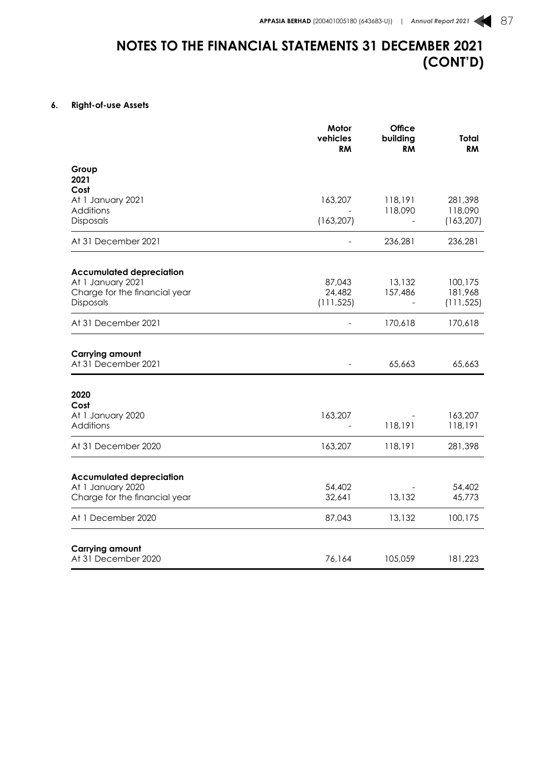# NOTES TO THE FINANCIAL STATEMENTS 31 DECEMBER 2021 (CONT'D)

## 6. Right-of-use Assets

| | Motor vehicles RM | Office building RM | Total RM |
|---|---|---|---|
| **Group** | | | |
| **2021** | | | |
| **Cost** | | | |
| At 1 January 2021 | 163,207 | 118,191 | 281,398 |
| Additions | - | 118,090 | 118,090 |
| Disposals | (163,207) | - | (163,207) |
| At 31 December 2021 | - | 236,281 | 236,281 |
| **Accumulated depreciation** | | | |
| At 1 January 2021 | 87,043 | 13,132 | 100,175 |
| Charge for the financial year | 24,482 | 157,486 | 181,968 |
| Disposals | (111,525) | - | (111,525) |
| At 31 December 2021 | - | 170,618 | 170,618 |
| **Carrying amount** | | | |
| At 31 December 2021 | - | 65,663 | 65,663 |
| **2020** | | | |
| **Cost** | | | |
| At 1 January 2020 | 163,207 | - | 163,207 |
| Additions | - | 118,191 | 118,191 |
| At 31 December 2020 | 163,207 | 118,191 | 281,398 |
| **Accumulated depreciation** | | | |
| At 1 January 2020 | 54,402 | - | 54,402 |
| Charge for the financial year | 32,641 | 13,132 | 45,773 |
| At 1 December 2020 | 87,043 | 13,132 | 100,175 |
| **Carrying amount** | | | |
| At 31 December 2020 | 76,164 | 105,059 | 181,223 |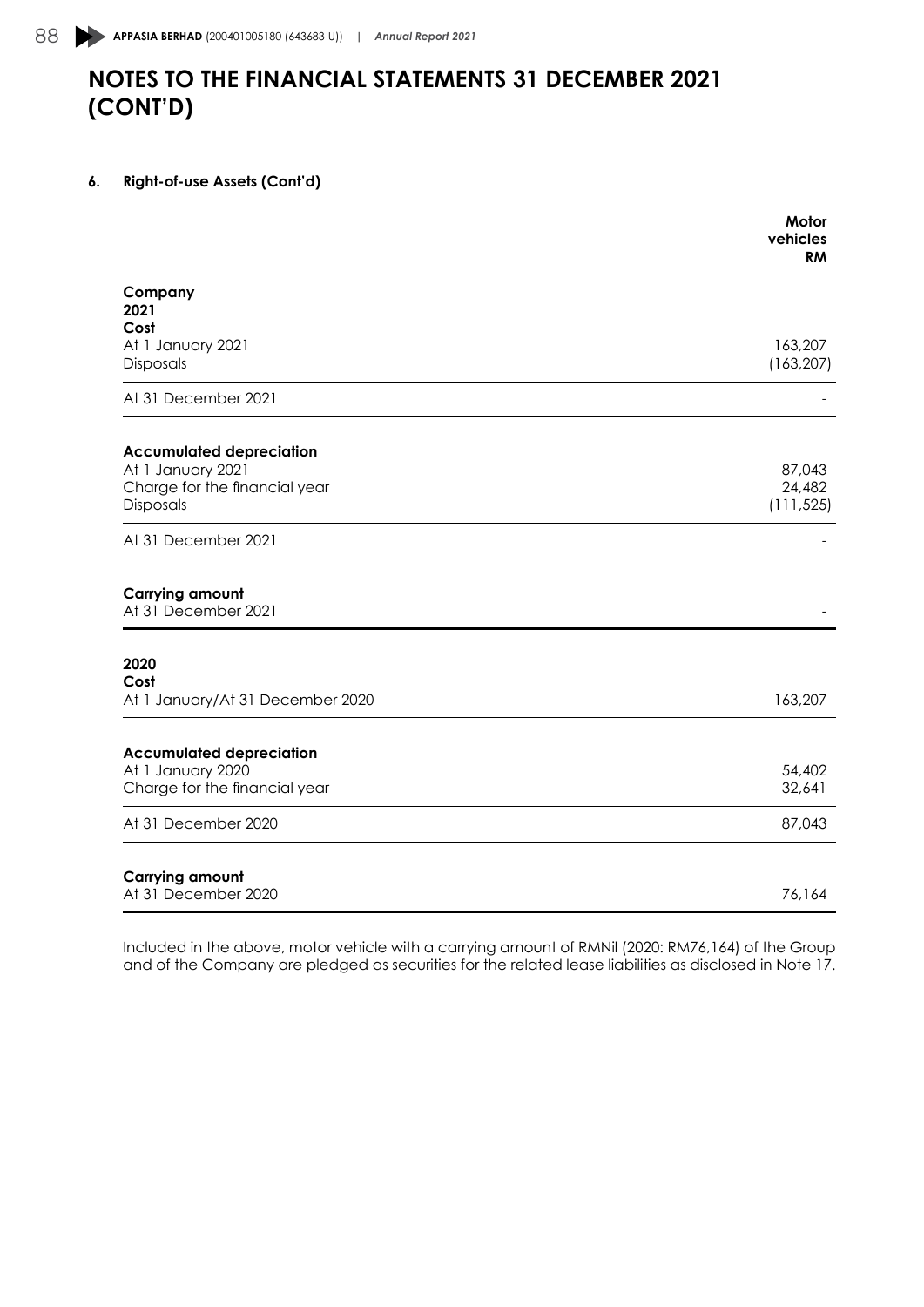# NOTES TO THE FINANCIAL STATEMENTS 31 DECEMBER 2021 (CONT'D)

**6. Right-of-use Assets (Cont'd)**

| | Motor vehicles RM |
|---|---|
| **Company** | |
| **2021** | |
| **Cost** | |
| At 1 January 2021 | 163,207 |
| Disposals | (163,207) |
| At 31 December 2021 | - |
| **Accumulated depreciation** | |
| At 1 January 2021 | 87,043 |
| Charge for the financial year | 24,482 |
| Disposals | (111,525) |
| At 31 December 2021 | - |
| **Carrying amount** | |
| At 31 December 2021 | - |
| **2020** | |
| **Cost** | |
| At 1 January/At 31 December 2020 | 163,207 |
| **Accumulated depreciation** | |
| At 1 January 2020 | 54,402 |
| Charge for the financial year | 32,641 |
| At 31 December 2020 | 87,043 |
| **Carrying amount** | |
| At 31 December 2020 | 76,164 |

Included in the above, motor vehicle with a carrying amount of RMNil (2020: RM76,164) of the Group and of the Company are pledged as securities for the related lease liabilities as disclosed in Note 17.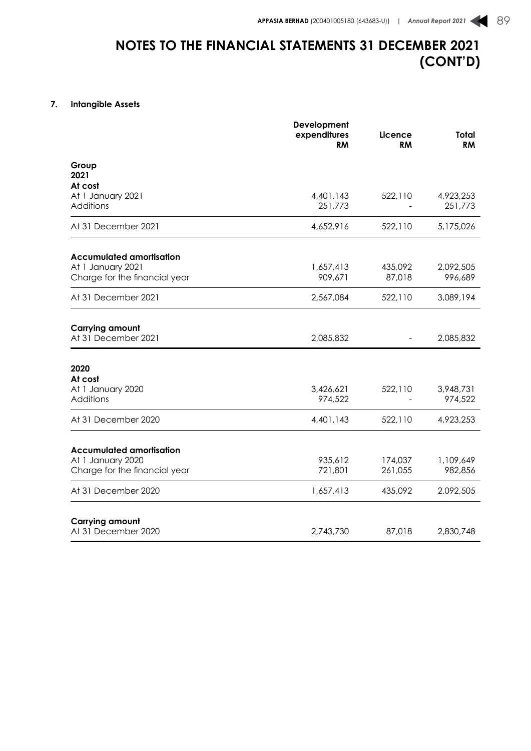# NOTES TO THE FINANCIAL STATEMENTS 31 DECEMBER 2021 (CONT'D)

## 7. Intangible Assets

| | Development expenditures RM | Licence RM | Total RM |
|---|---|---|---|
| **Group** | | | |
| **2021** | | | |
| **At cost** | | | |
| At 1 January 2021 | 4,401,143 | 522,110 | 4,923,253 |
| Additions | 251,773 | - | 251,773 |
| At 31 December 2021 | 4,652,916 | 522,110 | 5,175,026 |
| **Accumulated amortisation** | | | |
| At 1 January 2021 | 1,657,413 | 435,092 | 2,092,505 |
| Charge for the financial year | 909,671 | 87,018 | 996,689 |
| At 31 December 2021 | 2,567,084 | 522,110 | 3,089,194 |
| **Carrying amount** | | | |
| At 31 December 2021 | 2,085,832 | - | 2,085,832 |
| **2020** | | | |
| **At cost** | | | |
| At 1 January 2020 | 3,426,621 | 522,110 | 3,948,731 |
| Additions | 974,522 | - | 974,522 |
| At 31 December 2020 | 4,401,143 | 522,110 | 4,923,253 |
| **Accumulated amortisation** | | | |
| At 1 January 2020 | 935,612 | 174,037 | 1,109,649 |
| Charge for the financial year | 721,801 | 261,055 | 982,856 |
| At 31 December 2020 | 1,657,413 | 435,092 | 2,092,505 |
| **Carrying amount** | | | |
| At 31 December 2020 | 2,743,730 | 87,018 | 2,830,748 |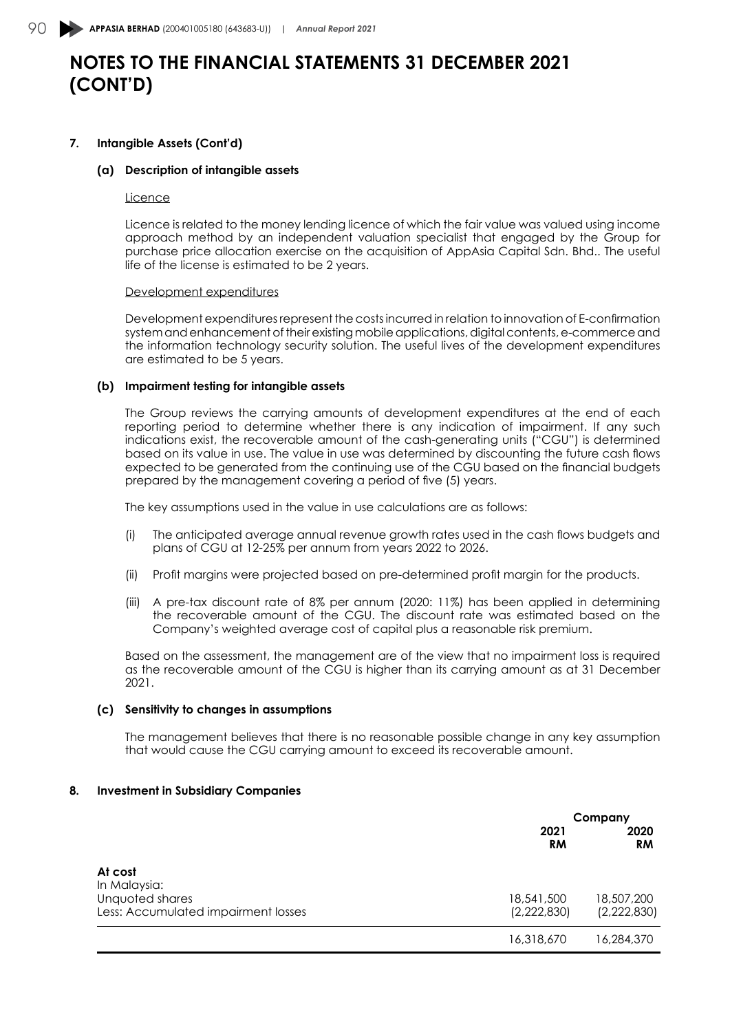# NOTES TO THE FINANCIAL STATEMENTS 31 DECEMBER 2021 (CONT'D)

## 7. Intangible Assets (Cont'd)

### (a) Description of intangible assets

Licence

Licence is related to the money lending licence of which the fair value was valued using income approach method by an independent valuation specialist that engaged by the Group for purchase price allocation exercise on the acquisition of AppAsia Capital Sdn. Bhd.. The useful life of the license is estimated to be 2 years.

Development expenditures

Development expenditures represent the costs incurred in relation to innovation of E-confirmation system and enhancement of their existing mobile applications, digital contents, e-commerce and the information technology security solution. The useful lives of the development expenditures are estimated to be 5 years.

### (b) Impairment testing for intangible assets

The Group reviews the carrying amounts of development expenditures at the end of each reporting period to determine whether there is any indication of impairment. If any such indications exist, the recoverable amount of the cash-generating units ("CGU") is determined based on its value in use. The value in use was determined by discounting the future cash flows expected to be generated from the continuing use of the CGU based on the financial budgets prepared by the management covering a period of five (5) years.

The key assumptions used in the value in use calculations are as follows:

(i) The anticipated average annual revenue growth rates used in the cash flows budgets and plans of CGU at 12-25% per annum from years 2022 to 2026.

(ii) Profit margins were projected based on pre-determined profit margin for the products.

(iii) A pre-tax discount rate of 8% per annum (2020: 11%) has been applied in determining the recoverable amount of the CGU. The discount rate was estimated based on the Company's weighted average cost of capital plus a reasonable risk premium.

Based on the assessment, the management are of the view that no impairment loss is required as the recoverable amount of the CGU is higher than its carrying amount as at 31 December 2021.

### (c) Sensitivity to changes in assumptions

The management believes that there is no reasonable possible change in any key assumption that would cause the CGU carrying amount to exceed its recoverable amount.

## 8. Investment in Subsidiary Companies

| | Company | |
|---|---|---|
| | **2021** **RM** | **2020** **RM** |
| **At cost** | | |
| In Malaysia: | | |
| Unquoted shares | 18,541,500 | 18,507,200 |
| Less: Accumulated impairment losses | (2,222,830) | (2,222,830) |
| | 16,318,670 | 16,284,370 |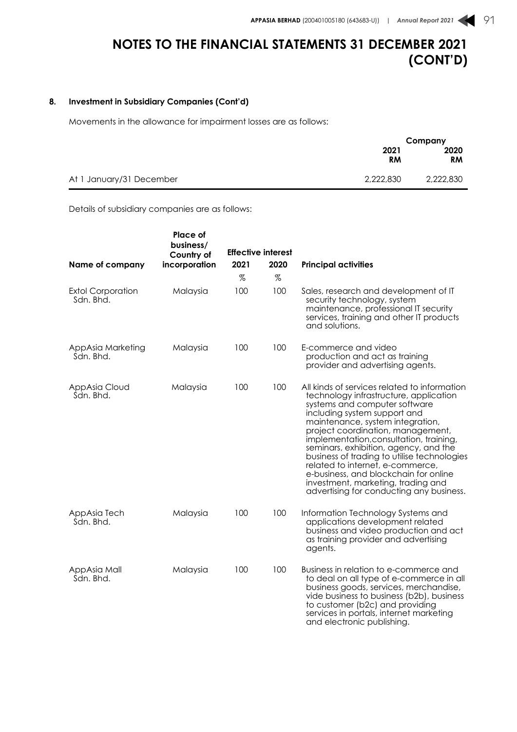# NOTES TO THE FINANCIAL STATEMENTS 31 DECEMBER 2021 (CONT'D)

## 8. Investment in Subsidiary Companies (Cont'd)

Movements in the allowance for impairment losses are as follows:

| | Company | |
|---|---|---|
| | **2021** | **2020** |
| | **RM** | **RM** |
| At 1 January/31 December | 2,222,830 | 2,222,830 |

Details of subsidiary companies are as follows:

| Name of company | Place of business/ Country of incorporation | Effective interest | | Principal activities |
|---|---|---|---|---|
| | | 2021 | 2020 | |
| | | % | % | |
| Extol Corporation Sdn. Bhd. | Malaysia | 100 | 100 | Sales, research and development of IT security technology, system maintenance, professional IT security services, training and other IT products and solutions. |
| AppAsia Marketing Sdn. Bhd. | Malaysia | 100 | 100 | E-commerce and video production and act as training provider and advertising agents. |
| AppAsia Cloud Sdn. Bhd. | Malaysia | 100 | 100 | All kinds of services related to information technology infrastructure, application systems and computer software including system support and maintenance, system integration, project coordination, management, implementation,consultation, training, seminars, exhibition, agency, and the business of trading to utilise technologies related to internet, e-commerce, e-business, and blockchain for online investment, marketing, trading and advertising for conducting any business. |
| AppAsia Tech Sdn. Bhd. | Malaysia | 100 | 100 | Information Technology Systems and applications development related business and video production and act as training provider and advertising agents. |
| AppAsia Mall Sdn. Bhd. | Malaysia | 100 | 100 | Business in relation to e-commerce and to deal on all type of e-commerce in all business goods, services, merchandise, vide business to business (b2b), business to customer (b2c) and providing services in portals, internet marketing and electronic publishing. |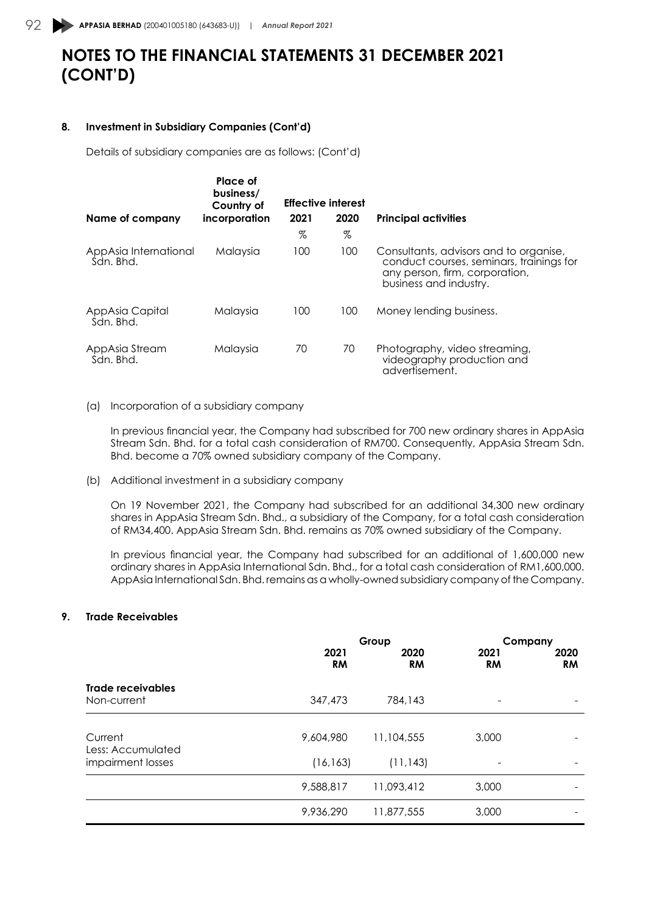# NOTES TO THE FINANCIAL STATEMENTS 31 DECEMBER 2021 (CONT'D)

## 8. Investment in Subsidiary Companies (Cont'd)

Details of subsidiary companies are as follows: (Cont'd)

| Name of company | Place of business/ Country of incorporation | Effective interest 2021 | Effective interest 2020 | Principal activities |
|---|---|---|---|---|
| | | % | % | |
| AppAsia International Sdn. Bhd. | Malaysia | 100 | 100 | Consultants, advisors and to organise, conduct courses, seminars, trainings for any person, firm, corporation, business and industry. |
| AppAsia Capital Sdn. Bhd. | Malaysia | 100 | 100 | Money lending business. |
| AppAsia Stream Sdn. Bhd. | Malaysia | 70 | 70 | Photography, video streaming, videography production and advertisement. |

(a) Incorporation of a subsidiary company

In previous financial year, the Company had subscribed for 700 new ordinary shares in AppAsia Stream Sdn. Bhd. for a total cash consideration of RM700. Consequently, AppAsia Stream Sdn. Bhd. become a 70% owned subsidiary company of the Company.

(b) Additional investment in a subsidiary company

On 19 November 2021, the Company had subscribed for an additional 34,300 new ordinary shares in AppAsia Stream Sdn. Bhd., a subsidiary of the Company, for a total cash consideration of RM34,400. AppAsia Stream Sdn. Bhd. remains as 70% owned subsidiary of the Company.

In previous financial year, the Company had subscribed for an additional of 1,600,000 new ordinary shares in AppAsia International Sdn. Bhd., for a total cash consideration of RM1,600,000. AppAsia International Sdn. Bhd. remains as a wholly-owned subsidiary company of the Company.

## 9. Trade Receivables

| | Group 2021 RM | Group 2020 RM | Company 2021 RM | Company 2020 RM |
|---|---|---|---|---|
| **Trade receivables** | | | | |
| Non-current | 347,473 | 784,143 | - | - |
| Current | 9,604,980 | 11,104,555 | 3,000 | - |
| Less: Accumulated impairment losses | (16,163) | (11,143) | - | - |
| | 9,588,817 | 11,093,412 | 3,000 | - |
| | 9,936,290 | 11,877,555 | 3,000 | - |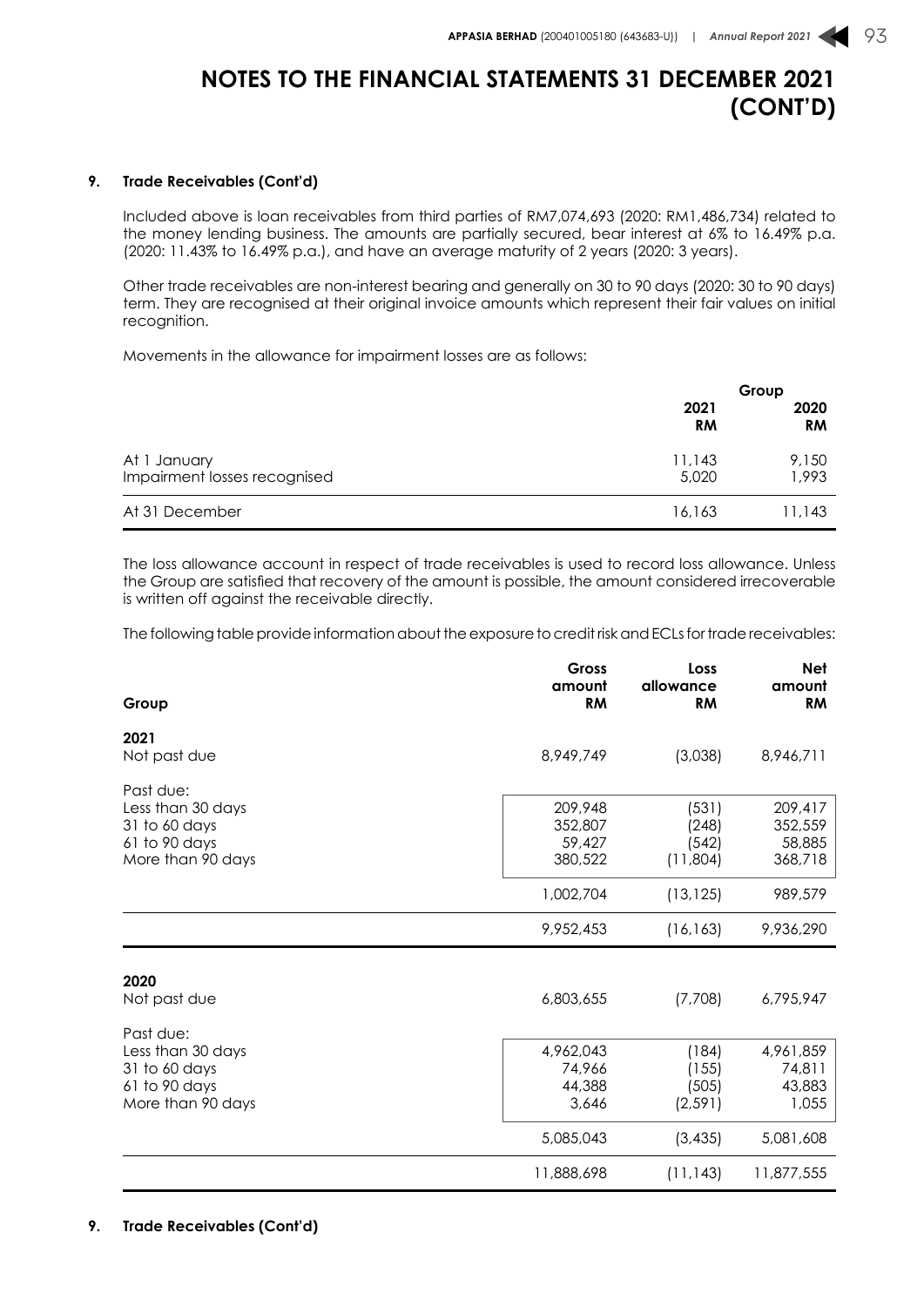# NOTES TO THE FINANCIAL STATEMENTS 31 DECEMBER 2021 (CONT'D)

**9. Trade Receivables (Cont'd)**

Included above is loan receivables from third parties of RM7,074,693 (2020: RM1,486,734) related to the money lending business. The amounts are partially secured, bear interest at 6% to 16.49% p.a. (2020: 11.43% to 16.49% p.a.), and have an average maturity of 2 years (2020: 3 years).

Other trade receivables are non-interest bearing and generally on 30 to 90 days (2020: 30 to 90 days) term. They are recognised at their original invoice amounts which represent their fair values on initial recognition.

Movements in the allowance for impairment losses are as follows:

| | Group | |
|---|---|---|
| | **2021** **RM** | **2020** **RM** |
| At 1 January | 11,143 | 9,150 |
| Impairment losses recognised | 5,020 | 1,993 |
| At 31 December | 16,163 | 11,143 |

The loss allowance account in respect of trade receivables is used to record loss allowance. Unless the Group are satisfied that recovery of the amount is possible, the amount considered irrecoverable is written off against the receivable directly.

The following table provide information about the exposure to credit risk and ECLs for trade receivables:

| **Group** | **Gross amount RM** | **Loss allowance RM** | **Net amount RM** |
|---|---|---|---|
| **2021** | | | |
| Not past due | 8,949,749 | (3,038) | 8,946,711 |
| Past due: | | | |
| Less than 30 days | 209,948 | (531) | 209,417 |
| 31 to 60 days | 352,807 | (248) | 352,559 |
| 61 to 90 days | 59,427 | (542) | 58,885 |
| More than 90 days | 380,522 | (11,804) | 368,718 |
| | 1,002,704 | (13,125) | 989,579 |
| | 9,952,453 | (16,163) | 9,936,290 |
| **2020** | | | |
| Not past due | 6,803,655 | (7,708) | 6,795,947 |
| Past due: | | | |
| Less than 30 days | 4,962,043 | (184) | 4,961,859 |
| 31 to 60 days | 74,966 | (155) | 74,811 |
| 61 to 90 days | 44,388 | (505) | 43,883 |
| More than 90 days | 3,646 | (2,591) | 1,055 |
| | 5,085,043 | (3,435) | 5,081,608 |
| | 11,888,698 | (11,143) | 11,877,555 |

**9. Trade Receivables (Cont'd)**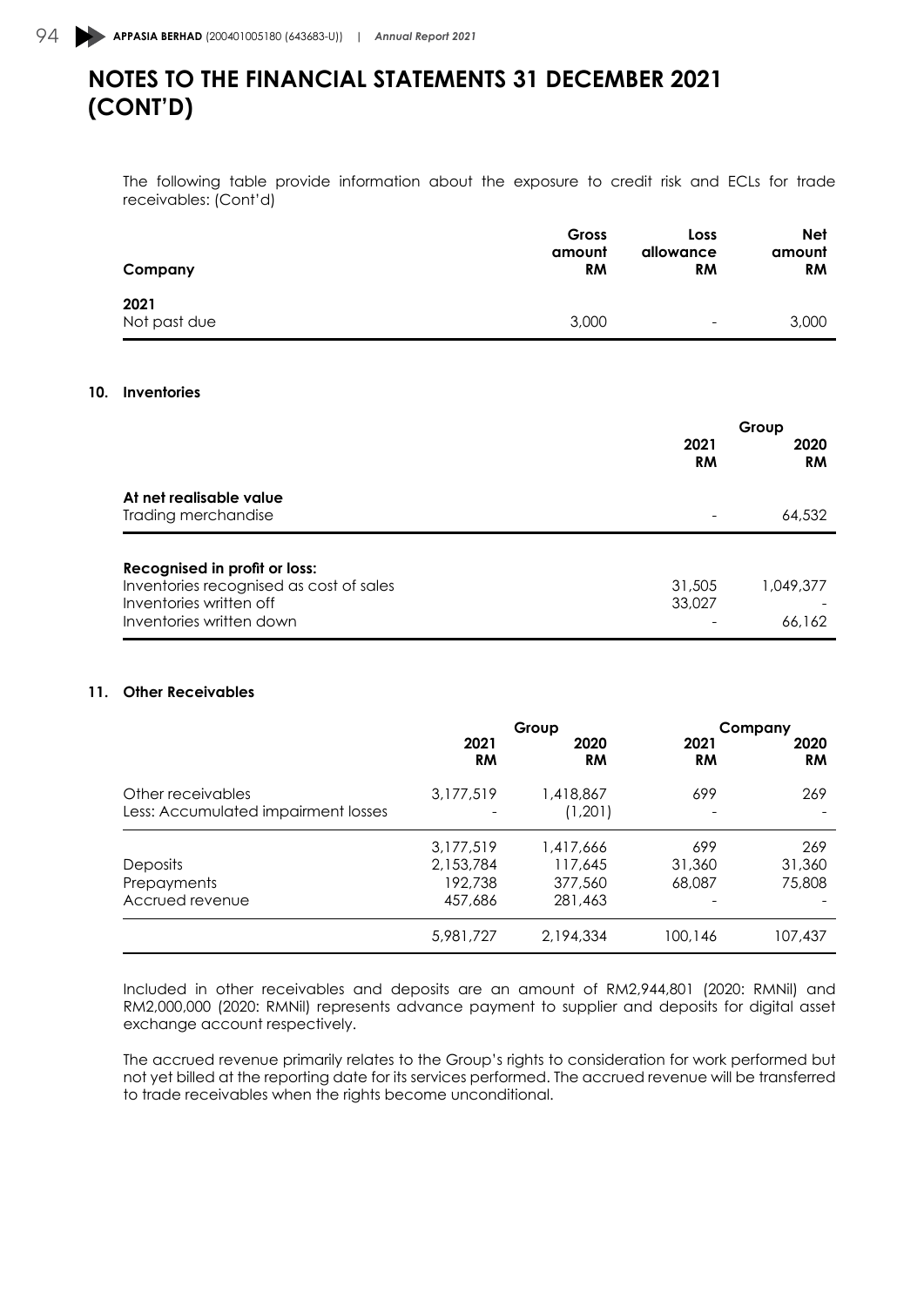# NOTES TO THE FINANCIAL STATEMENTS 31 DECEMBER 2021 (CONT'D)

The following table provide information about the exposure to credit risk and ECLs for trade receivables: (Cont'd)

| Company | Gross amount RM | Loss allowance RM | Net amount RM |
|---|---|---|---|
| **2021** | | | |
| Not past due | 3,000 | - | 3,000 |

## 10. Inventories

| | Group | |
|---|---|---|
| | 2021 RM | 2020 RM |
| **At net realisable value** | | |
| Trading merchandise | - | 64,532 |
| **Recognised in profit or loss:** | | |
| Inventories recognised as cost of sales | 31,505 | 1,049,377 |
| Inventories written off | 33,027 | - |
| Inventories written down | - | 66,162 |

## 11. Other Receivables

| | Group | | Company | |
|---|---|---|---|---|
| | 2021 RM | 2020 RM | 2021 RM | 2020 RM |
| Other receivables | 3,177,519 | 1,418,867 | 699 | 269 |
| Less: Accumulated impairment losses | - | (1,201) | - | - |
| | 3,177,519 | 1,417,666 | 699 | 269 |
| Deposits | 2,153,784 | 117,645 | 31,360 | 31,360 |
| Prepayments | 192,738 | 377,560 | 68,087 | 75,808 |
| Accrued revenue | 457,686 | 281,463 | - | - |
| | 5,981,727 | 2,194,334 | 100,146 | 107,437 |

Included in other receivables and deposits are an amount of RM2,944,801 (2020: RMNil) and RM2,000,000 (2020: RMNil) represents advance payment to supplier and deposits for digital asset exchange account respectively.

The accrued revenue primarily relates to the Group's rights to consideration for work performed but not yet billed at the reporting date for its services performed. The accrued revenue will be transferred to trade receivables when the rights become unconditional.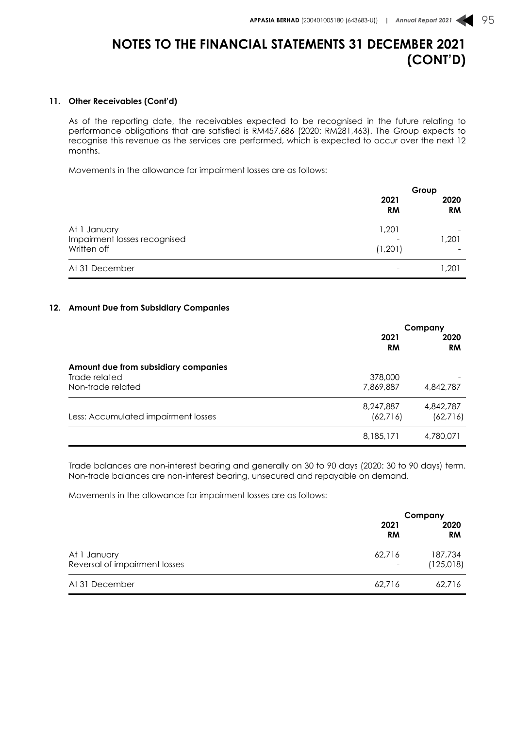# NOTES TO THE FINANCIAL STATEMENTS 31 DECEMBER 2021 (CONT'D)

## 11. Other Receivables (Cont'd)

As of the reporting date, the receivables expected to be recognised in the future relating to performance obligations that are satisfied is RM457,686 (2020: RM281,463). The Group expects to recognise this revenue as the services are performed, which is expected to occur over the next 12 months.

Movements in the allowance for impairment losses are as follows:

| | Group | |
|---|---|---|
| | **2021** | **2020** |
| | **RM** | **RM** |
| At 1 January | 1,201 | - |
| Impairment losses recognised | - | 1,201 |
| Written off | (1,201) | - |
| At 31 December | - | 1,201 |

## 12. Amount Due from Subsidiary Companies

| | Company | |
|---|---|---|
| | **2021** | **2020** |
| | **RM** | **RM** |
| **Amount due from subsidiary companies** | | |
| Trade related | 378,000 | - |
| Non-trade related | 7,869,887 | 4,842,787 |
| | 8,247,887 | 4,842,787 |
| Less: Accumulated impairment losses | (62,716) | (62,716) |
| | 8,185,171 | 4,780,071 |

Trade balances are non-interest bearing and generally on 30 to 90 days (2020: 30 to 90 days) term. Non-trade balances are non-interest bearing, unsecured and repayable on demand.

Movements in the allowance for impairment losses are as follows:

| | Company | |
|---|---|---|
| | **2021** | **2020** |
| | **RM** | **RM** |
| At 1 January | 62,716 | 187,734 |
| Reversal of impairment losses | - | (125,018) |
| At 31 December | 62,716 | 62,716 |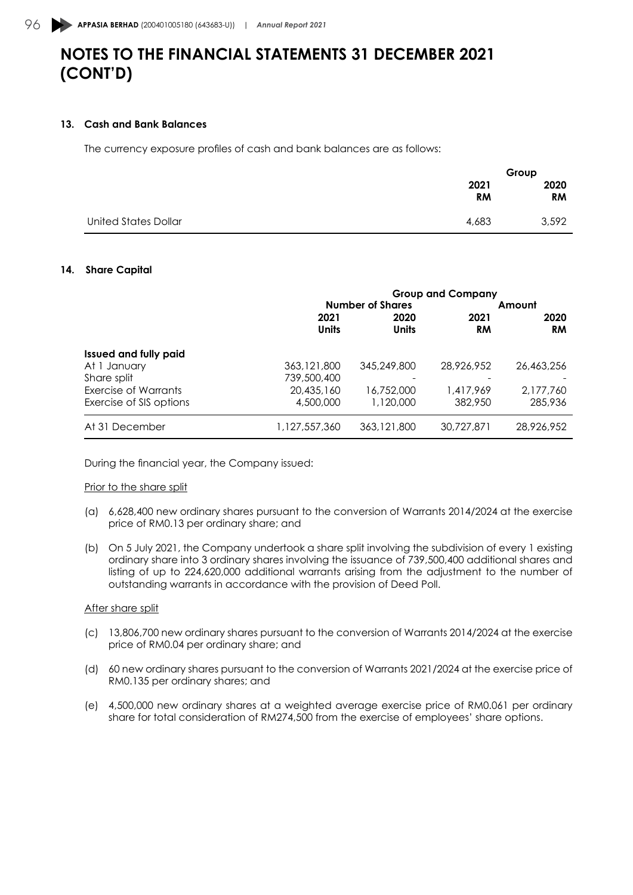# NOTES TO THE FINANCIAL STATEMENTS 31 DECEMBER 2021 (CONT'D)

## 13. Cash and Bank Balances

The currency exposure profiles of cash and bank balances are as follows:

| | Group | |
|---|---|---|
| | **2021 RM** | **2020 RM** |
| United States Dollar | 4,683 | 3,592 |

## 14. Share Capital

| | Group and Company | | | |
|---|---|---|---|---|
| | Number of Shares | | Amount | |
| | **2021 Units** | **2020 Units** | **2021 RM** | **2020 RM** |
| **Issued and fully paid** | | | | |
| At 1 January | 363,121,800 | 345,249,800 | 28,926,952 | 26,463,256 |
| Share split | 739,500,400 | - | - | - |
| Exercise of Warrants | 20,435,160 | 16,752,000 | 1,417,969 | 2,177,760 |
| Exercise of SIS options | 4,500,000 | 1,120,000 | 382,950 | 285,936 |
| At 31 December | 1,127,557,360 | 363,121,800 | 30,727,871 | 28,926,952 |

During the financial year, the Company issued:

Prior to the share split

(a) 6,628,400 new ordinary shares pursuant to the conversion of Warrants 2014/2024 at the exercise price of RM0.13 per ordinary share; and

(b) On 5 July 2021, the Company undertook a share split involving the subdivision of every 1 existing ordinary share into 3 ordinary shares involving the issuance of 739,500,400 additional shares and listing of up to 224,620,000 additional warrants arising from the adjustment to the number of outstanding warrants in accordance with the provision of Deed Poll.

After share split

(c) 13,806,700 new ordinary shares pursuant to the conversion of Warrants 2014/2024 at the exercise price of RM0.04 per ordinary share; and

(d) 60 new ordinary shares pursuant to the conversion of Warrants 2021/2024 at the exercise price of RM0.135 per ordinary shares; and

(e) 4,500,000 new ordinary shares at a weighted average exercise price of RM0.061 per ordinary share for total consideration of RM274,500 from the exercise of employees' share options.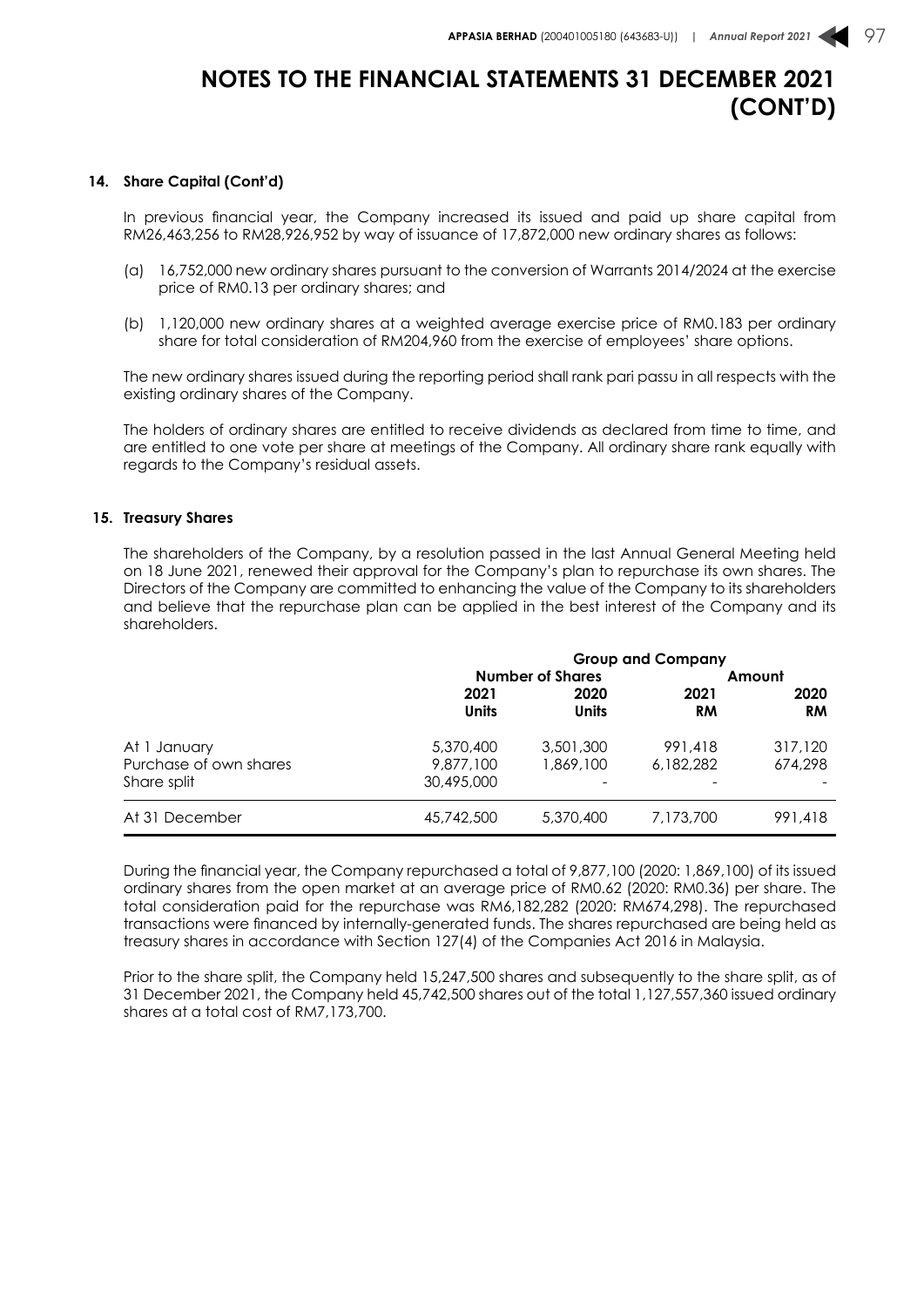# NOTES TO THE FINANCIAL STATEMENTS 31 DECEMBER 2021 (CONT'D)

**14. Share Capital (Cont'd)**

In previous financial year, the Company increased its issued and paid up share capital from RM26,463,256 to RM28,926,952 by way of issuance of 17,872,000 new ordinary shares as follows:

(a) 16,752,000 new ordinary shares pursuant to the conversion of Warrants 2014/2024 at the exercise price of RM0.13 per ordinary shares; and

(b) 1,120,000 new ordinary shares at a weighted average exercise price of RM0.183 per ordinary share for total consideration of RM204,960 from the exercise of employees' share options.

The new ordinary shares issued during the reporting period shall rank pari passu in all respects with the existing ordinary shares of the Company.

The holders of ordinary shares are entitled to receive dividends as declared from time to time, and are entitled to one vote per share at meetings of the Company. All ordinary share rank equally with regards to the Company's residual assets.

**15. Treasury Shares**

The shareholders of the Company, by a resolution passed in the last Annual General Meeting held on 18 June 2021, renewed their approval for the Company's plan to repurchase its own shares. The Directors of the Company are committed to enhancing the value of the Company to its shareholders and believe that the repurchase plan can be applied in the best interest of the Company and its shareholders.

| | Group and Company | | | |
|---|---|---|---|---|
| | Number of Shares | | Amount | |
| | 2021 Units | 2020 Units | 2021 RM | 2020 RM |
| At 1 January | 5,370,400 | 3,501,300 | 991,418 | 317,120 |
| Purchase of own shares | 9,877,100 | 1,869,100 | 6,182,282 | 674,298 |
| Share split | 30,495,000 | - | - | - |
| At 31 December | 45,742,500 | 5,370,400 | 7,173,700 | 991,418 |

During the financial year, the Company repurchased a total of 9,877,100 (2020: 1,869,100) of its issued ordinary shares from the open market at an average price of RM0.62 (2020: RM0.36) per share. The total consideration paid for the repurchase was RM6,182,282 (2020: RM674,298). The repurchased transactions were financed by internally-generated funds. The shares repurchased are being held as treasury shares in accordance with Section 127(4) of the Companies Act 2016 in Malaysia.

Prior to the share split, the Company held 15,247,500 shares and subsequently to the share split, as of 31 December 2021, the Company held 45,742,500 shares out of the total 1,127,557,360 issued ordinary shares at a total cost of RM7,173,700.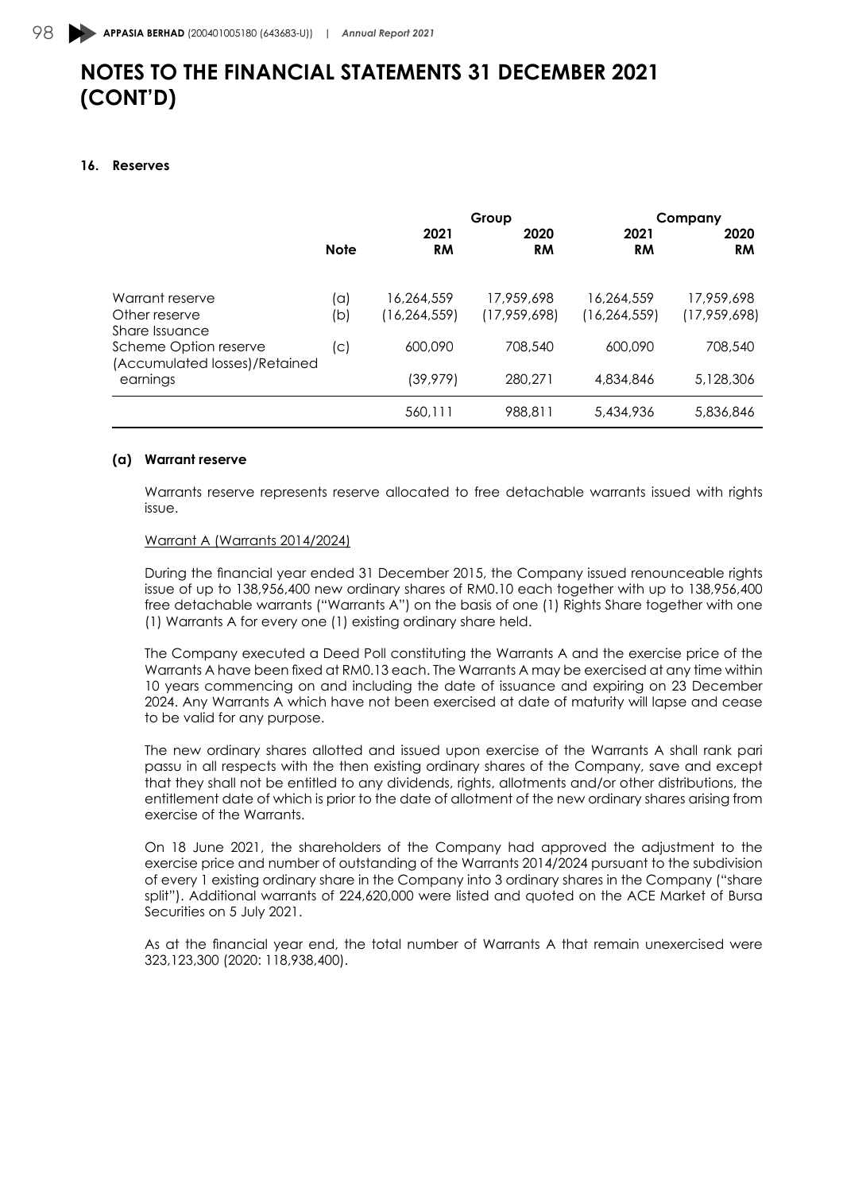# NOTES TO THE FINANCIAL STATEMENTS 31 DECEMBER 2021 (CONT'D)

## 16. Reserves

| | | Group | | Company | |
|---|---|---|---|---|---|
| | **Note** | **2021 RM** | **2020 RM** | **2021 RM** | **2020 RM** |
| Warrant reserve | (a) | 16,264,559 | 17,959,698 | 16,264,559 | 17,959,698 |
| Other reserve | (b) | (16,264,559) | (17,959,698) | (16,264,559) | (17,959,698) |
| Share Issuance Scheme Option reserve | (c) | 600,090 | 708,540 | 600,090 | 708,540 |
| (Accumulated losses)/Retained earnings | | (39,979) | 280,271 | 4,834,846 | 5,128,306 |
| | | 560,111 | 988,811 | 5,434,936 | 5,836,846 |

### (a) Warrant reserve

Warrants reserve represents reserve allocated to free detachable warrants issued with rights issue.

Warrant A (Warrants 2014/2024)

During the financial year ended 31 December 2015, the Company issued renounceable rights issue of up to 138,956,400 new ordinary shares of RM0.10 each together with up to 138,956,400 free detachable warrants ("Warrants A") on the basis of one (1) Rights Share together with one (1) Warrants A for every one (1) existing ordinary share held.

The Company executed a Deed Poll constituting the Warrants A and the exercise price of the Warrants A have been fixed at RM0.13 each. The Warrants A may be exercised at any time within 10 years commencing on and including the date of issuance and expiring on 23 December 2024. Any Warrants A which have not been exercised at date of maturity will lapse and cease to be valid for any purpose.

The new ordinary shares allotted and issued upon exercise of the Warrants A shall rank pari passu in all respects with the then existing ordinary shares of the Company, save and except that they shall not be entitled to any dividends, rights, allotments and/or other distributions, the entitlement date of which is prior to the date of allotment of the new ordinary shares arising from exercise of the Warrants.

On 18 June 2021, the shareholders of the Company had approved the adjustment to the exercise price and number of outstanding of the Warrants 2014/2024 pursuant to the subdivision of every 1 existing ordinary share in the Company into 3 ordinary shares in the Company ("share split"). Additional warrants of 224,620,000 were listed and quoted on the ACE Market of Bursa Securities on 5 July 2021.

As at the financial year end, the total number of Warrants A that remain unexercised were 323,123,300 (2020: 118,938,400).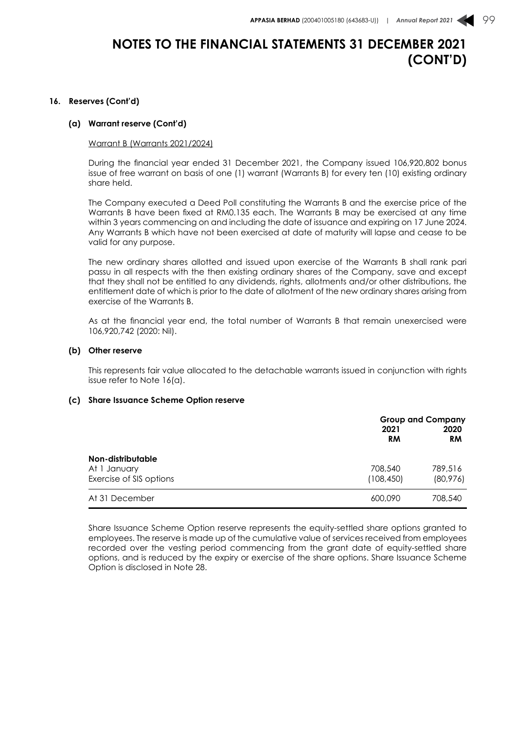# NOTES TO THE FINANCIAL STATEMENTS 31 DECEMBER 2021 (CONT'D)

## 16. Reserves (Cont'd)

### (a) Warrant reserve (Cont'd)

Warrant B (Warrants 2021/2024)

During the financial year ended 31 December 2021, the Company issued 106,920,802 bonus issue of free warrant on basis of one (1) warrant (Warrants B) for every ten (10) existing ordinary share held.

The Company executed a Deed Poll constituting the Warrants B and the exercise price of the Warrants B have been fixed at RM0.135 each. The Warrants B may be exercised at any time within 3 years commencing on and including the date of issuance and expiring on 17 June 2024. Any Warrants B which have not been exercised at date of maturity will lapse and cease to be valid for any purpose.

The new ordinary shares allotted and issued upon exercise of the Warrants B shall rank pari passu in all respects with the then existing ordinary shares of the Company, save and except that they shall not be entitled to any dividends, rights, allotments and/or other distributions, the entitlement date of which is prior to the date of allotment of the new ordinary shares arising from exercise of the Warrants B.

As at the financial year end, the total number of Warrants B that remain unexercised were 106,920,742 (2020: Nil).

### (b) Other reserve

This represents fair value allocated to the detachable warrants issued in conjunction with rights issue refer to Note 16(a).

### (c) Share Issuance Scheme Option reserve

| | Group and Company | |
|---|---|---|
| | 2021 RM | 2020 RM |
| **Non-distributable** | | |
| At 1 January | 708,540 | 789,516 |
| Exercise of SIS options | (108,450) | (80,976) |
| At 31 December | 600,090 | 708,540 |

Share Issuance Scheme Option reserve represents the equity-settled share options granted to employees. The reserve is made up of the cumulative value of services received from employees recorded over the vesting period commencing from the grant date of equity-settled share options, and is reduced by the expiry or exercise of the share options. Share Issuance Scheme Option is disclosed in Note 28.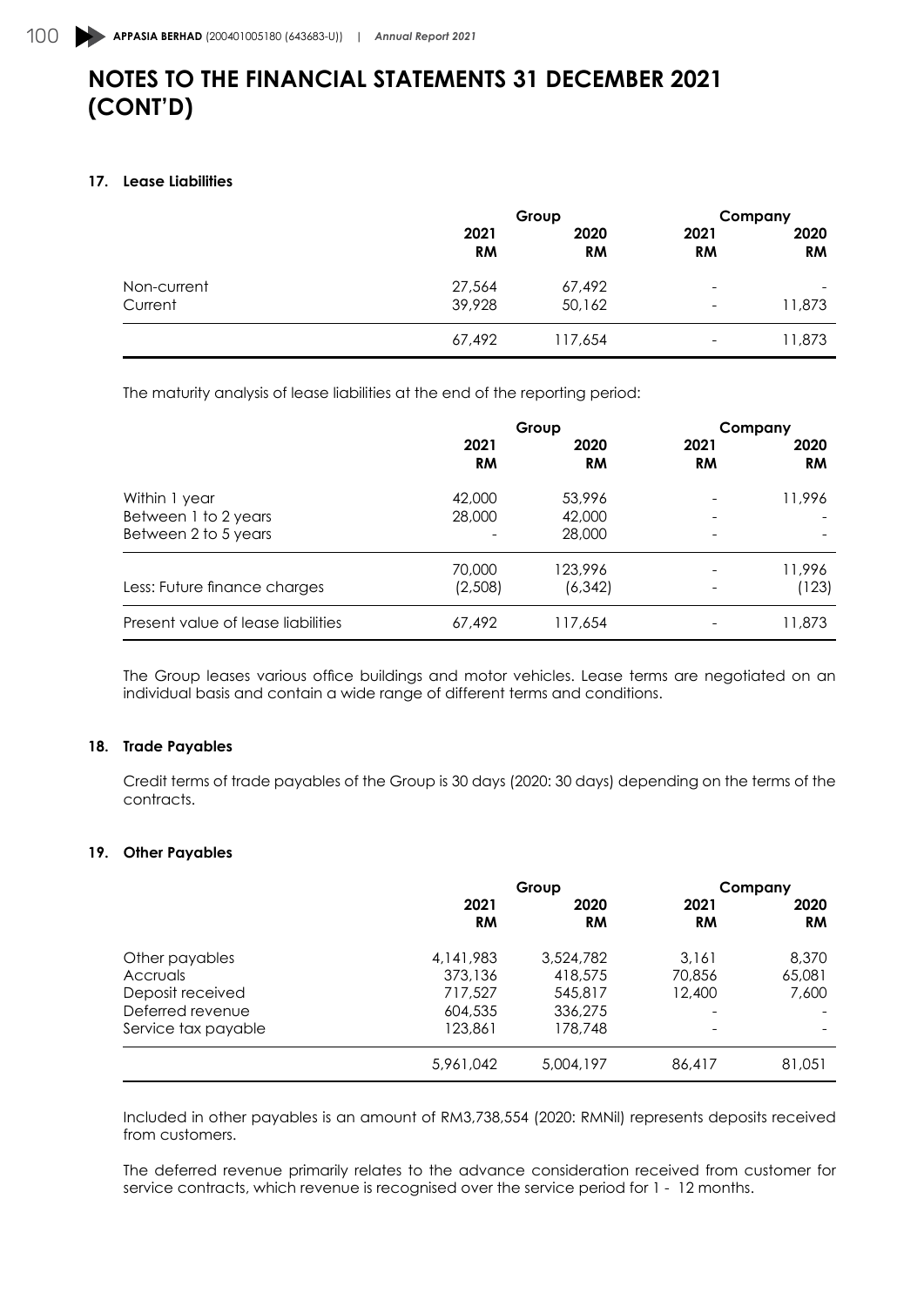# NOTES TO THE FINANCIAL STATEMENTS 31 DECEMBER 2021 (CONT'D)

## 17. Lease Liabilities

| | Group | | Company | |
|---|---|---|---|---|
| | 2021 RM | 2020 RM | 2021 RM | 2020 RM |
| Non-current | 27,564 | 67,492 | - | - |
| Current | 39,928 | 50,162 | - | 11,873 |
| | 67,492 | 117,654 | - | 11,873 |

The maturity analysis of lease liabilities at the end of the reporting period:

| | Group | | Company | |
|---|---|---|---|---|
| | 2021 RM | 2020 RM | 2021 RM | 2020 RM |
| Within 1 year | 42,000 | 53,996 | - | 11,996 |
| Between 1 to 2 years | 28,000 | 42,000 | - | - |
| Between 2 to 5 years | - | 28,000 | - | - |
| | 70,000 | 123,996 | - | 11,996 |
| Less: Future finance charges | (2,508) | (6,342) | - | (123) |
| Present value of lease liabilities | 67,492 | 117,654 | - | 11,873 |

The Group leases various office buildings and motor vehicles. Lease terms are negotiated on an individual basis and contain a wide range of different terms and conditions.

## 18. Trade Payables

Credit terms of trade payables of the Group is 30 days (2020: 30 days) depending on the terms of the contracts.

## 19. Other Payables

| | Group | | Company | |
|---|---|---|---|---|
| | 2021 RM | 2020 RM | 2021 RM | 2020 RM |
| Other payables | 4,141,983 | 3,524,782 | 3,161 | 8,370 |
| Accruals | 373,136 | 418,575 | 70,856 | 65,081 |
| Deposit received | 717,527 | 545,817 | 12,400 | 7,600 |
| Deferred revenue | 604,535 | 336,275 | - | - |
| Service tax payable | 123,861 | 178,748 | - | - |
| | 5,961,042 | 5,004,197 | 86,417 | 81,051 |

Included in other payables is an amount of RM3,738,554 (2020: RMNil) represents deposits received from customers.

The deferred revenue primarily relates to the advance consideration received from customer for service contracts, which revenue is recognised over the service period for 1 - 12 months.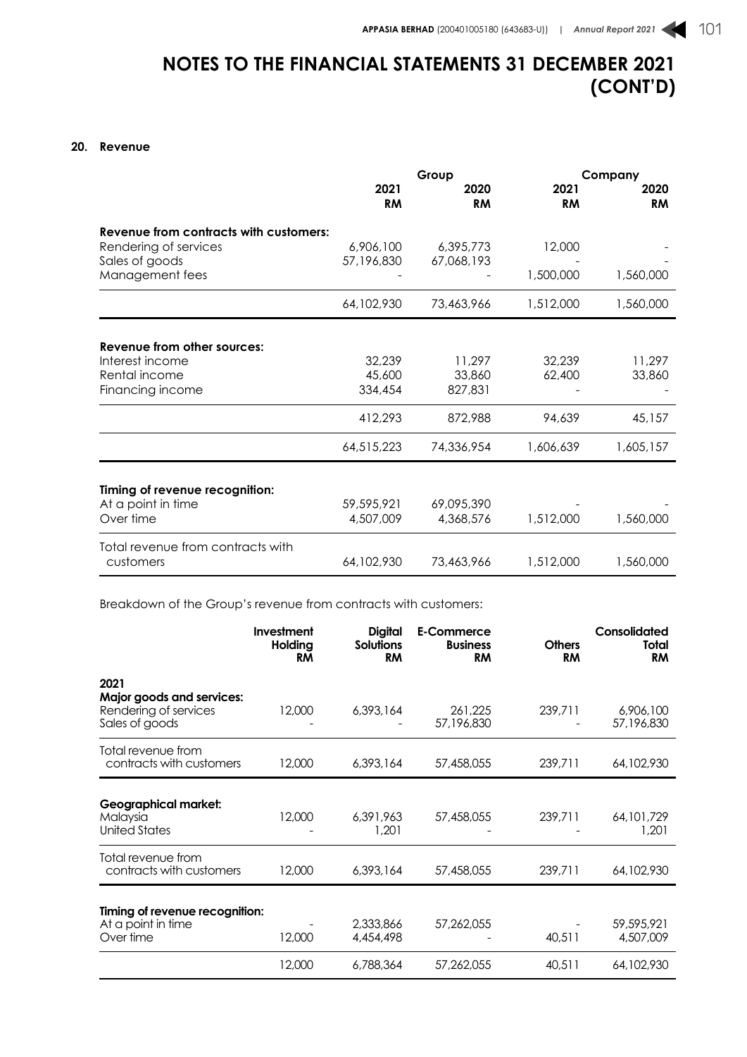# NOTES TO THE FINANCIAL STATEMENTS 31 DECEMBER 2021 (CONT'D)

## 20. Revenue

| | Group | | Company | |
|---|---|---|---|---|
| | 2021 RM | 2020 RM | 2021 RM | 2020 RM |
| **Revenue from contracts with customers:** | | | | |
| Rendering of services | 6,906,100 | 6,395,773 | 12,000 | - |
| Sales of goods | 57,196,830 | 67,068,193 | - | - |
| Management fees | - | - | 1,500,000 | 1,560,000 |
| | 64,102,930 | 73,463,966 | 1,512,000 | 1,560,000 |
| **Revenue from other sources:** | | | | |
| Interest income | 32,239 | 11,297 | 32,239 | 11,297 |
| Rental income | 45,600 | 33,860 | 62,400 | 33,860 |
| Financing income | 334,454 | 827,831 | - | - |
| | 412,293 | 872,988 | 94,639 | 45,157 |
| | 64,515,223 | 74,336,954 | 1,606,639 | 1,605,157 |
| **Timing of revenue recognition:** | | | | |
| At a point in time | 59,595,921 | 69,095,390 | - | - |
| Over time | 4,507,009 | 4,368,576 | 1,512,000 | 1,560,000 |
| Total revenue from contracts with customers | 64,102,930 | 73,463,966 | 1,512,000 | 1,560,000 |

Breakdown of the Group's revenue from contracts with customers:

| | Investment Holding RM | Digital Solutions RM | E-Commerce Business RM | Others RM | Consolidated Total RM |
|---|---|---|---|---|---|
| **2021** | | | | | |
| **Major goods and services:** | | | | | |
| Rendering of services | 12,000 | 6,393,164 | 261,225 | 239,711 | 6,906,100 |
| Sales of goods | - | - | 57,196,830 | - | 57,196,830 |
| Total revenue from contracts with customers | 12,000 | 6,393,164 | 57,458,055 | 239,711 | 64,102,930 |
| **Geographical market:** | | | | | |
| Malaysia | 12,000 | 6,391,963 | 57,458,055 | 239,711 | 64,101,729 |
| United States | - | 1,201 | - | - | 1,201 |
| Total revenue from contracts with customers | 12,000 | 6,393,164 | 57,458,055 | 239,711 | 64,102,930 |
| **Timing of revenue recognition:** | | | | | |
| At a point in time | - | 2,333,866 | 57,262,055 | - | 59,595,921 |
| Over time | 12,000 | 4,454,498 | - | 40,511 | 4,507,009 |
| | 12,000 | 6,788,364 | 57,262,055 | 40,511 | 64,102,930 |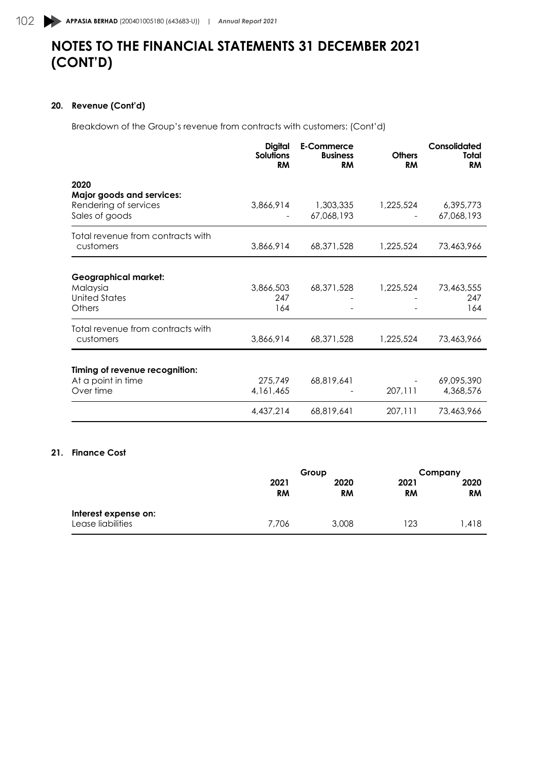# NOTES TO THE FINANCIAL STATEMENTS 31 DECEMBER 2021 (CONT'D)

## 20. Revenue (Cont'd)

Breakdown of the Group's revenue from contracts with customers: (Cont'd)

| | Digital Solutions RM | E-Commerce Business RM | Others RM | Consolidated Total RM |
|---|---|---|---|---|
| **2020** | | | | |
| **Major goods and services:** | | | | |
| Rendering of services | 3,866,914 | 1,303,335 | 1,225,524 | 6,395,773 |
| Sales of goods | - | 67,068,193 | - | 67,068,193 |
| Total revenue from contracts with customers | 3,866,914 | 68,371,528 | 1,225,524 | 73,463,966 |
| **Geographical market:** | | | | |
| Malaysia | 3,866,503 | 68,371,528 | 1,225,524 | 73,463,555 |
| United States | 247 | - | - | 247 |
| Others | 164 | - | - | 164 |
| Total revenue from contracts with customers | 3,866,914 | 68,371,528 | 1,225,524 | 73,463,966 |
| **Timing of revenue recognition:** | | | | |
| At a point in time | 275,749 | 68,819,641 | - | 69,095,390 |
| Over time | 4,161,465 | - | 207,111 | 4,368,576 |
| | 4,437,214 | 68,819,641 | 207,111 | 73,463,966 |

## 21. Finance Cost

| | Group | | Company | |
|---|---|---|---|---|
| | 2021 RM | 2020 RM | 2021 RM | 2020 RM |
| **Interest expense on:** | | | | |
| Lease liabilities | 7,706 | 3,008 | 123 | 1,418 |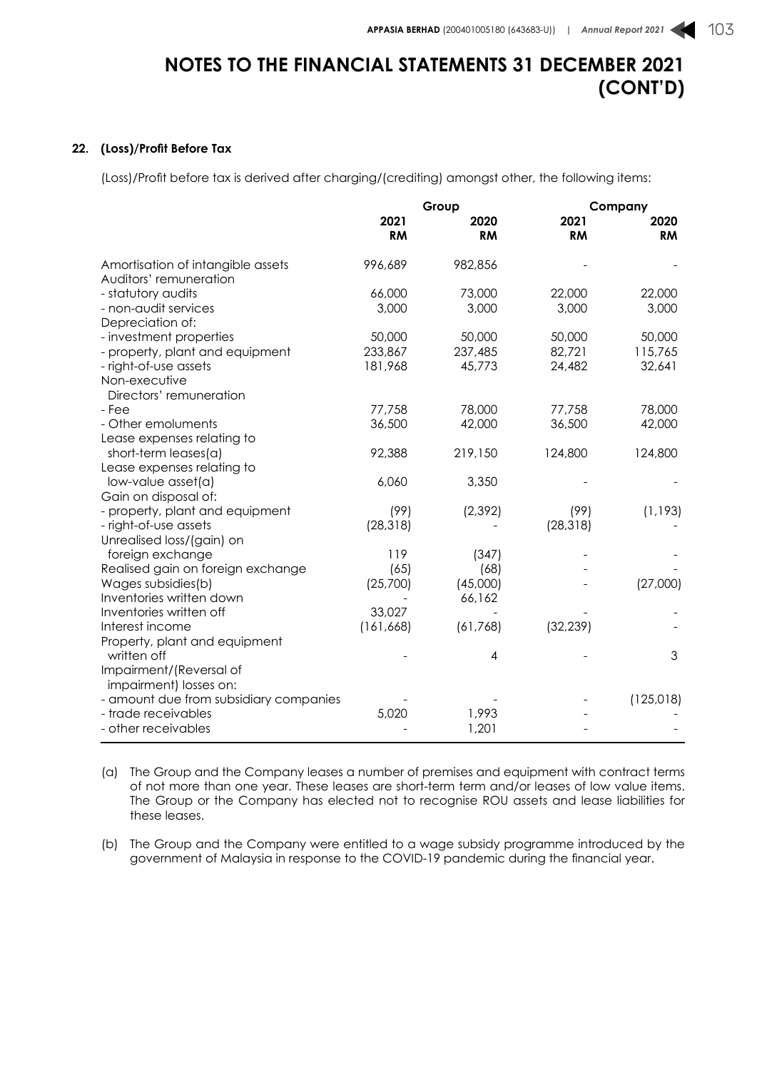# NOTES TO THE FINANCIAL STATEMENTS 31 DECEMBER 2021 (CONT'D)

## 22. (Loss)/Profit Before Tax

(Loss)/Profit before tax is derived after charging/(crediting) amongst other, the following items:

| | Group | | Company | |
|---|---|---|---|---|
| | 2021 RM | 2020 RM | 2021 RM | 2020 RM |
| Amortisation of intangible assets | 996,689 | 982,856 | - | - |
| Auditors' remuneration | | | | |
| - statutory audits | 66,000 | 73,000 | 22,000 | 22,000 |
| - non-audit services | 3,000 | 3,000 | 3,000 | 3,000 |
| Depreciation of: | | | | |
| - investment properties | 50,000 | 50,000 | 50,000 | 50,000 |
| - property, plant and equipment | 233,867 | 237,485 | 82,721 | 115,765 |
| - right-of-use assets | 181,968 | 45,773 | 24,482 | 32,641 |
| Non-executive Directors' remuneration | | | | |
| - Fee | 77,758 | 78,000 | 77,758 | 78,000 |
| - Other emoluments | 36,500 | 42,000 | 36,500 | 42,000 |
| Lease expenses relating to short-term leases(a) | 92,388 | 219,150 | 124,800 | 124,800 |
| Lease expenses relating to low-value asset(a) | 6,060 | 3,350 | - | - |
| Gain on disposal of: | | | | |
| - property, plant and equipment | (99) | (2,392) | (99) | (1,193) |
| - right-of-use assets | (28,318) | - | (28,318) | - |
| Unrealised loss/(gain) on foreign exchange | 119 | (347) | - | - |
| Realised gain on foreign exchange | (65) | (68) | - | - |
| Wages subsidies(b) | (25,700) | (45,000) | - | (27,000) |
| Inventories written down | - | 66,162 | | |
| Inventories written off | 33,027 | - | - | - |
| Interest income | (161,668) | (61,768) | (32,239) | - |
| Property, plant and equipment written off | - | 4 | - | 3 |
| Impairment/(Reversal of impairment) losses on: | | | | |
| - amount due from subsidiary companies | - | - | - | (125,018) |
| - trade receivables | 5,020 | 1,993 | - | - |
| - other receivables | - | 1,201 | - | - |

(a) The Group and the Company leases a number of premises and equipment with contract terms of not more than one year. These leases are short-term term and/or leases of low value items. The Group or the Company has elected not to recognise ROU assets and lease liabilities for these leases.

(b) The Group and the Company were entitled to a wage subsidy programme introduced by the government of Malaysia in response to the COVID-19 pandemic during the financial year.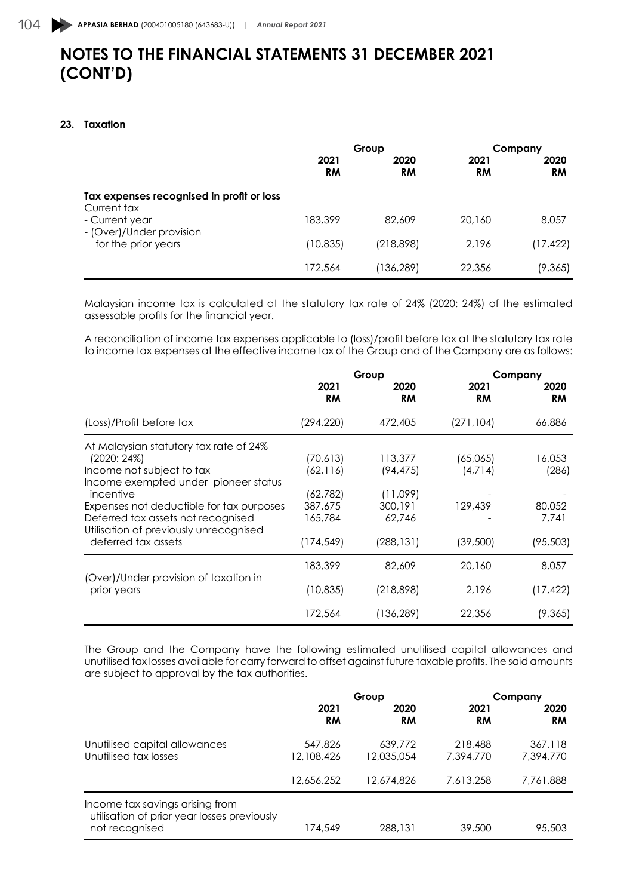# NOTES TO THE FINANCIAL STATEMENTS 31 DECEMBER 2021 (CONT'D)

## 23. Taxation

| | Group | | Company | |
|---|---|---|---|---|
| | 2021 RM | 2020 RM | 2021 RM | 2020 RM |
| **Tax expenses recognised in profit or loss** | | | | |
| Current tax | | | | |
| - Current year | 183,399 | 82,609 | 20,160 | 8,057 |
| - (Over)/Under provision for the prior years | (10,835) | (218,898) | 2,196 | (17,422) |
| | 172,564 | (136,289) | 22,356 | (9,365) |

Malaysian income tax is calculated at the statutory tax rate of 24% (2020: 24%) of the estimated assessable profits for the financial year.

A reconciliation of income tax expenses applicable to (loss)/profit before tax at the statutory tax rate to income tax expenses at the effective income tax of the Group and of the Company are as follows:

| | Group | | Company | |
|---|---|---|---|---|
| | 2021 RM | 2020 RM | 2021 RM | 2020 RM |
| (Loss)/Profit before tax | (294,220) | 472,405 | (271,104) | 66,886 |
| At Malaysian statutory tax rate of 24% (2020: 24%) | (70,613) | 113,377 | (65,065) | 16,053 |
| Income not subject to tax | (62,116) | (94,475) | (4,714) | (286) |
| Income exempted under pioneer status incentive | (62,782) | (11,099) | - | - |
| Expenses not deductible for tax purposes | 387,675 | 300,191 | 129,439 | 80,052 |
| Deferred tax assets not recognised | 165,784 | 62,746 | - | 7,741 |
| Utilisation of previously unrecognised deferred tax assets | (174,549) | (288,131) | (39,500) | (95,503) |
| | 183,399 | 82,609 | 20,160 | 8,057 |
| (Over)/Under provision of taxation in prior years | (10,835) | (218,898) | 2,196 | (17,422) |
| | 172,564 | (136,289) | 22,356 | (9,365) |

The Group and the Company have the following estimated unutilised capital allowances and unutilised tax losses available for carry forward to offset against future taxable profits. The said amounts are subject to approval by the tax authorities.

| | Group | | Company | |
|---|---|---|---|---|
| | 2021 RM | 2020 RM | 2021 RM | 2020 RM |
| Unutilised capital allowances | 547,826 | 639,772 | 218,488 | 367,118 |
| Unutilised tax losses | 12,108,426 | 12,035,054 | 7,394,770 | 7,394,770 |
| | 12,656,252 | 12,674,826 | 7,613,258 | 7,761,888 |
| Income tax savings arising from utilisation of prior year losses previously not recognised | 174,549 | 288,131 | 39,500 | 95,503 |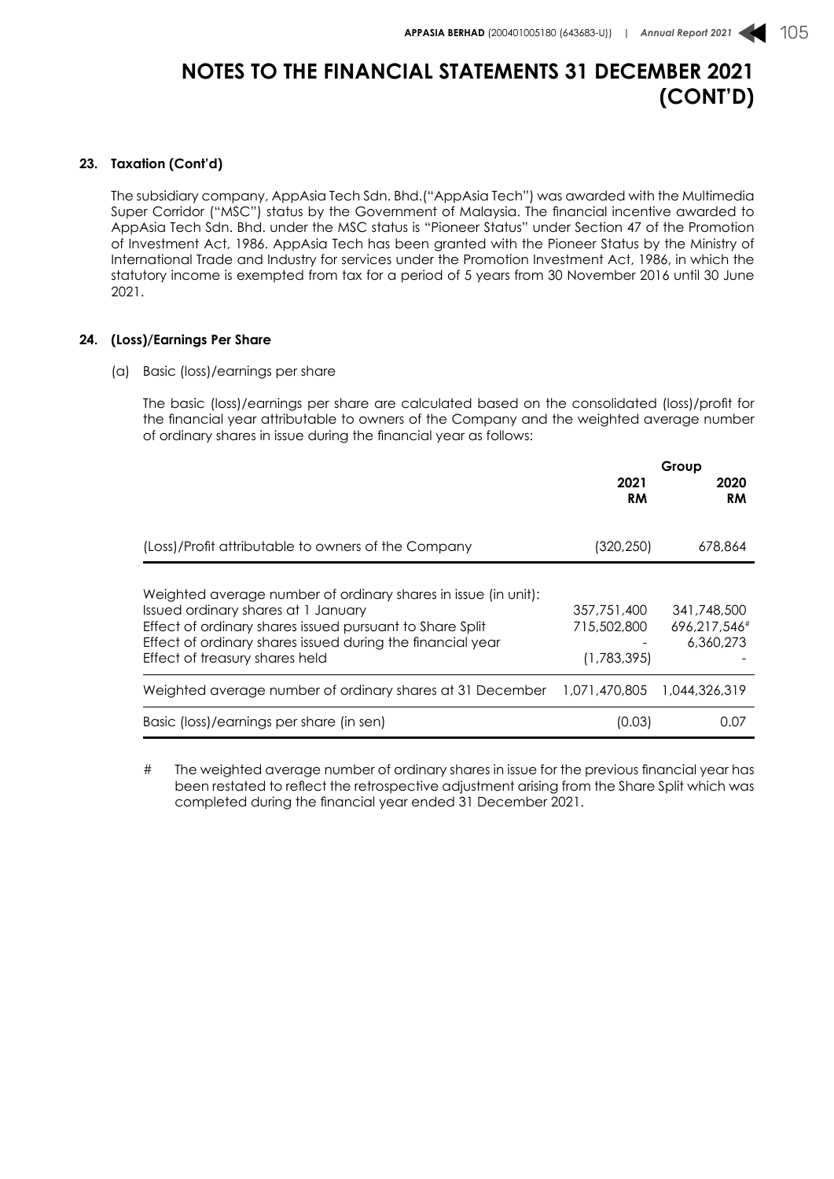# NOTES TO THE FINANCIAL STATEMENTS 31 DECEMBER 2021 (CONT'D)

## 23. Taxation (Cont'd)

The subsidiary company, AppAsia Tech Sdn. Bhd.("AppAsia Tech") was awarded with the Multimedia Super Corridor ("MSC") status by the Government of Malaysia. The financial incentive awarded to AppAsia Tech Sdn. Bhd. under the MSC status is "Pioneer Status" under Section 47 of the Promotion of Investment Act, 1986. AppAsia Tech has been granted with the Pioneer Status by the Ministry of International Trade and Industry for services under the Promotion Investment Act, 1986, in which the statutory income is exempted from tax for a period of 5 years from 30 November 2016 until 30 June 2021.

## 24. (Loss)/Earnings Per Share

(a) Basic (loss)/earnings per share

The basic (loss)/earnings per share are calculated based on the consolidated (loss)/profit for the financial year attributable to owners of the Company and the weighted average number of ordinary shares in issue during the financial year as follows:

| | Group | |
|---|---|---|
| | **2021 RM** | **2020 RM** |
| (Loss)/Profit attributable to owners of the Company | (320,250) | 678,864 |
| Weighted average number of ordinary shares in issue (in unit): | | |
| Issued ordinary shares at 1 January | 357,751,400 | 341,748,500 |
| Effect of ordinary shares issued pursuant to Share Split | 715,502,800 | 696,217,546# |
| Effect of ordinary shares issued during the financial year | - | 6,360,273 |
| Effect of treasury shares held | (1,783,395) | - |
| Weighted average number of ordinary shares at 31 December | 1,071,470,805 | 1,044,326,319 |
| Basic (loss)/earnings per share (in sen) | (0.03) | 0.07 |

\# The weighted average number of ordinary shares in issue for the previous financial year has been restated to reflect the retrospective adjustment arising from the Share Split which was completed during the financial year ended 31 December 2021.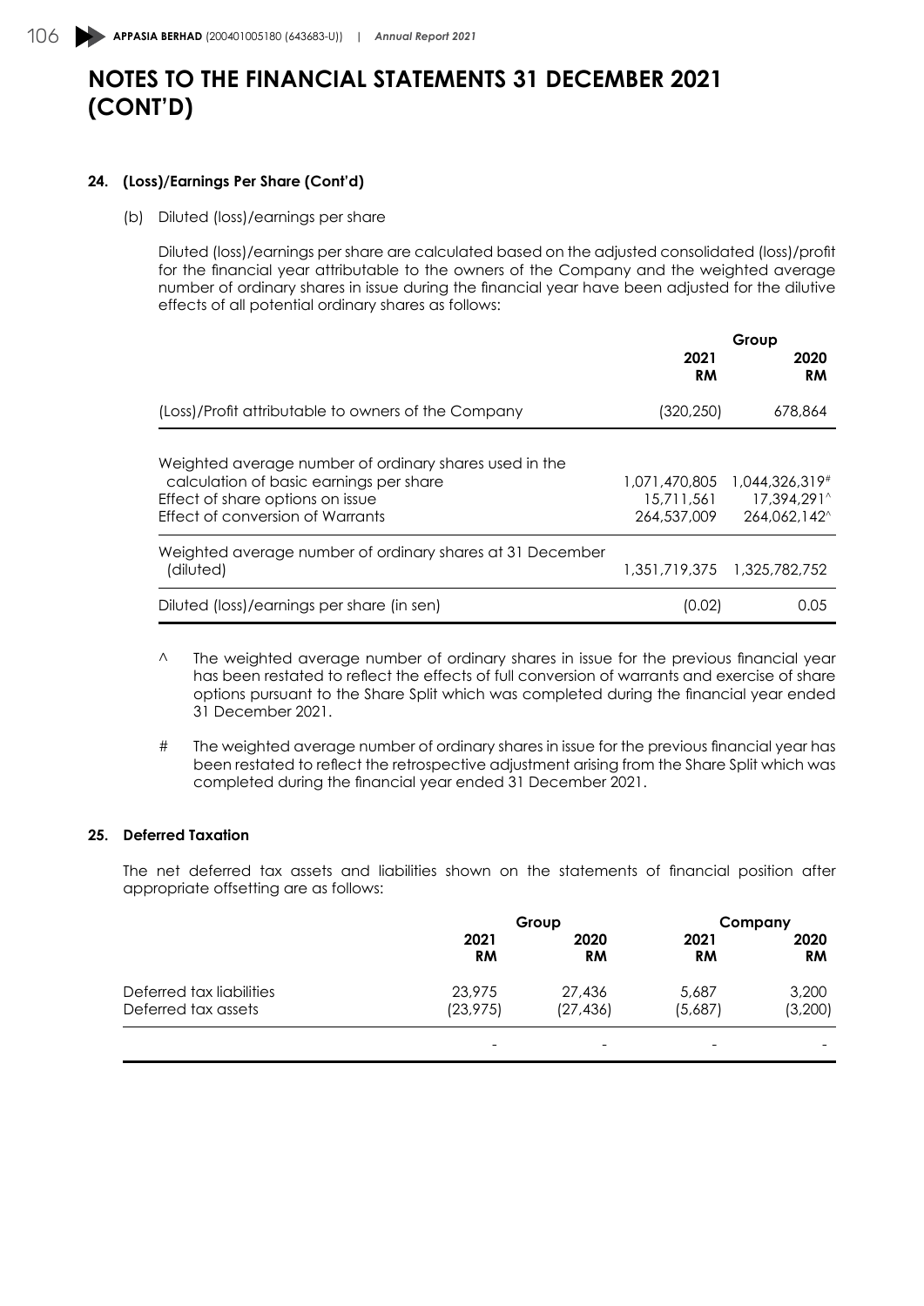# NOTES TO THE FINANCIAL STATEMENTS 31 DECEMBER 2021 (CONT'D)

## 24. (Loss)/Earnings Per Share (Cont'd)

(b) Diluted (loss)/earnings per share

Diluted (loss)/earnings per share are calculated based on the adjusted consolidated (loss)/profit for the financial year attributable to the owners of the Company and the weighted average number of ordinary shares in issue during the financial year have been adjusted for the dilutive effects of all potential ordinary shares as follows:

| | Group | |
|---|---|---|
| | 2021 RM | 2020 RM |
| (Loss)/Profit attributable to owners of the Company | (320,250) | 678,864 |
| Weighted average number of ordinary shares used in the calculation of basic earnings per share | 1,071,470,805 | 1,044,326,319# |
| Effect of share options on issue | 15,711,561 | 17,394,291^ |
| Effect of conversion of Warrants | 264,537,009 | 264,062,142^ |
| Weighted average number of ordinary shares at 31 December (diluted) | 1,351,719,375 | 1,325,782,752 |
| Diluted (loss)/earnings per share (in sen) | (0.02) | 0.05 |

^ The weighted average number of ordinary shares in issue for the previous financial year has been restated to reflect the effects of full conversion of warrants and exercise of share options pursuant to the Share Split which was completed during the financial year ended 31 December 2021.

# The weighted average number of ordinary shares in issue for the previous financial year has been restated to reflect the retrospective adjustment arising from the Share Split which was completed during the financial year ended 31 December 2021.

## 25. Deferred Taxation

The net deferred tax assets and liabilities shown on the statements of financial position after appropriate offsetting are as follows:

| | Group | | Company | |
|---|---|---|---|---|
| | 2021 RM | 2020 RM | 2021 RM | 2020 RM |
| Deferred tax liabilities | 23,975 | 27,436 | 5,687 | 3,200 |
| Deferred tax assets | (23,975) | (27,436) | (5,687) | (3,200) |
| | - | - | - | - |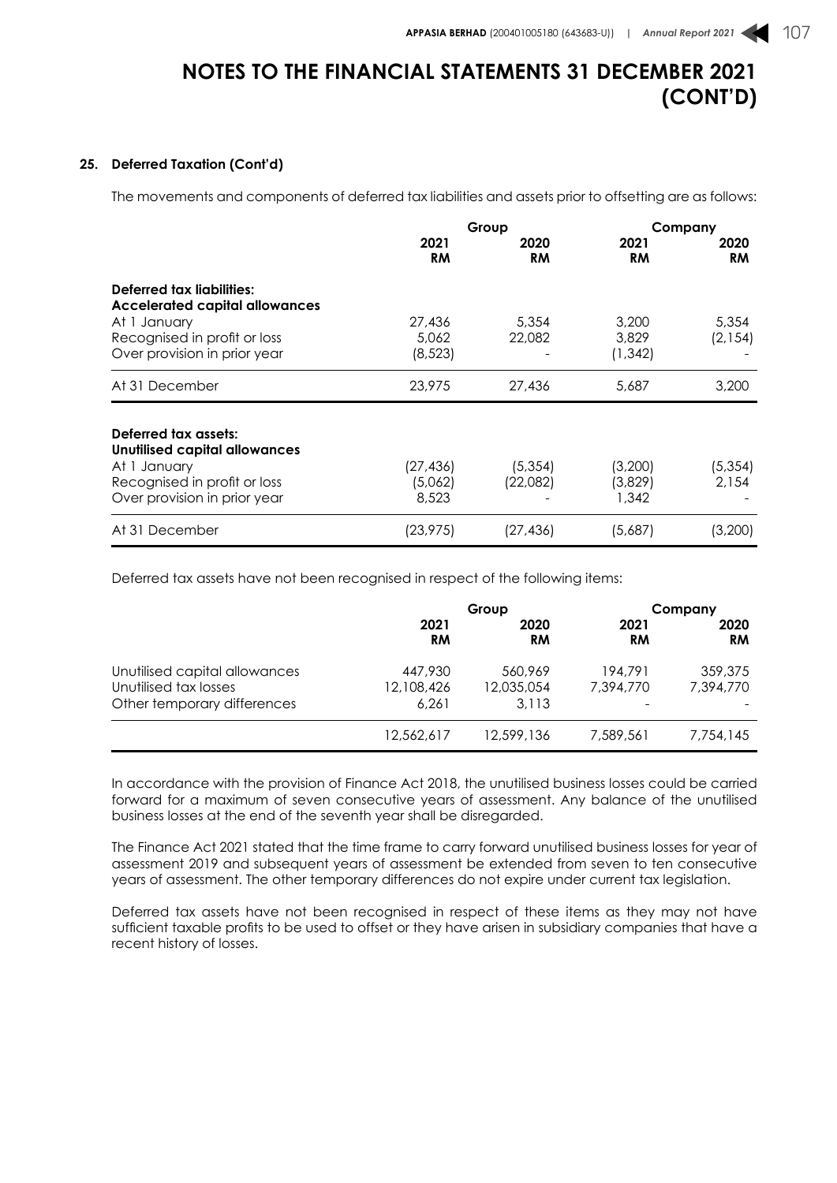# NOTES TO THE FINANCIAL STATEMENTS 31 DECEMBER 2021 (CONT'D)

## 25. Deferred Taxation (Cont'd)

The movements and components of deferred tax liabilities and assets prior to offsetting are as follows:

| | Group | | Company | |
|---|---|---|---|---|
| | 2021 RM | 2020 RM | 2021 RM | 2020 RM |
| **Deferred tax liabilities:** | | | | |
| **Accelerated capital allowances** | | | | |
| At 1 January | 27,436 | 5,354 | 3,200 | 5,354 |
| Recognised in profit or loss | 5,062 | 22,082 | 3,829 | (2,154) |
| Over provision in prior year | (8,523) | - | (1,342) | - |
| At 31 December | 23,975 | 27,436 | 5,687 | 3,200 |
| **Deferred tax assets:** | | | | |
| **Unutilised capital allowances** | | | | |
| At 1 January | (27,436) | (5,354) | (3,200) | (5,354) |
| Recognised in profit or loss | (5,062) | (22,082) | (3,829) | 2,154 |
| Over provision in prior year | 8,523 | - | 1,342 | - |
| At 31 December | (23,975) | (27,436) | (5,687) | (3,200) |

Deferred tax assets have not been recognised in respect of the following items:

| | Group | | Company | |
|---|---|---|---|---|
| | 2021 RM | 2020 RM | 2021 RM | 2020 RM |
| Unutilised capital allowances | 447,930 | 560,969 | 194,791 | 359,375 |
| Unutilised tax losses | 12,108,426 | 12,035,054 | 7,394,770 | 7,394,770 |
| Other temporary differences | 6,261 | 3,113 | - | - |
| | 12,562,617 | 12,599,136 | 7,589,561 | 7,754,145 |

In accordance with the provision of Finance Act 2018, the unutilised business losses could be carried forward for a maximum of seven consecutive years of assessment. Any balance of the unutilised business losses at the end of the seventh year shall be disregarded.

The Finance Act 2021 stated that the time frame to carry forward unutilised business losses for year of assessment 2019 and subsequent years of assessment be extended from seven to ten consecutive years of assessment. The other temporary differences do not expire under current tax legislation.

Deferred tax assets have not been recognised in respect of these items as they may not have sufficient taxable profits to be used to offset or they have arisen in subsidiary companies that have a recent history of losses.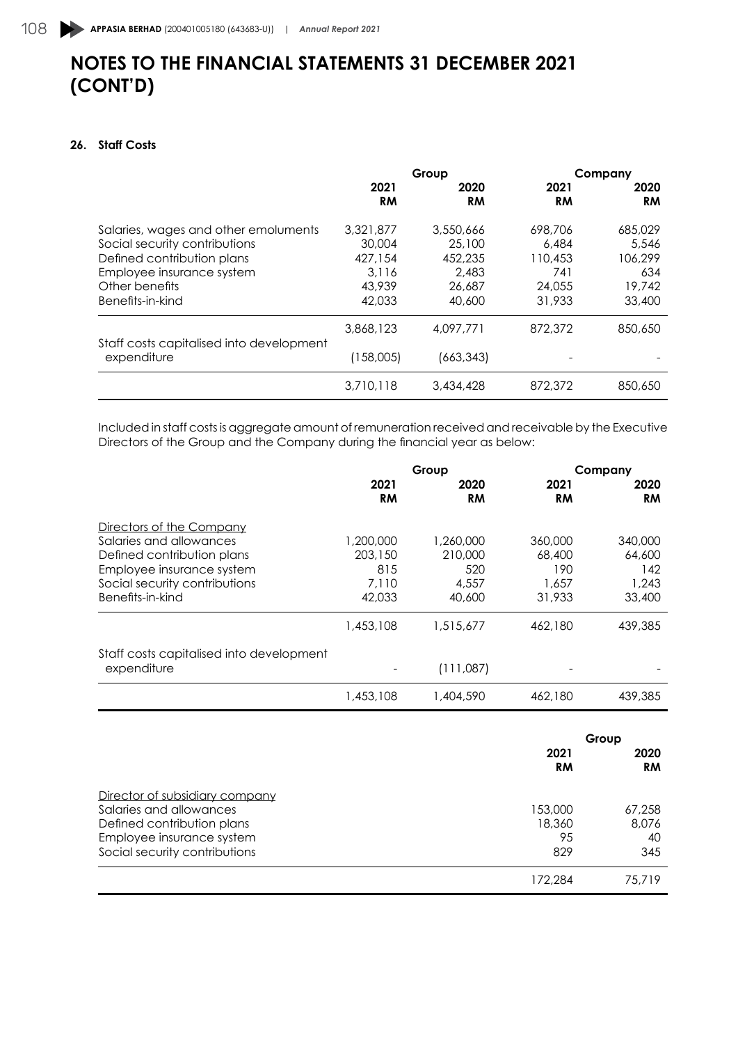# NOTES TO THE FINANCIAL STATEMENTS 31 DECEMBER 2021 (CONT'D)

## 26. Staff Costs

| | Group | | Company | |
|---|---|---|---|---|
| | 2021 RM | 2020 RM | 2021 RM | 2020 RM |
| Salaries, wages and other emoluments | 3,321,877 | 3,550,666 | 698,706 | 685,029 |
| Social security contributions | 30,004 | 25,100 | 6,484 | 5,546 |
| Defined contribution plans | 427,154 | 452,235 | 110,453 | 106,299 |
| Employee insurance system | 3,116 | 2,483 | 741 | 634 |
| Other benefits | 43,939 | 26,687 | 24,055 | 19,742 |
| Benefits-in-kind | 42,033 | 40,600 | 31,933 | 33,400 |
| | 3,868,123 | 4,097,771 | 872,372 | 850,650 |
| Staff costs capitalised into development expenditure | (158,005) | (663,343) | - | - |
| | 3,710,118 | 3,434,428 | 872,372 | 850,650 |

Included in staff costs is aggregate amount of remuneration received and receivable by the Executive Directors of the Group and the Company during the financial year as below:

| | Group | | Company | |
|---|---|---|---|---|
| | 2021 RM | 2020 RM | 2021 RM | 2020 RM |
| Directors of the Company | | | | |
| Salaries and allowances | 1,200,000 | 1,260,000 | 360,000 | 340,000 |
| Defined contribution plans | 203,150 | 210,000 | 68,400 | 64,600 |
| Employee insurance system | 815 | 520 | 190 | 142 |
| Social security contributions | 7,110 | 4,557 | 1,657 | 1,243 |
| Benefits-in-kind | 42,033 | 40,600 | 31,933 | 33,400 |
| | 1,453,108 | 1,515,677 | 462,180 | 439,385 |
| Staff costs capitalised into development expenditure | - | (111,087) | - | - |
| | 1,453,108 | 1,404,590 | 462,180 | 439,385 |

| | Group | |
|---|---|---|
| | 2021 RM | 2020 RM |
| Director of subsidiary company | | |
| Salaries and allowances | 153,000 | 67,258 |
| Defined contribution plans | 18,360 | 8,076 |
| Employee insurance system | 95 | 40 |
| Social security contributions | 829 | 345 |
| | 172,284 | 75,719 |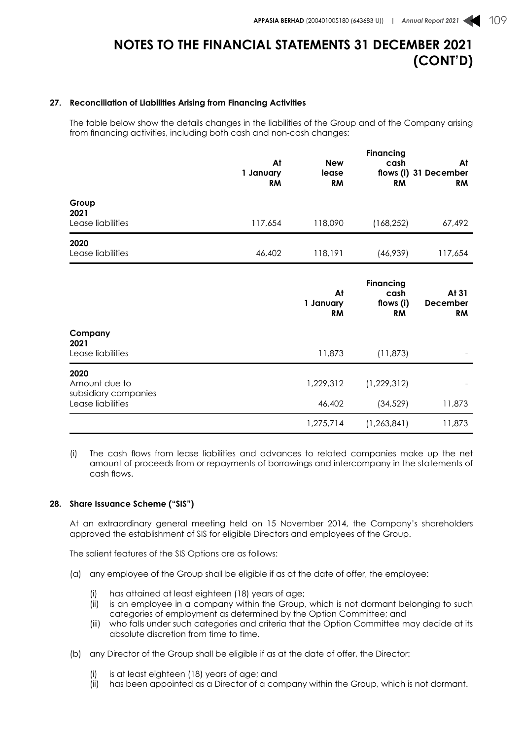# NOTES TO THE FINANCIAL STATEMENTS 31 DECEMBER 2021 (CONT'D)

### 27. Reconciliation of Liabilities Arising from Financing Activities

The table below show the details changes in the liabilities of the Group and of the Company arising from financing activities, including both cash and non-cash changes:

| | At 1 January RM | New lease RM | Financing cash flows (i) RM | At 31 December RM |
|---|---|---|---|---|
| **Group** | | | | |
| **2021** | | | | |
| Lease liabilities | 117,654 | 118,090 | (168,252) | 67,492 |
| **2020** | | | | |
| Lease liabilities | 46,402 | 118,191 | (46,939) | 117,654 |

| | At 1 January RM | Financing cash flows (i) RM | At 31 December RM |
|---|---|---|---|
| **Company** | | | |
| **2021** | | | |
| Lease liabilities | 11,873 | (11,873) | - |
| **2020** | | | |
| Amount due to subsidiary companies | 1,229,312 | (1,229,312) | - |
| Lease liabilities | 46,402 | (34,529) | 11,873 |
| | 1,275,714 | (1,263,841) | 11,873 |

(i) The cash flows from lease liabilities and advances to related companies make up the net amount of proceeds from or repayments of borrowings and intercompany in the statements of cash flows.

### 28. Share Issuance Scheme ("SIS")

At an extraordinary general meeting held on 15 November 2014, the Company's shareholders approved the establishment of SIS for eligible Directors and employees of the Group.

The salient features of the SIS Options are as follows:

(a) any employee of the Group shall be eligible if as at the date of offer, the employee:

- (i) has attained at least eighteen (18) years of age;
- (ii) is an employee in a company within the Group, which is not dormant belonging to such categories of employment as determined by the Option Committee; and
- (iii) who falls under such categories and criteria that the Option Committee may decide at its absolute discretion from time to time.

(b) any Director of the Group shall be eligible if as at the date of offer, the Director:

- (i) is at least eighteen (18) years of age; and
- (ii) has been appointed as a Director of a company within the Group, which is not dormant.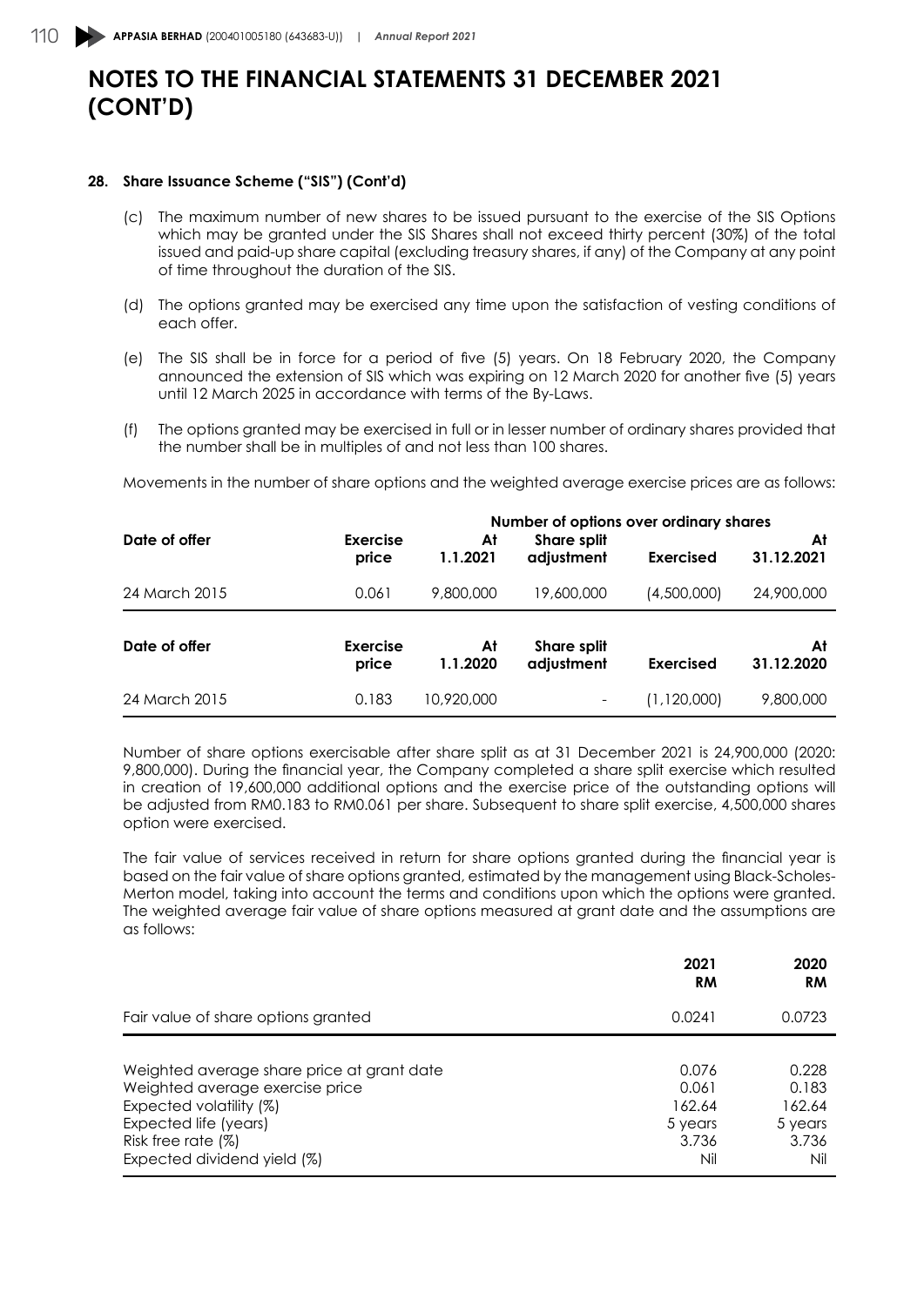# NOTES TO THE FINANCIAL STATEMENTS 31 DECEMBER 2021 (CONT'D)

## 28. Share Issuance Scheme ("SIS") (Cont'd)

(c) The maximum number of new shares to be issued pursuant to the exercise of the SIS Options which may be granted under the SIS Shares shall not exceed thirty percent (30%) of the total issued and paid-up share capital (excluding treasury shares, if any) of the Company at any point of time throughout the duration of the SIS.

(d) The options granted may be exercised any time upon the satisfaction of vesting conditions of each offer.

(e) The SIS shall be in force for a period of five (5) years. On 18 February 2020, the Company announced the extension of SIS which was expiring on 12 March 2020 for another five (5) years until 12 March 2025 in accordance with terms of the By-Laws.

(f) The options granted may be exercised in full or in lesser number of ordinary shares provided that the number shall be in multiples of and not less than 100 shares.

Movements in the number of share options and the weighted average exercise prices are as follows:

| | | Number of options over ordinary shares | | | |
|---|---|---|---|---|---|
| **Date of offer** | **Exercise price** | **At 1.1.2021** | **Share split adjustment** | **Exercised** | **At 31.12.2021** |
| 24 March 2015 | 0.061 | 9,800,000 | 19,600,000 | (4,500,000) | 24,900,000 |

| Date of offer | Exercise price | At 1.1.2020 | Share split adjustment | Exercised | At 31.12.2020 |
|---|---|---|---|---|---|
| 24 March 2015 | 0.183 | 10,920,000 | - | (1,120,000) | 9,800,000 |

Number of share options exercisable after share split as at 31 December 2021 is 24,900,000 (2020: 9,800,000). During the financial year, the Company completed a share split exercise which resulted in creation of 19,600,000 additional options and the exercise price of the outstanding options will be adjusted from RM0.183 to RM0.061 per share. Subsequent to share split exercise, 4,500,000 shares option were exercised.

The fair value of services received in return for share options granted during the financial year is based on the fair value of share options granted, estimated by the management using Black-Scholes-Merton model, taking into account the terms and conditions upon which the options were granted. The weighted average fair value of share options measured at grant date and the assumptions are as follows:

| | 2021 RM | 2020 RM |
|---|---|---|
| Fair value of share options granted | 0.0241 | 0.0723 |
| Weighted average share price at grant date | 0.076 | 0.228 |
| Weighted average exercise price | 0.061 | 0.183 |
| Expected volatility (%) | 162.64 | 162.64 |
| Expected life (years) | 5 years | 5 years |
| Risk free rate (%) | 3.736 | 3.736 |
| Expected dividend yield (%) | Nil | Nil |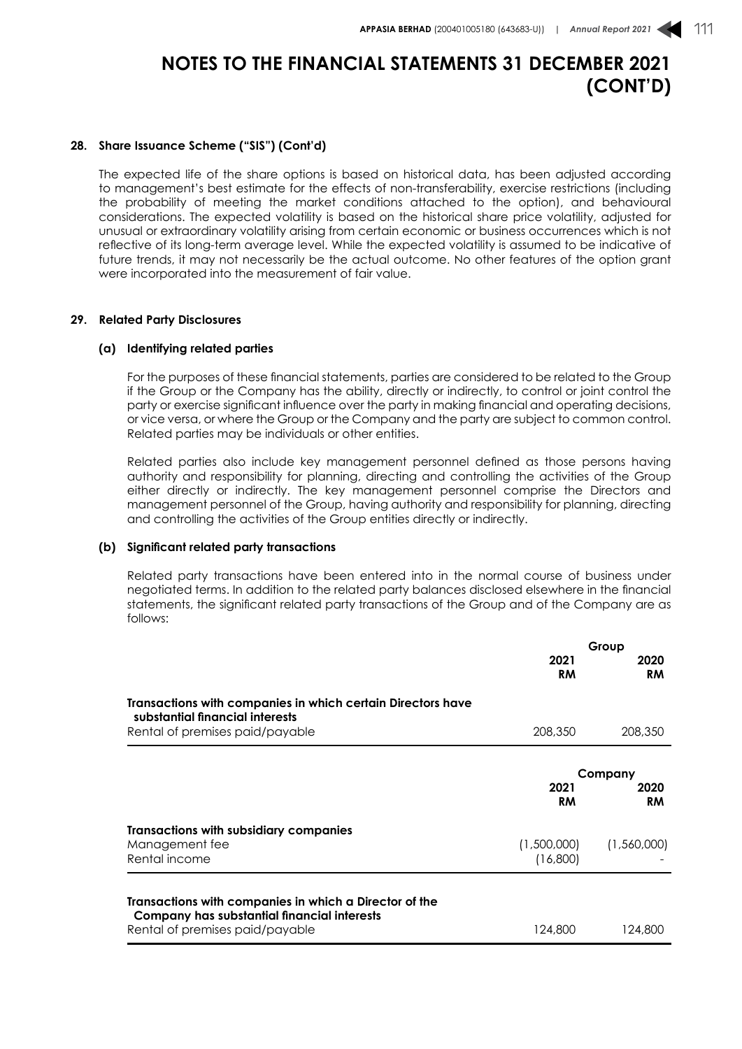# NOTES TO THE FINANCIAL STATEMENTS 31 DECEMBER 2021 (CONT'D)

**28. Share Issuance Scheme ("SIS") (Cont'd)**

The expected life of the share options is based on historical data, has been adjusted according to management's best estimate for the effects of non-transferability, exercise restrictions (including the probability of meeting the market conditions attached to the option), and behavioural considerations. The expected volatility is based on the historical share price volatility, adjusted for unusual or extraordinary volatility arising from certain economic or business occurrences which is not reflective of its long-term average level. While the expected volatility is assumed to be indicative of future trends, it may not necessarily be the actual outcome. No other features of the option grant were incorporated into the measurement of fair value.

**29. Related Party Disclosures**

**(a) Identifying related parties**

For the purposes of these financial statements, parties are considered to be related to the Group if the Group or the Company has the ability, directly or indirectly, to control or joint control the party or exercise significant influence over the party in making financial and operating decisions, or vice versa, or where the Group or the Company and the party are subject to common control. Related parties may be individuals or other entities.

Related parties also include key management personnel defined as those persons having authority and responsibility for planning, directing and controlling the activities of the Group either directly or indirectly. The key management personnel comprise the Directors and management personnel of the Group, having authority and responsibility for planning, directing and controlling the activities of the Group entities directly or indirectly.

**(b) Significant related party transactions**

Related party transactions have been entered into in the normal course of business under negotiated terms. In addition to the related party balances disclosed elsewhere in the financial statements, the significant related party transactions of the Group and of the Company are as follows:

| | Group | |
|---|---|---|
| | **2021** | **2020** |
| | **RM** | **RM** |
| **Transactions with companies in which certain Directors have substantial financial interests** | | |
| Rental of premises paid/payable | 208,350 | 208,350 |

| | Company | |
|---|---|---|
| | **2021** | **2020** |
| | **RM** | **RM** |
| **Transactions with subsidiary companies** | | |
| Management fee | (1,500,000) | (1,560,000) |
| Rental income | (16,800) | - |
| **Transactions with companies in which a Director of the Company has substantial financial interests** | | |
| Rental of premises paid/payable | 124,800 | 124,800 |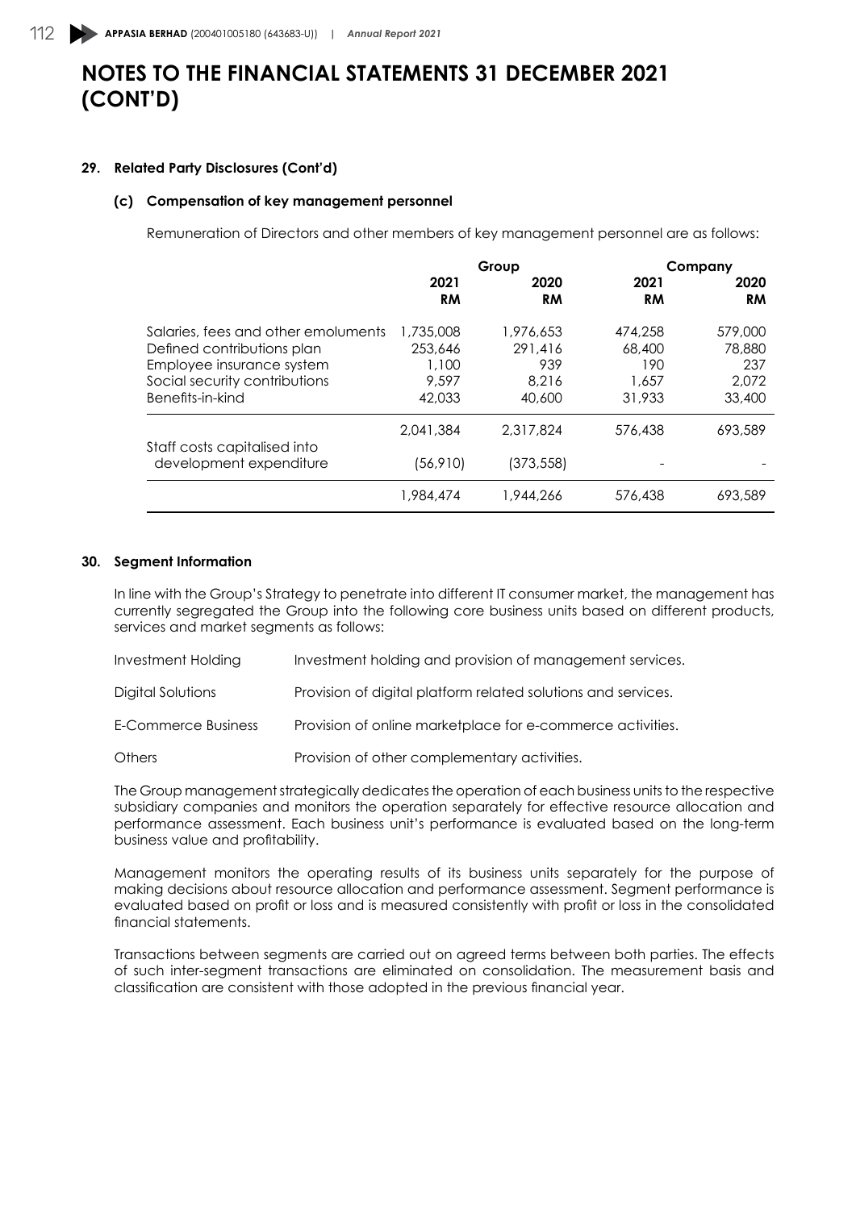# NOTES TO THE FINANCIAL STATEMENTS 31 DECEMBER 2021 (CONT'D)

## 29. Related Party Disclosures (Cont'd)

### (c) Compensation of key management personnel

Remuneration of Directors and other members of key management personnel are as follows:

| | Group | | Company | |
|---|---|---|---|---|
| | 2021 RM | 2020 RM | 2021 RM | 2020 RM |
| Salaries, fees and other emoluments | 1,735,008 | 1,976,653 | 474,258 | 579,000 |
| Defined contributions plan | 253,646 | 291,416 | 68,400 | 78,880 |
| Employee insurance system | 1,100 | 939 | 190 | 237 |
| Social security contributions | 9,597 | 8,216 | 1,657 | 2,072 |
| Benefits-in-kind | 42,033 | 40,600 | 31,933 | 33,400 |
| | 2,041,384 | 2,317,824 | 576,438 | 693,589 |
| Staff costs capitalised into development expenditure | (56,910) | (373,558) | - | - |
| | 1,984,474 | 1,944,266 | 576,438 | 693,589 |

## 30. Segment Information

In line with the Group's Strategy to penetrate into different IT consumer market, the management has currently segregated the Group into the following core business units based on different products, services and market segments as follows:

| | |
|---|---|
| Investment Holding | Investment holding and provision of management services. |
| Digital Solutions | Provision of digital platform related solutions and services. |
| E-Commerce Business | Provision of online marketplace for e-commerce activities. |
| Others | Provision of other complementary activities. |

The Group management strategically dedicates the operation of each business units to the respective subsidiary companies and monitors the operation separately for effective resource allocation and performance assessment. Each business unit's performance is evaluated based on the long-term business value and profitability.

Management monitors the operating results of its business units separately for the purpose of making decisions about resource allocation and performance assessment. Segment performance is evaluated based on profit or loss and is measured consistently with profit or loss in the consolidated financial statements.

Transactions between segments are carried out on agreed terms between both parties. The effects of such inter-segment transactions are eliminated on consolidation. The measurement basis and classification are consistent with those adopted in the previous financial year.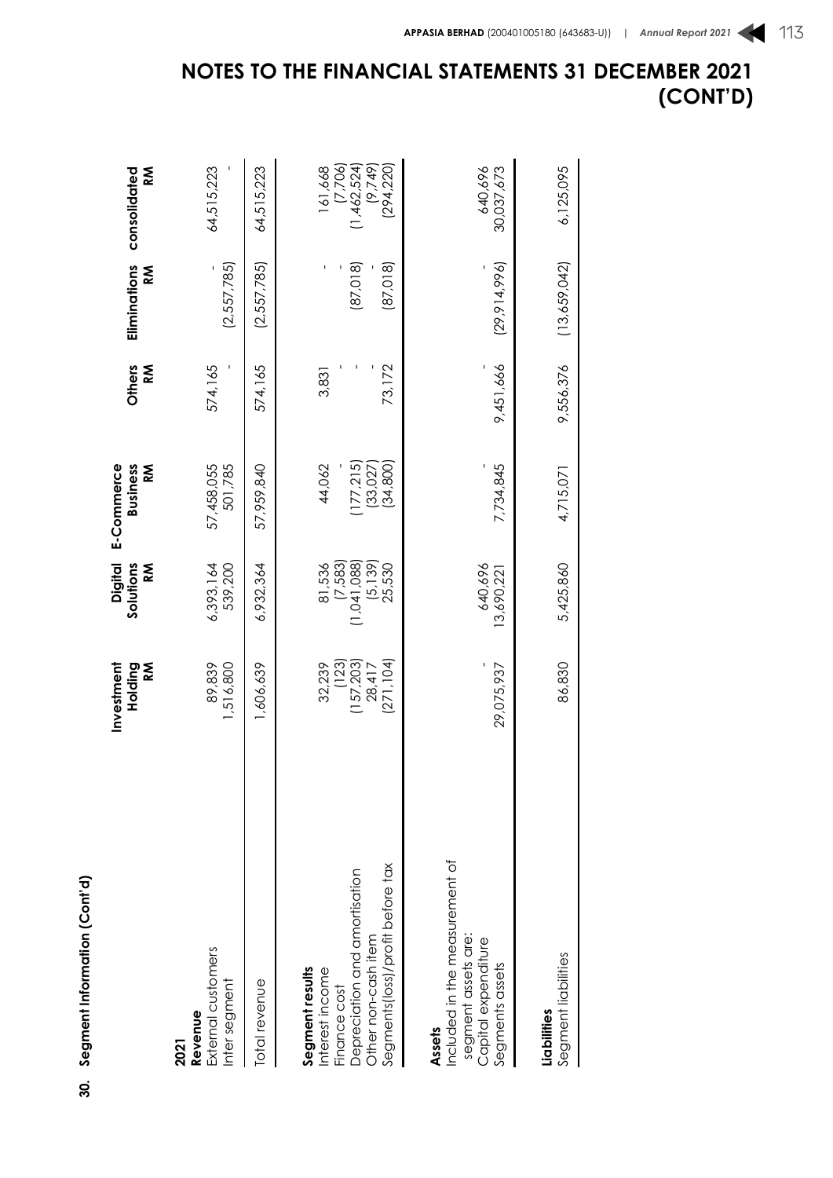# NOTES TO THE FINANCIAL STATEMENTS 31 DECEMBER 2021 (CONT'D)

**30. Segment Information (Cont'd)**

| | Investment Holding RM | Digital Solutions RM | E-Commerce Business RM | Others RM | Eliminations RM | consolidated RM |
|---|---|---|---|---|---|---|
| **2021** | | | | | | |
| **Revenue** | | | | | | |
| External customers | 89,839 | 6,393,164 | 57,458,055 | 574,165 | - | 64,515,223 |
| Inter segment | 1,516,800 | 539,200 | 501,785 | - | (2,557,785) | - |
| Total revenue | 1,606,639 | 6,932,364 | 57,959,840 | 574,165 | (2,557,785) | 64,515,223 |
| **Segment results** | | | | | | |
| Interest income | 32,239 | 81,536 | 44,062 | 3,831 | - | 161,668 |
| Finance cost | (123) | (7,583) | - | - | - | (7,706) |
| Depreciation and amortisation | (157,203) | (1,041,088) | (177,215) | - | (87,018) | (1,462,524) |
| Other non-cash item | 28,417 | (5,139) | (33,027) | - | - | (9,749) |
| Segments(loss)/profit before tax | (271,104) | 25,530 | (34,800) | 73,172 | (87,018) | (294,220) |
| **Assets** | | | | | | |
| Included in the measurement of segment assets are: | | | | | | |
| Capital expenditure | - | 640,696 | - | - | - | 640,696 |
| Segments assets | 29,075,937 | 13,690,221 | 7,734,845 | 9,451,666 | (29,914,996) | 30,037,673 |
| **Liabilities** | | | | | | |
| Segment liabilities | 86,830 | 5,425,860 | 4,715,071 | 9,556,376 | (13,659,042) | 6,125,095 |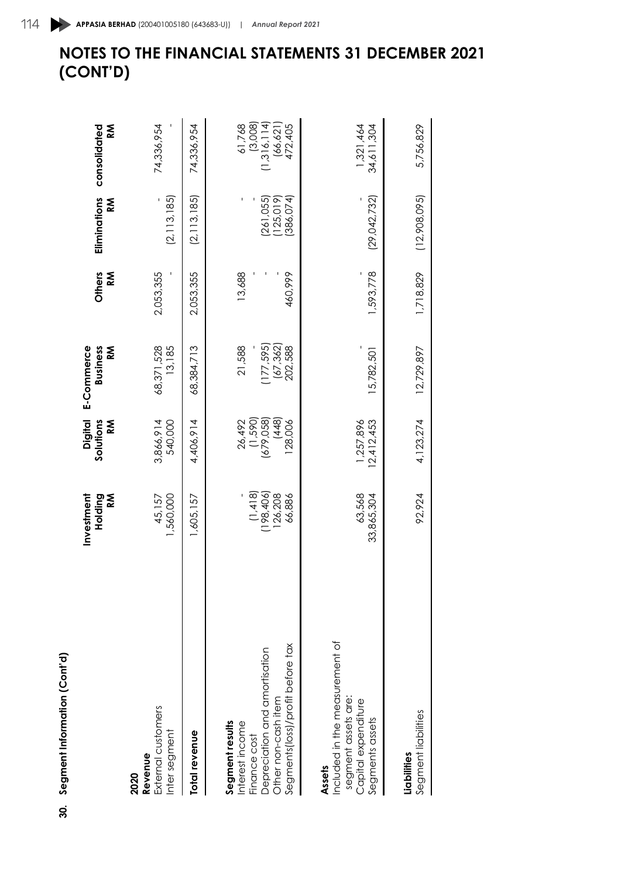# NOTES TO THE FINANCIAL STATEMENTS 31 DECEMBER 2021 (CONT'D)

**30. Segment Information (Cont'd)**

| | Investment Holding RM | Digital Solutions RM | E-Commerce Business RM | Others RM | Eliminations RM | consolidated RM |
|---|---|---|---|---|---|---|
| **2020** | | | | | | |
| **Revenue** | | | | | | |
| External customers | 45,157 | 3,866,914 | 68,371,528 | 2,053,355 | - | 74,336,954 |
| Inter segment | 1,560,000 | 540,000 | 13,185 | - | (2,113,185) | - |
| **Total revenue** | 1,605,157 | 4,406,914 | 68,384,713 | 2,053,355 | (2,113,185) | 74,336,954 |
| **Segment results** | | | | | | |
| Interest income | - | 26,492 | 21,588 | 13,688 | - | 61,768 |
| Finance cost | (1,418) | (1,590) | - | - | - | (3,008) |
| Depreciation and amortisation | (198,406) | (679,058) | (177,595) | - | (261,055) | (1,316,114) |
| Other non-cash item | 126,208 | (448) | (67,362) | - | (125,019) | (66,621) |
| Segments(loss)/profit before tax | 66,886 | 128,006 | 202,588 | 460,999 | (386,074) | 472,405 |
| **Assets** | | | | | | |
| Included in the measurement of segment assets are: | | | | | | |
| Capital expenditure | 63,568 | 1,257,896 | - | - | - | 1,321,464 |
| Segments assets | 33,865,304 | 12,412,453 | 15,782,501 | 1,593,778 | (29,042,732) | 34,611,304 |
| **Liabilities** | | | | | | |
| Segment liabilities | 92,924 | 4,123,274 | 12,729,897 | 1,718,829 | (12,908,095) | 5,756,829 |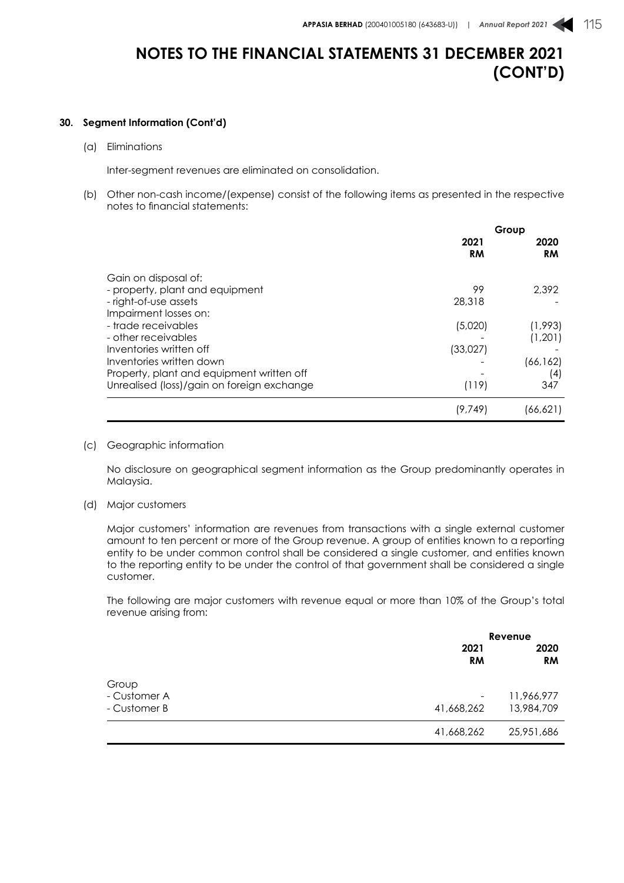# NOTES TO THE FINANCIAL STATEMENTS 31 DECEMBER 2021 (CONT'D)

## 30. Segment Information (Cont'd)

(a) Eliminations

Inter-segment revenues are eliminated on consolidation.

(b) Other non-cash income/(expense) consist of the following items as presented in the respective notes to financial statements:

| | Group | |
|---|---|---|
| | 2021 RM | 2020 RM |
| Gain on disposal of: | | |
| - property, plant and equipment | 99 | 2,392 |
| - right-of-use assets | 28,318 | - |
| Impairment losses on: | | |
| - trade receivables | (5,020) | (1,993) |
| - other receivables | - | (1,201) |
| Inventories written off | (33,027) | - |
| Inventories written down | - | (66,162) |
| Property, plant and equipment written off | - | (4) |
| Unrealised (loss)/gain on foreign exchange | (119) | 347 |
| | (9,749) | (66,621) |

(c) Geographic information

No disclosure on geographical segment information as the Group predominantly operates in Malaysia.

(d) Major customers

Major customers' information are revenues from transactions with a single external customer amount to ten percent or more of the Group revenue. A group of entities known to a reporting entity to be under common control shall be considered a single customer, and entities known to the reporting entity to be under the control of that government shall be considered a single customer.

The following are major customers with revenue equal or more than 10% of the Group's total revenue arising from:

| | Revenue | |
|---|---|---|
| | 2021 RM | 2020 RM |
| Group | | |
| - Customer A | - | 11,966,977 |
| - Customer B | 41,668,262 | 13,984,709 |
| | 41,668,262 | 25,951,686 |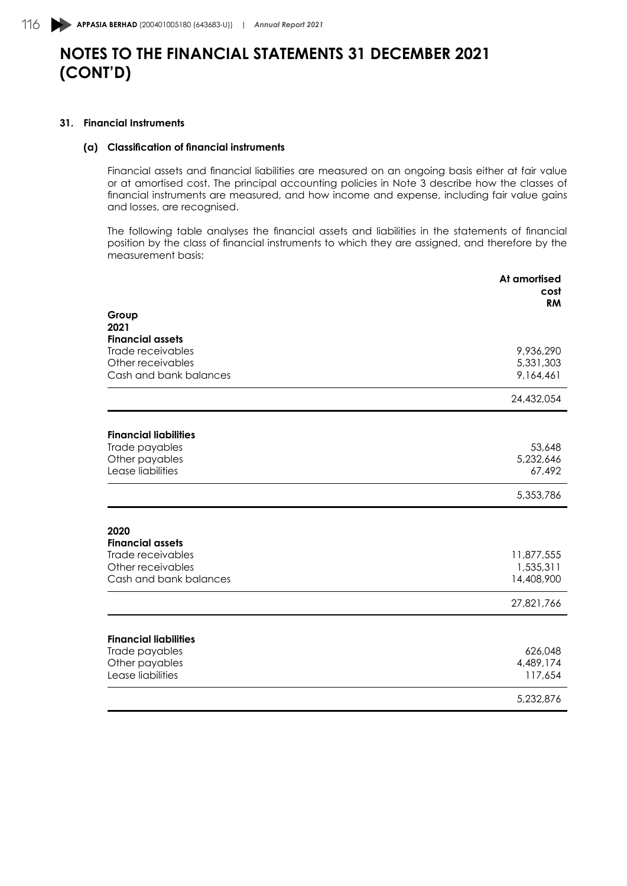# NOTES TO THE FINANCIAL STATEMENTS 31 DECEMBER 2021 (CONT'D)

## 31. Financial Instruments

### (a) Classification of financial instruments

Financial assets and financial liabilities are measured on an ongoing basis either at fair value or at amortised cost. The principal accounting policies in Note 3 describe how the classes of financial instruments are measured, and how income and expense, including fair value gains and losses, are recognised.

The following table analyses the financial assets and liabilities in the statements of financial position by the class of financial instruments to which they are assigned, and therefore by the measurement basis:

| | At amortised cost RM |
|---|---|
| **Group** | |
| **2021** | |
| **Financial assets** | |
| Trade receivables | 9,936,290 |
| Other receivables | 5,331,303 |
| Cash and bank balances | 9,164,461 |
| | 24,432,054 |
| **Financial liabilities** | |
| Trade payables | 53,648 |
| Other payables | 5,232,646 |
| Lease liabilities | 67,492 |
| | 5,353,786 |
| **2020** | |
| **Financial assets** | |
| Trade receivables | 11,877,555 |
| Other receivables | 1,535,311 |
| Cash and bank balances | 14,408,900 |
| | 27,821,766 |
| **Financial liabilities** | |
| Trade payables | 626,048 |
| Other payables | 4,489,174 |
| Lease liabilities | 117,654 |
| | 5,232,876 |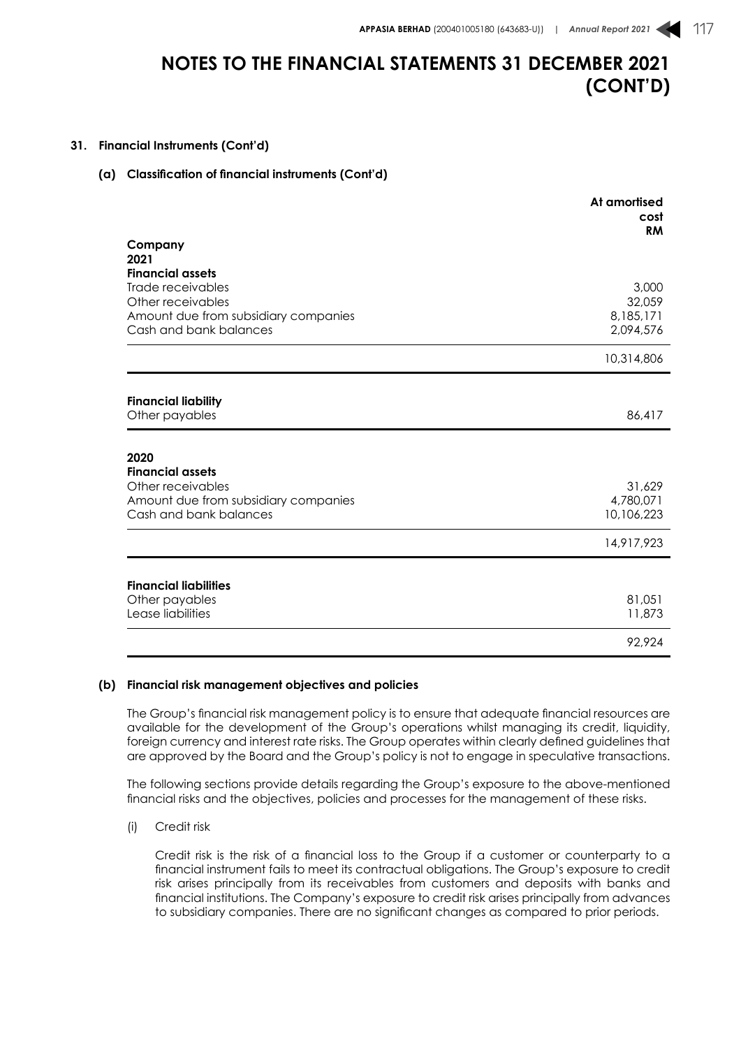# NOTES TO THE FINANCIAL STATEMENTS 31 DECEMBER 2021 (CONT'D)

## 31. Financial Instruments (Cont'd)

### (a) Classification of financial instruments (Cont'd)

| | At amortised cost RM |
|---|---|
| **Company** | |
| **2021** | |
| **Financial assets** | |
| Trade receivables | 3,000 |
| Other receivables | 32,059 |
| Amount due from subsidiary companies | 8,185,171 |
| Cash and bank balances | 2,094,576 |
| | 10,314,806 |
| **Financial liability** | |
| Other payables | 86,417 |
| **2020** | |
| **Financial assets** | |
| Other receivables | 31,629 |
| Amount due from subsidiary companies | 4,780,071 |
| Cash and bank balances | 10,106,223 |
| | 14,917,923 |
| **Financial liabilities** | |
| Other payables | 81,051 |
| Lease liabilities | 11,873 |
| | 92,924 |

### (b) Financial risk management objectives and policies

The Group's financial risk management policy is to ensure that adequate financial resources are available for the development of the Group's operations whilst managing its credit, liquidity, foreign currency and interest rate risks. The Group operates within clearly defined guidelines that are approved by the Board and the Group's policy is not to engage in speculative transactions.

The following sections provide details regarding the Group's exposure to the above-mentioned financial risks and the objectives, policies and processes for the management of these risks.

(i) Credit risk

Credit risk is the risk of a financial loss to the Group if a customer or counterparty to a financial instrument fails to meet its contractual obligations. The Group's exposure to credit risk arises principally from its receivables from customers and deposits with banks and financial institutions. The Company's exposure to credit risk arises principally from advances to subsidiary companies. There are no significant changes as compared to prior periods.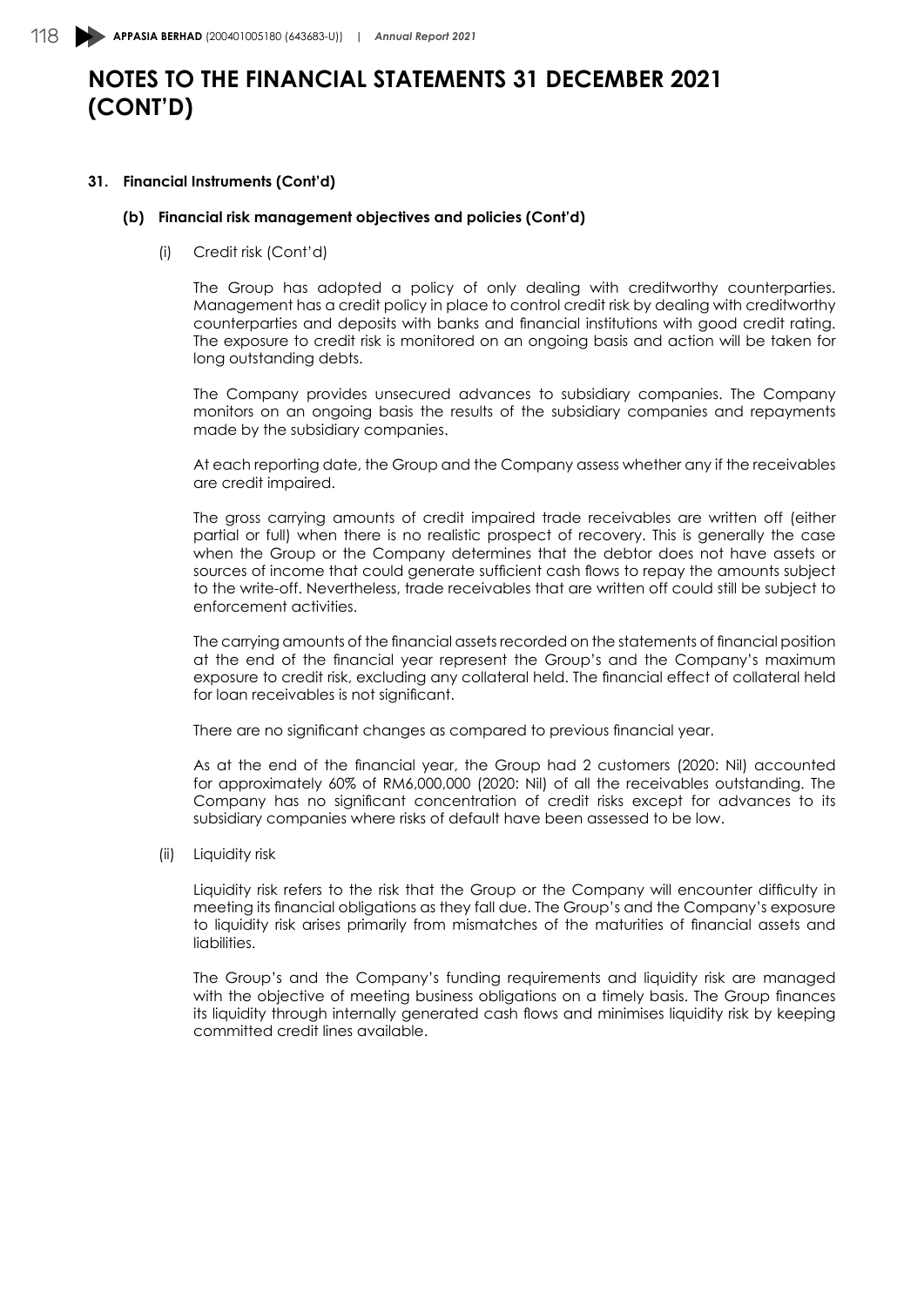# NOTES TO THE FINANCIAL STATEMENTS 31 DECEMBER 2021 (CONT'D)

**31. Financial Instruments (Cont'd)**

**(b) Financial risk management objectives and policies (Cont'd)**

(i) Credit risk (Cont'd)

The Group has adopted a policy of only dealing with creditworthy counterparties. Management has a credit policy in place to control credit risk by dealing with creditworthy counterparties and deposits with banks and financial institutions with good credit rating. The exposure to credit risk is monitored on an ongoing basis and action will be taken for long outstanding debts.

The Company provides unsecured advances to subsidiary companies. The Company monitors on an ongoing basis the results of the subsidiary companies and repayments made by the subsidiary companies.

At each reporting date, the Group and the Company assess whether any if the receivables are credit impaired.

The gross carrying amounts of credit impaired trade receivables are written off (either partial or full) when there is no realistic prospect of recovery. This is generally the case when the Group or the Company determines that the debtor does not have assets or sources of income that could generate sufficient cash flows to repay the amounts subject to the write-off. Nevertheless, trade receivables that are written off could still be subject to enforcement activities.

The carrying amounts of the financial assets recorded on the statements of financial position at the end of the financial year represent the Group's and the Company's maximum exposure to credit risk, excluding any collateral held. The financial effect of collateral held for loan receivables is not significant.

There are no significant changes as compared to previous financial year.

As at the end of the financial year, the Group had 2 customers (2020: Nil) accounted for approximately 60% of RM6,000,000 (2020: Nil) of all the receivables outstanding. The Company has no significant concentration of credit risks except for advances to its subsidiary companies where risks of default have been assessed to be low.

(ii) Liquidity risk

Liquidity risk refers to the risk that the Group or the Company will encounter difficulty in meeting its financial obligations as they fall due. The Group's and the Company's exposure to liquidity risk arises primarily from mismatches of the maturities of financial assets and liabilities.

The Group's and the Company's funding requirements and liquidity risk are managed with the objective of meeting business obligations on a timely basis. The Group finances its liquidity through internally generated cash flows and minimises liquidity risk by keeping committed credit lines available.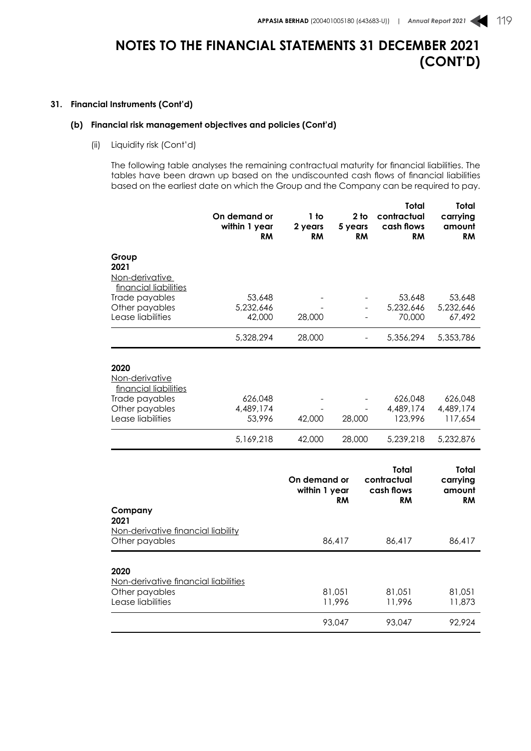# NOTES TO THE FINANCIAL STATEMENTS 31 DECEMBER 2021 (CONT'D)

## 31. Financial Instruments (Cont'd)

### (b) Financial risk management objectives and policies (Cont'd)

(ii) Liquidity risk (Cont'd)

The following table analyses the remaining contractual maturity for financial liabilities. The tables have been drawn up based on the undiscounted cash flows of financial liabilities based on the earliest date on which the Group and the Company can be required to pay.

| | On demand or within 1 year RM | 1 to 2 years RM | 2 to 5 years RM | Total contractual cash flows RM | Total carrying amount RM |
|---|---|---|---|---|---|
| **Group** | | | | | |
| **2021** | | | | | |
| Non-derivative financial liabilities | | | | | |
| Trade payables | 53,648 | - | - | 53,648 | 53,648 |
| Other payables | 5,232,646 | - | - | 5,232,646 | 5,232,646 |
| Lease liabilities | 42,000 | 28,000 | - | 70,000 | 67,492 |
| | 5,328,294 | 28,000 | - | 5,356,294 | 5,353,786 |
| **2020** | | | | | |
| Non-derivative financial liabilities | | | | | |
| Trade payables | 626,048 | - | - | 626,048 | 626,048 |
| Other payables | 4,489,174 | - | - | 4,489,174 | 4,489,174 |
| Lease liabilities | 53,996 | 42,000 | 28,000 | 123,996 | 117,654 |
| | 5,169,218 | 42,000 | 28,000 | 5,239,218 | 5,232,876 |

| | On demand or within 1 year RM | Total contractual cash flows RM | Total carrying amount RM |
|---|---|---|---|
| **Company** | | | |
| **2021** | | | |
| Non-derivative financial liability | | | |
| Other payables | 86,417 | 86,417 | 86,417 |
| **2020** | | | |
| Non-derivative financial liabilities | | | |
| Other payables | 81,051 | 81,051 | 81,051 |
| Lease liabilities | 11,996 | 11,996 | 11,873 |
| | 93,047 | 93,047 | 92,924 |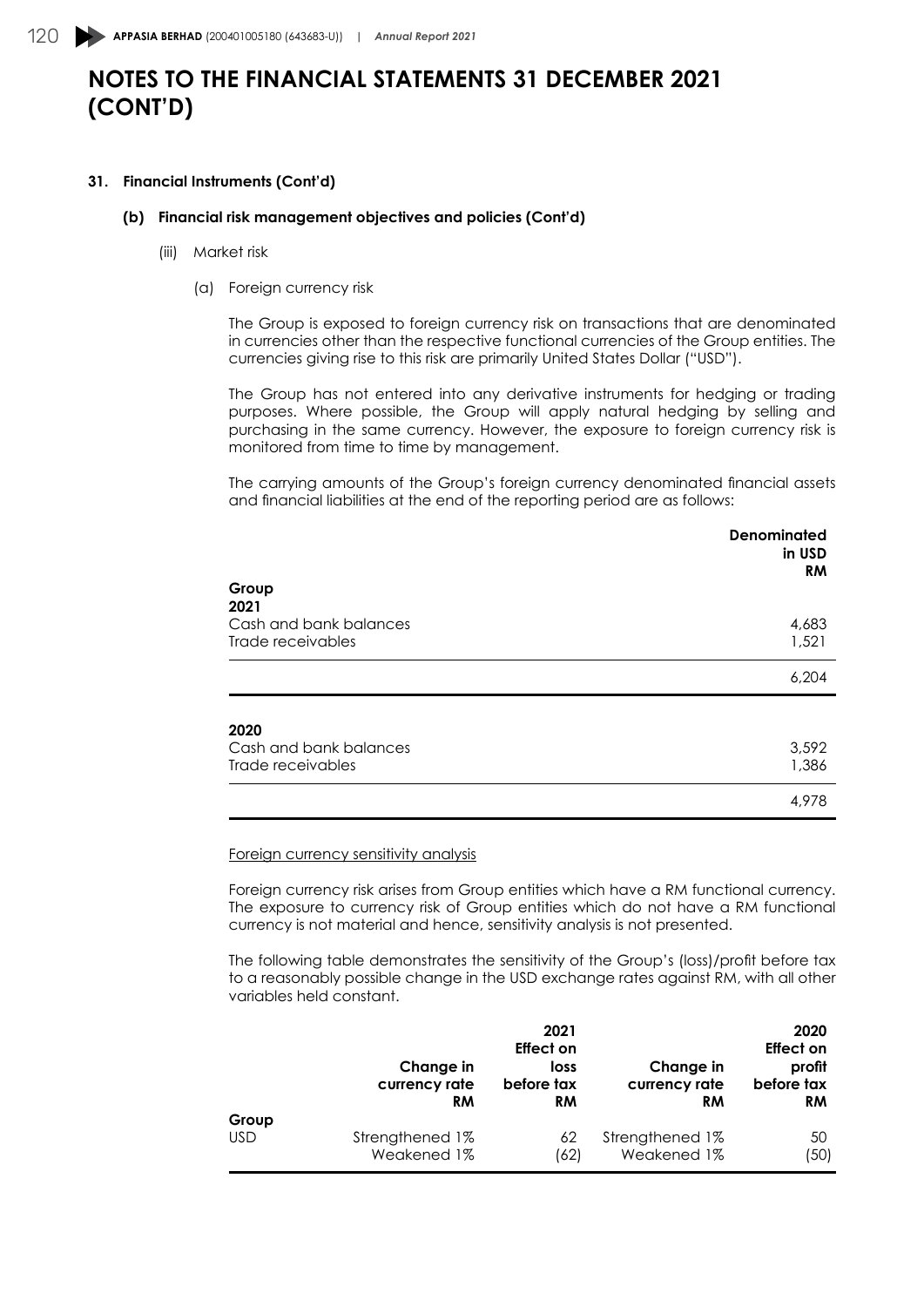# NOTES TO THE FINANCIAL STATEMENTS 31 DECEMBER 2021 (CONT'D)

## 31. Financial Instruments (Cont'd)

### (b) Financial risk management objectives and policies (Cont'd)

(iii) Market risk

(a) Foreign currency risk

The Group is exposed to foreign currency risk on transactions that are denominated in currencies other than the respective functional currencies of the Group entities. The currencies giving rise to this risk are primarily United States Dollar ("USD").

The Group has not entered into any derivative instruments for hedging or trading purposes. Where possible, the Group will apply natural hedging by selling and purchasing in the same currency. However, the exposure to foreign currency risk is monitored from time to time by management.

The carrying amounts of the Group's foreign currency denominated financial assets and financial liabilities at the end of the reporting period are as follows:

| | **Denominated in USD RM** |
|---|---|
| **Group** | |
| **2021** | |
| Cash and bank balances | 4,683 |
| Trade receivables | 1,521 |
| | 6,204 |
| **2020** | |
| Cash and bank balances | 3,592 |
| Trade receivables | 1,386 |
| | 4,978 |

Foreign currency sensitivity analysis

Foreign currency risk arises from Group entities which have a RM functional currency. The exposure to currency risk of Group entities which do not have a RM functional currency is not material and hence, sensitivity analysis is not presented.

The following table demonstrates the sensitivity of the Group's (loss)/profit before tax to a reasonably possible change in the USD exchange rates against RM, with all other variables held constant.

| | **Change in currency rate RM** | **2021 Effect on loss before tax RM** | **Change in currency rate RM** | **2020 Effect on profit before tax RM** |
|---|---|---|---|---|
| **Group** | | | | |
| USD | Strengthened 1% | 62 | Strengthened 1% | 50 |
| | Weakened 1% | (62) | Weakened 1% | (50) |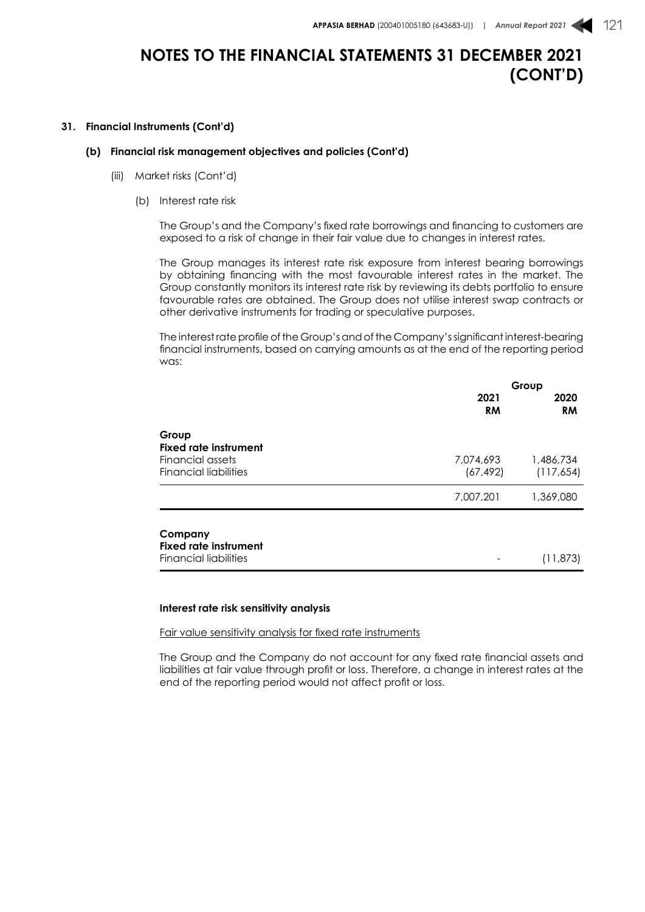# NOTES TO THE FINANCIAL STATEMENTS 31 DECEMBER 2021 (CONT'D)

## 31. Financial Instruments (Cont'd)

### (b) Financial risk management objectives and policies (Cont'd)

(iii) Market risks (Cont'd)

(b) Interest rate risk

The Group's and the Company's fixed rate borrowings and financing to customers are exposed to a risk of change in their fair value due to changes in interest rates.

The Group manages its interest rate risk exposure from interest bearing borrowings by obtaining financing with the most favourable interest rates in the market. The Group constantly monitors its interest rate risk by reviewing its debts portfolio to ensure favourable rates are obtained. The Group does not utilise interest swap contracts or other derivative instruments for trading or speculative purposes.

The interest rate profile of the Group's and of the Company's significant interest-bearing financial instruments, based on carrying amounts as at the end of the reporting period was:

| | Group | |
|---|---|---|
| | **2021 RM** | **2020 RM** |
| **Group** | | |
| **Fixed rate instrument** | | |
| Financial assets | 7,074,693 | 1,486,734 |
| Financial liabilities | (67,492) | (117,654) |
| | 7,007,201 | 1,369,080 |
| **Company** | | |
| **Fixed rate instrument** | | |
| Financial liabilities | - | (11,873) |

**Interest rate risk sensitivity analysis**

Fair value sensitivity analysis for fixed rate instruments

The Group and the Company do not account for any fixed rate financial assets and liabilities at fair value through profit or loss. Therefore, a change in interest rates at the end of the reporting period would not affect profit or loss.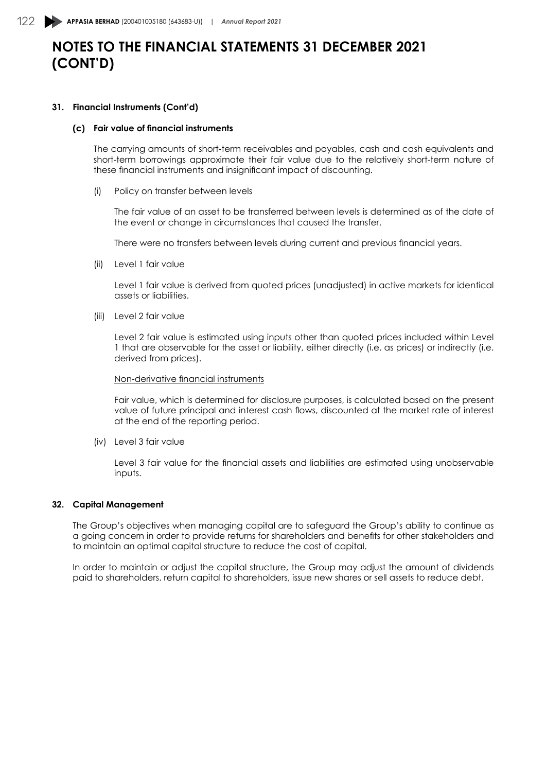# NOTES TO THE FINANCIAL STATEMENTS 31 DECEMBER 2021 (CONT'D)

## 31. Financial Instruments (Cont'd)

### (c) Fair value of financial instruments

The carrying amounts of short-term receivables and payables, cash and cash equivalents and short-term borrowings approximate their fair value due to the relatively short-term nature of these financial instruments and insignificant impact of discounting.

(i) Policy on transfer between levels

The fair value of an asset to be transferred between levels is determined as of the date of the event or change in circumstances that caused the transfer.

There were no transfers between levels during current and previous financial years.

(ii) Level 1 fair value

Level 1 fair value is derived from quoted prices (unadjusted) in active markets for identical assets or liabilities.

(iii) Level 2 fair value

Level 2 fair value is estimated using inputs other than quoted prices included within Level 1 that are observable for the asset or liability, either directly (i.e. as prices) or indirectly (i.e. derived from prices).

Non-derivative financial instruments

Fair value, which is determined for disclosure purposes, is calculated based on the present value of future principal and interest cash flows, discounted at the market rate of interest at the end of the reporting period.

(iv) Level 3 fair value

Level 3 fair value for the financial assets and liabilities are estimated using unobservable inputs.

## 32. Capital Management

The Group's objectives when managing capital are to safeguard the Group's ability to continue as a going concern in order to provide returns for shareholders and benefits for other stakeholders and to maintain an optimal capital structure to reduce the cost of capital.

In order to maintain or adjust the capital structure, the Group may adjust the amount of dividends paid to shareholders, return capital to shareholders, issue new shares or sell assets to reduce debt.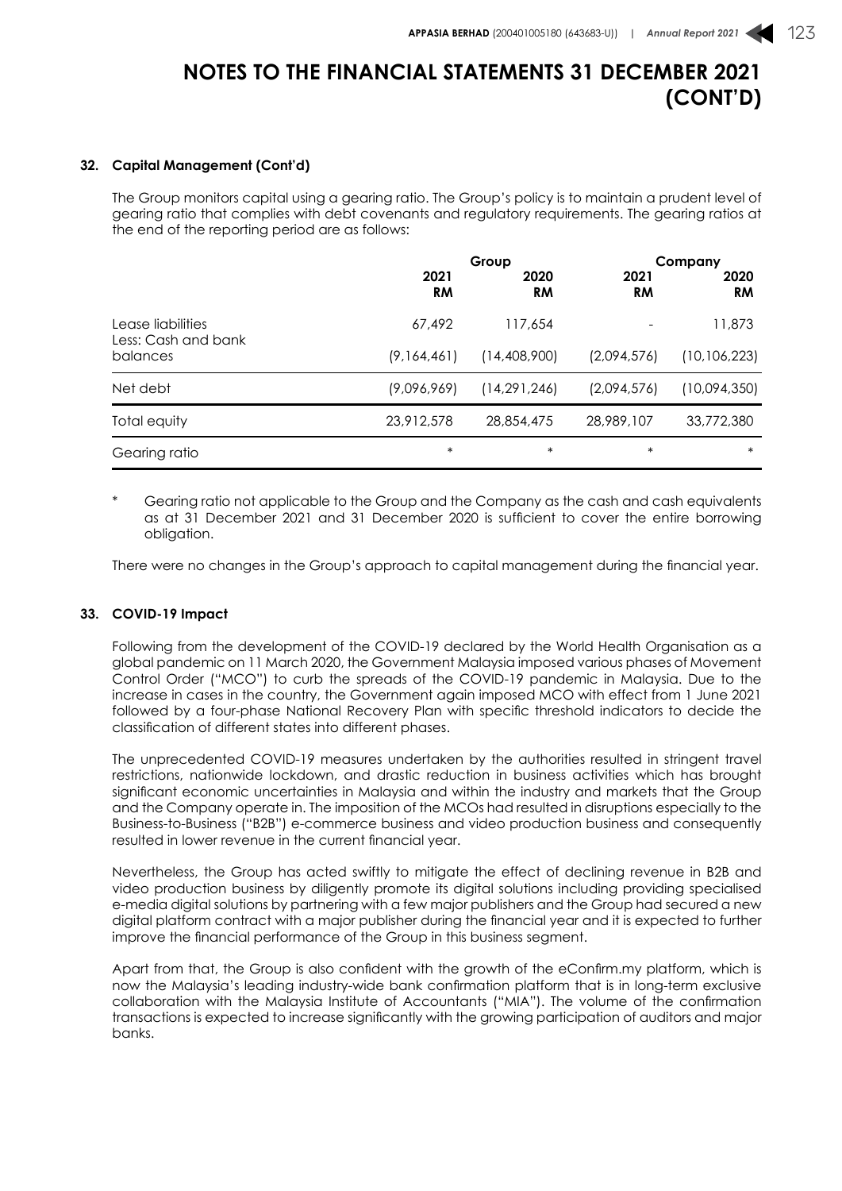# NOTES TO THE FINANCIAL STATEMENTS 31 DECEMBER 2021 (CONT'D)

## 32. Capital Management (Cont'd)

The Group monitors capital using a gearing ratio. The Group's policy is to maintain a prudent level of gearing ratio that complies with debt covenants and regulatory requirements. The gearing ratios at the end of the reporting period are as follows:

| | Group | | Company | |
|---|---|---|---|---|
| | 2021 RM | 2020 RM | 2021 RM | 2020 RM |
| Lease liabilities | 67,492 | 117,654 | - | 11,873 |
| Less: Cash and bank balances | (9,164,461) | (14,408,900) | (2,094,576) | (10,106,223) |
| Net debt | (9,096,969) | (14,291,246) | (2,094,576) | (10,094,350) |
| Total equity | 23,912,578 | 28,854,475 | 28,989,107 | 33,772,380 |
| Gearing ratio | * | * | * | * |

\* Gearing ratio not applicable to the Group and the Company as the cash and cash equivalents as at 31 December 2021 and 31 December 2020 is sufficient to cover the entire borrowing obligation.

There were no changes in the Group's approach to capital management during the financial year.

## 33. COVID-19 Impact

Following from the development of the COVID-19 declared by the World Health Organisation as a global pandemic on 11 March 2020, the Government Malaysia imposed various phases of Movement Control Order ("MCO") to curb the spreads of the COVID-19 pandemic in Malaysia. Due to the increase in cases in the country, the Government again imposed MCO with effect from 1 June 2021 followed by a four-phase National Recovery Plan with specific threshold indicators to decide the classification of different states into different phases.

The unprecedented COVID-19 measures undertaken by the authorities resulted in stringent travel restrictions, nationwide lockdown, and drastic reduction in business activities which has brought significant economic uncertainties in Malaysia and within the industry and markets that the Group and the Company operate in. The imposition of the MCOs had resulted in disruptions especially to the Business-to-Business ("B2B") e-commerce business and video production business and consequently resulted in lower revenue in the current financial year.

Nevertheless, the Group has acted swiftly to mitigate the effect of declining revenue in B2B and video production business by diligently promote its digital solutions including providing specialised e-media digital solutions by partnering with a few major publishers and the Group had secured a new digital platform contract with a major publisher during the financial year and it is expected to further improve the financial performance of the Group in this business segment.

Apart from that, the Group is also confident with the growth of the eConfirm.my platform, which is now the Malaysia's leading industry-wide bank confirmation platform that is in long-term exclusive collaboration with the Malaysia Institute of Accountants ("MIA"). The volume of the confirmation transactions is expected to increase significantly with the growing participation of auditors and major banks.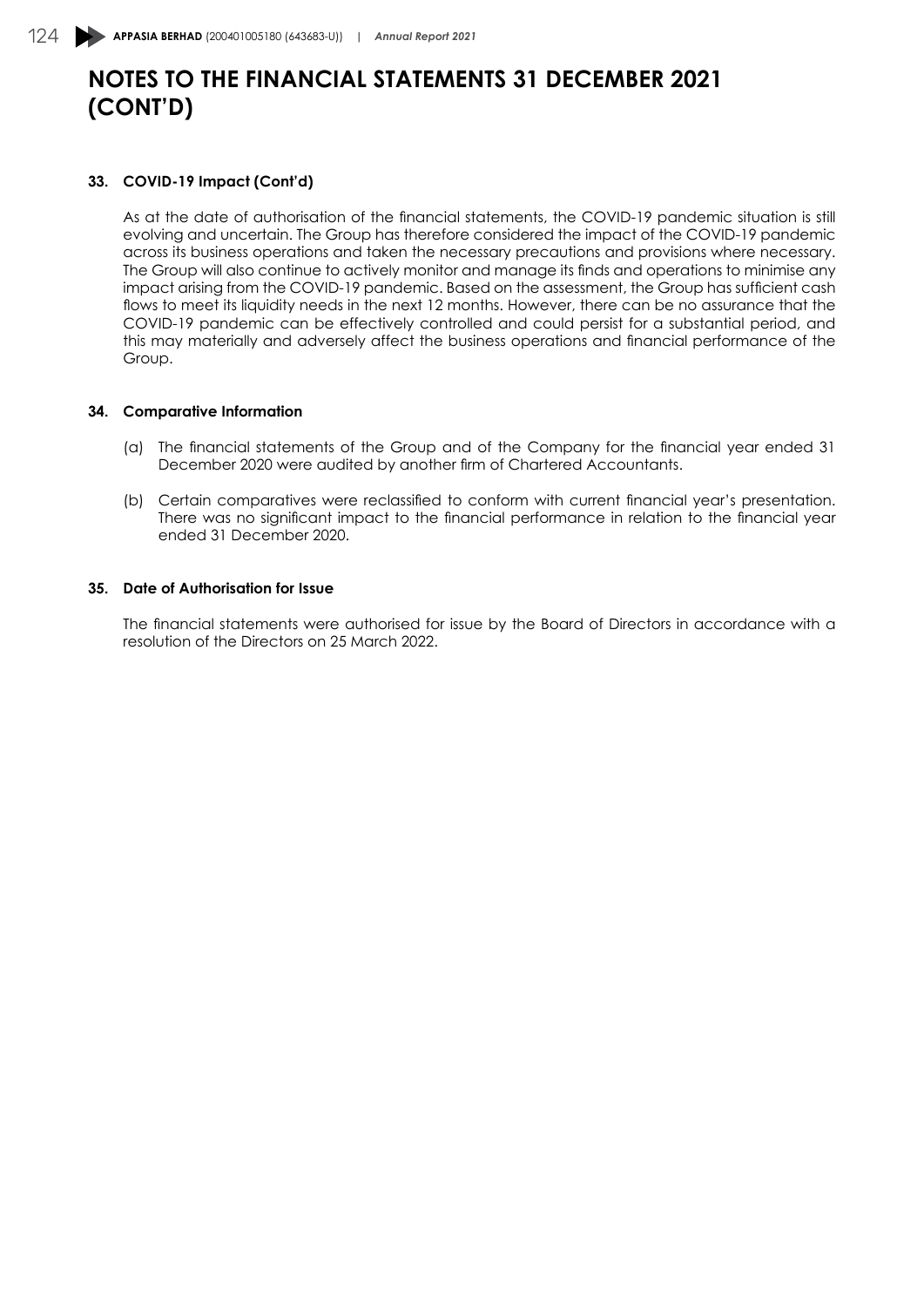# NOTES TO THE FINANCIAL STATEMENTS 31 DECEMBER 2021 (CONT'D)

**33. COVID-19 Impact (Cont'd)**

As at the date of authorisation of the financial statements, the COVID-19 pandemic situation is still evolving and uncertain. The Group has therefore considered the impact of the COVID-19 pandemic across its business operations and taken the necessary precautions and provisions where necessary. The Group will also continue to actively monitor and manage its finds and operations to minimise any impact arising from the COVID-19 pandemic. Based on the assessment, the Group has sufficient cash flows to meet its liquidity needs in the next 12 months. However, there can be no assurance that the COVID-19 pandemic can be effectively controlled and could persist for a substantial period, and this may materially and adversely affect the business operations and financial performance of the Group.

**34. Comparative Information**

(a) The financial statements of the Group and of the Company for the financial year ended 31 December 2020 were audited by another firm of Chartered Accountants.

(b) Certain comparatives were reclassified to conform with current financial year's presentation. There was no significant impact to the financial performance in relation to the financial year ended 31 December 2020.

**35. Date of Authorisation for Issue**

The financial statements were authorised for issue by the Board of Directors in accordance with a resolution of the Directors on 25 March 2022.